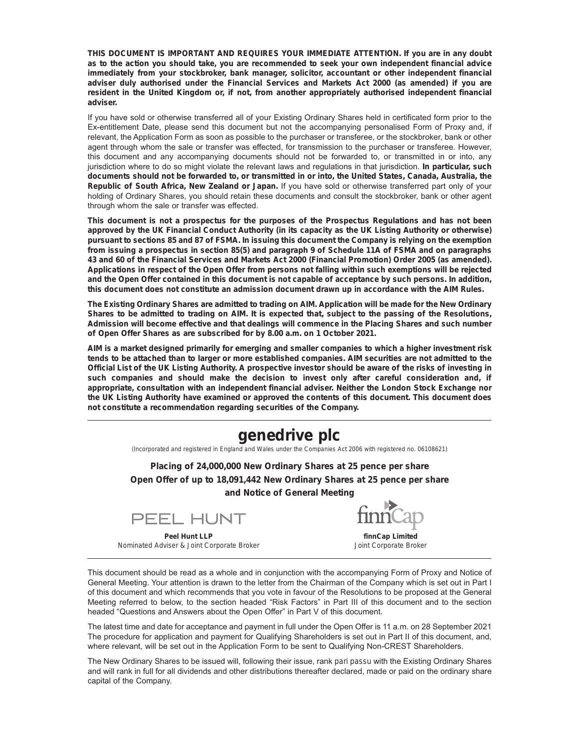**THIS DOCUMENT IS IMPORTANT AND REQUIRES YOUR IMMEDIATE ATTENTION. If you are in any doubt as to the action you should take, you are recommended to seek your own independent financial advice immediately from your stockbroker, bank manager, solicitor, accountant or other independent financial adviser duly authorised under the Financial Services and Markets Act 2000 (as amended) if you are resident in the United Kingdom or, if not, from another appropriately authorised independent financial adviser.**

If you have sold or otherwise transferred all of your Existing Ordinary Shares held in certificated form prior to the Ex-entitlement Date, please send this document but not the accompanying personalised Form of Proxy and, if relevant, the Application Form as soon as possible to the purchaser or transferee, or the stockbroker, bank or other agent through whom the sale or transfer was effected, for transmission to the purchaser or transferee. However, this document and any accompanying documents should not be forwarded to, or transmitted in or into, any jurisdiction where to do so might violate the relevant laws and regulations in that jurisdiction. **In particular, such documents should not be forwarded to, or transmitted in or into, the United States, Canada, Australia, the Republic of South Africa, New Zealand or Japan.** If you have sold or otherwise transferred part only of your holding of Ordinary Shares, you should retain these documents and consult the stockbroker, bank or other agent through whom the sale or transfer was effected.

**This document is not a prospectus for the purposes of the Prospectus Regulations and has not been approved by the UK Financial Conduct Authority (in its capacity as the UK Listing Authority or otherwise) pursuant to sections 85 and 87 of FSMA. In issuing this document the Company is relying on the exemption from issuing a prospectus in section 85(5) and paragraph 9 of Schedule 11A of FSMA and on paragraphs 43 and 60 of the Financial Services and Markets Act 2000 (Financial Promotion) Order 2005 (as amended). Applications in respect of the Open Offer from persons not falling within such exemptions will be rejected and the Open Offer contained in this document is not capable of acceptance by such persons. In addition, this document does not constitute an admission document drawn up in accordance with the AIM Rules.**

**The Existing Ordinary Shares are admitted to trading on AIM. Application will be made for the New Ordinary Shares to be admitted to trading on AIM. It is expected that, subject to the passing of the Resolutions, Admission will become effective and that dealings will commence in the Placing Shares and such number of Open Offer Shares as are subscribed for by 8.00 a.m. on 1 October 2021.**

**AIM is a market designed primarily for emerging and smaller companies to which a higher investment risk tends to be attached than to larger or more established companies. AIM securities are not admitted to the Official List of the UK Listing Authority. A prospective investor should be aware of the risks of investing in such companies and should make the decision to invest only after careful consideration and, if appropriate, consultation with an independent financial adviser. Neither the London Stock Exchange nor the UK Listing Authority have examined or approved the contents of this document. This document does not constitute a recommendation regarding securities of the Company.**

# genedrive plc

(Incorporated and registered in England and Wales under the Companies Act 2006 with registered no. 06108621)

**Placing of 24,000,000 New Ordinary Shares at 25 pence per share**
**Open Offer of up to 18,091,442 New Ordinary Shares at 25 pence per share**
**and Notice of General Meeting**

PEEL HUNT

**Peel Hunt LLP**
Nominated Adviser & Joint Corporate Broker

finnCap

**finnCap Limited**
Joint Corporate Broker

This document should be read as a whole and in conjunction with the accompanying Form of Proxy and Notice of General Meeting. Your attention is drawn to the letter from the Chairman of the Company which is set out in Part I of this document and which recommends that you vote in favour of the Resolutions to be proposed at the General Meeting referred to below, to the section headed "Risk Factors" in Part III of this document and to the section headed "Questions and Answers about the Open Offer" in Part V of this document.

The latest time and date for acceptance and payment in full under the Open Offer is 11 a.m. on 28 September 2021 The procedure for application and payment for Qualifying Shareholders is set out in Part II of this document, and, where relevant, will be set out in the Application Form to be sent to Qualifying Non-CREST Shareholders.

The New Ordinary Shares to be issued will, following their issue, rank *pari passu* with the Existing Ordinary Shares and will rank in full for all dividends and other distributions thereafter declared, made or paid on the ordinary share capital of the Company.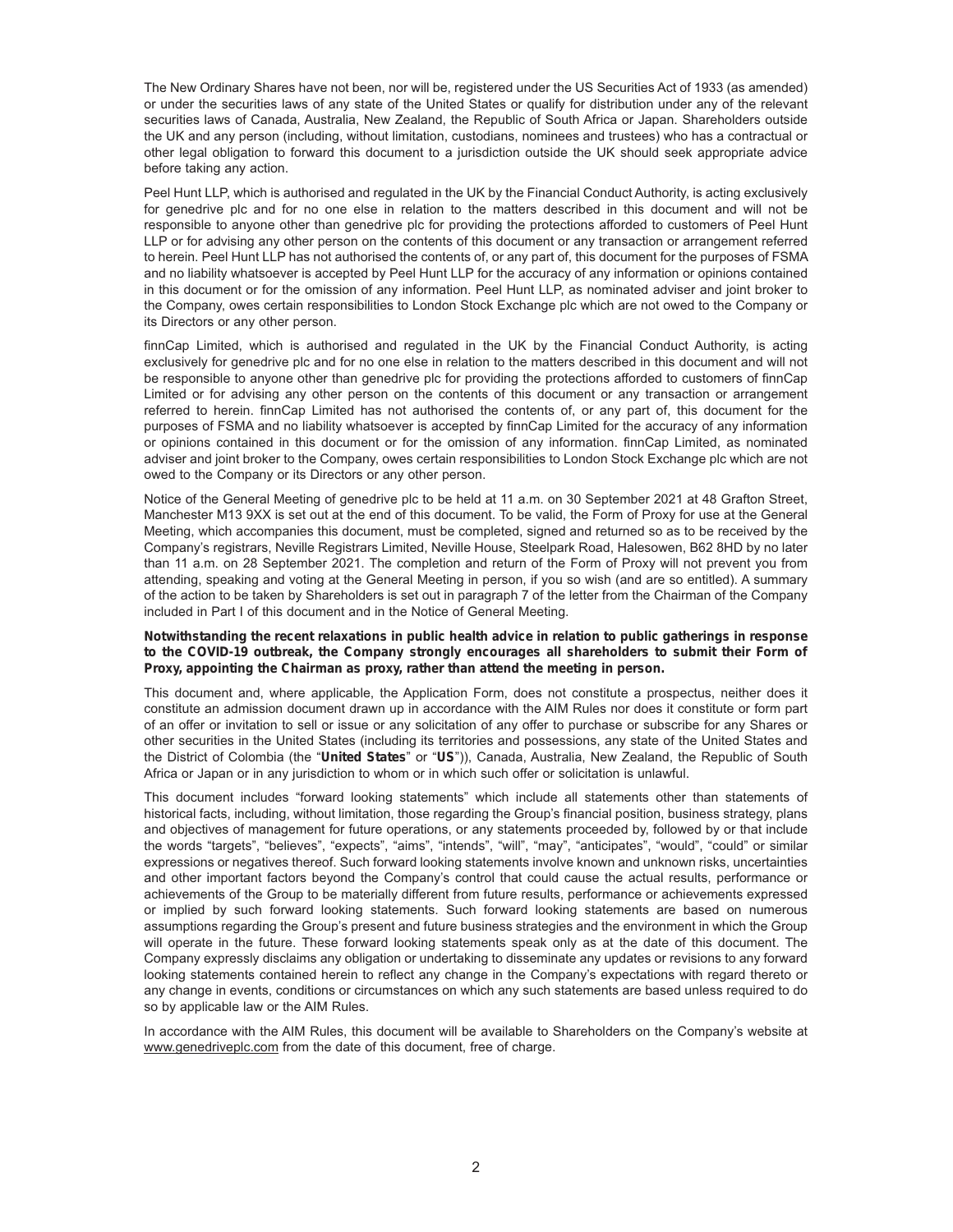The New Ordinary Shares have not been, nor will be, registered under the US Securities Act of 1933 (as amended) or under the securities laws of any state of the United States or qualify for distribution under any of the relevant securities laws of Canada, Australia, New Zealand, the Republic of South Africa or Japan. Shareholders outside the UK and any person (including, without limitation, custodians, nominees and trustees) who has a contractual or other legal obligation to forward this document to a jurisdiction outside the UK should seek appropriate advice before taking any action.

Peel Hunt LLP, which is authorised and regulated in the UK by the Financial Conduct Authority, is acting exclusively for genedrive plc and for no one else in relation to the matters described in this document and will not be responsible to anyone other than genedrive plc for providing the protections afforded to customers of Peel Hunt LLP or for advising any other person on the contents of this document or any transaction or arrangement referred to herein. Peel Hunt LLP has not authorised the contents of, or any part of, this document for the purposes of FSMA and no liability whatsoever is accepted by Peel Hunt LLP for the accuracy of any information or opinions contained in this document or for the omission of any information. Peel Hunt LLP, as nominated adviser and joint broker to the Company, owes certain responsibilities to London Stock Exchange plc which are not owed to the Company or its Directors or any other person.

finnCap Limited, which is authorised and regulated in the UK by the Financial Conduct Authority, is acting exclusively for genedrive plc and for no one else in relation to the matters described in this document and will not be responsible to anyone other than genedrive plc for providing the protections afforded to customers of finnCap Limited or for advising any other person on the contents of this document or any transaction or arrangement referred to herein. finnCap Limited has not authorised the contents of, or any part of, this document for the purposes of FSMA and no liability whatsoever is accepted by finnCap Limited for the accuracy of any information or opinions contained in this document or for the omission of any information. finnCap Limited, as nominated adviser and joint broker to the Company, owes certain responsibilities to London Stock Exchange plc which are not owed to the Company or its Directors or any other person.

Notice of the General Meeting of genedrive plc to be held at 11 a.m. on 30 September 2021 at 48 Grafton Street, Manchester M13 9XX is set out at the end of this document. To be valid, the Form of Proxy for use at the General Meeting, which accompanies this document, must be completed, signed and returned so as to be received by the Company's registrars, Neville Registrars Limited, Neville House, Steelpark Road, Halesowen, B62 8HD by no later than 11 a.m. on 28 September 2021. The completion and return of the Form of Proxy will not prevent you from attending, speaking and voting at the General Meeting in person, if you so wish (and are so entitled). A summary of the action to be taken by Shareholders is set out in paragraph 7 of the letter from the Chairman of the Company included in Part I of this document and in the Notice of General Meeting.

**Notwithstanding the recent relaxations in public health advice in relation to public gatherings in response to the COVID-19 outbreak, the Company strongly encourages all shareholders to submit their Form of Proxy, appointing the Chairman as proxy, rather than attend the meeting in person.**

This document and, where applicable, the Application Form, does not constitute a prospectus, neither does it constitute an admission document drawn up in accordance with the AIM Rules nor does it constitute or form part of an offer or invitation to sell or issue or any solicitation of any offer to purchase or subscribe for any Shares or other securities in the United States (including its territories and possessions, any state of the United States and the District of Colombia (the "**United States**" or "**US**")), Canada, Australia, New Zealand, the Republic of South Africa or Japan or in any jurisdiction to whom or in which such offer or solicitation is unlawful.

This document includes "forward looking statements" which include all statements other than statements of historical facts, including, without limitation, those regarding the Group's financial position, business strategy, plans and objectives of management for future operations, or any statements proceeded by, followed by or that include the words "targets", "believes", "expects", "aims", "intends", "will", "may", "anticipates", "would", "could" or similar expressions or negatives thereof. Such forward looking statements involve known and unknown risks, uncertainties and other important factors beyond the Company's control that could cause the actual results, performance or achievements of the Group to be materially different from future results, performance or achievements expressed or implied by such forward looking statements. Such forward looking statements are based on numerous assumptions regarding the Group's present and future business strategies and the environment in which the Group will operate in the future. These forward looking statements speak only as at the date of this document. The Company expressly disclaims any obligation or undertaking to disseminate any updates or revisions to any forward looking statements contained herein to reflect any change in the Company's expectations with regard thereto or any change in events, conditions or circumstances on which any such statements are based unless required to do so by applicable law or the AIM Rules.

In accordance with the AIM Rules, this document will be available to Shareholders on the Company's website at www.genedriveplc.com from the date of this document, free of charge.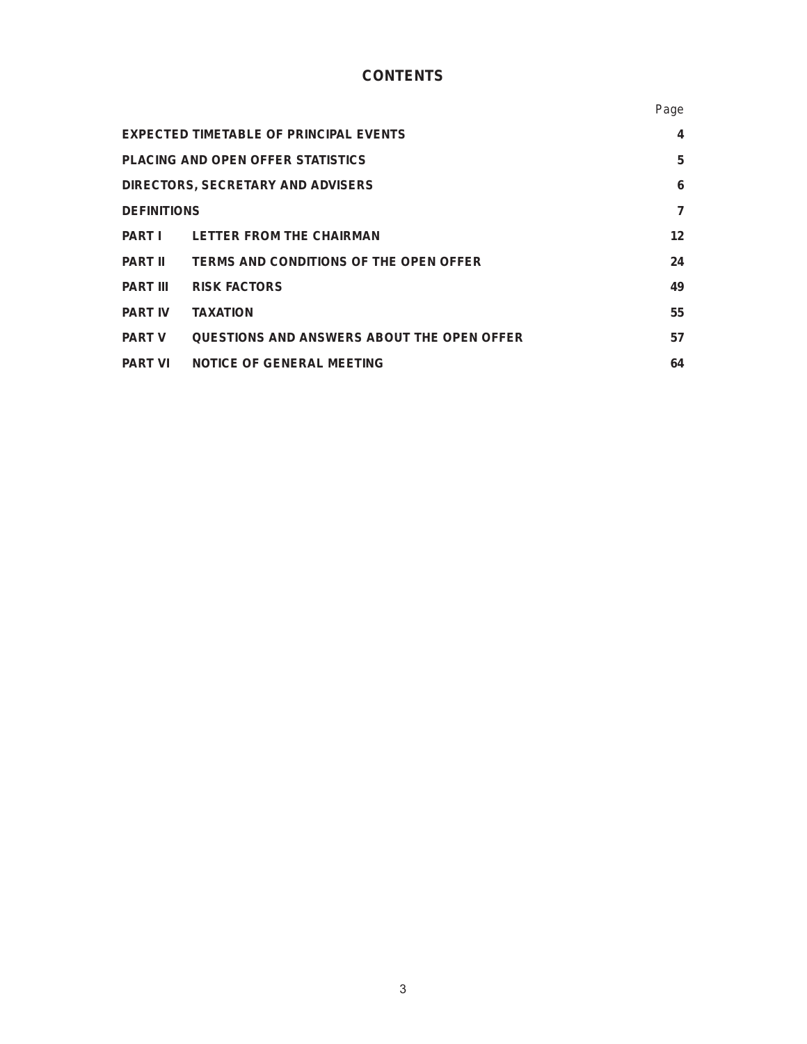# CONTENTS

| | | Page |
|---|---|---|
| **EXPECTED TIMETABLE OF PRINCIPAL EVENTS** | | **4** |
| **PLACING AND OPEN OFFER STATISTICS** | | **5** |
| **DIRECTORS, SECRETARY AND ADVISERS** | | **6** |
| **DEFINITIONS** | | **7** |
| **PART I** | **LETTER FROM THE CHAIRMAN** | **12** |
| **PART II** | **TERMS AND CONDITIONS OF THE OPEN OFFER** | **24** |
| **PART III** | **RISK FACTORS** | **49** |
| **PART IV** | **TAXATION** | **55** |
| **PART V** | **QUESTIONS AND ANSWERS ABOUT THE OPEN OFFER** | **57** |
| **PART VI** | **NOTICE OF GENERAL MEETING** | **64** |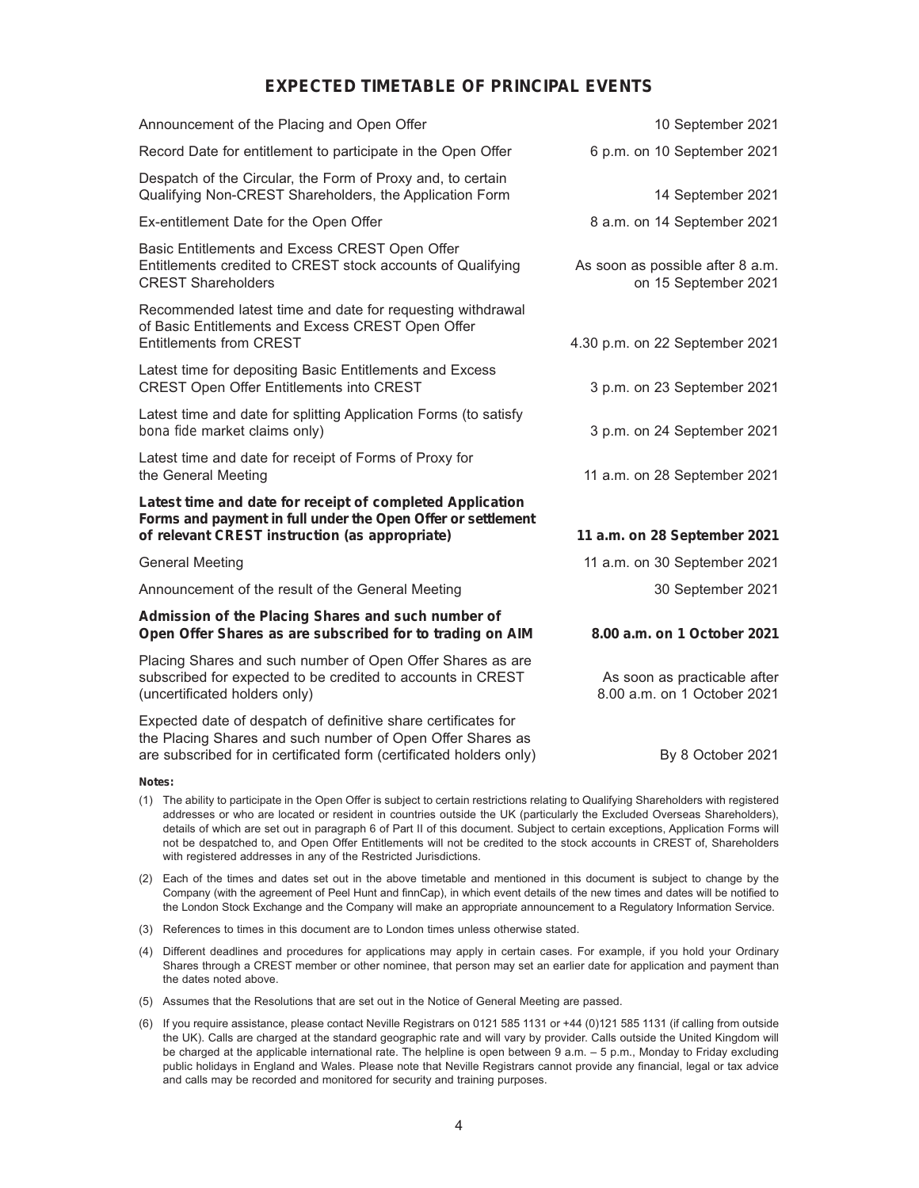## EXPECTED TIMETABLE OF PRINCIPAL EVENTS

| | |
|---|---|
| Announcement of the Placing and Open Offer | 10 September 2021 |
| Record Date for entitlement to participate in the Open Offer | 6 p.m. on 10 September 2021 |
| Despatch of the Circular, the Form of Proxy and, to certain Qualifying Non-CREST Shareholders, the Application Form | 14 September 2021 |
| Ex-entitlement Date for the Open Offer | 8 a.m. on 14 September 2021 |
| Basic Entitlements and Excess CREST Open Offer Entitlements credited to CREST stock accounts of Qualifying CREST Shareholders | As soon as possible after 8 a.m. on 15 September 2021 |
| Recommended latest time and date for requesting withdrawal of Basic Entitlements and Excess CREST Open Offer Entitlements from CREST | 4.30 p.m. on 22 September 2021 |
| Latest time for depositing Basic Entitlements and Excess CREST Open Offer Entitlements into CREST | 3 p.m. on 23 September 2021 |
| Latest time and date for splitting Application Forms (to satisfy *bona fide* market claims only) | 3 p.m. on 24 September 2021 |
| Latest time and date for receipt of Forms of Proxy for the General Meeting | 11 a.m. on 28 September 2021 |
| **Latest time and date for receipt of completed Application Forms and payment in full under the Open Offer or settlement of relevant CREST instruction (as appropriate)** | **11 a.m. on 28 September 2021** |
| General Meeting | 11 a.m. on 30 September 2021 |
| Announcement of the result of the General Meeting | 30 September 2021 |
| **Admission of the Placing Shares and such number of Open Offer Shares as are subscribed for to trading on AIM** | **8.00 a.m. on 1 October 2021** |
| Placing Shares and such number of Open Offer Shares as are subscribed for expected to be credited to accounts in CREST (uncertificated holders only) | As soon as practicable after 8.00 a.m. on 1 October 2021 |
| Expected date of despatch of definitive share certificates for the Placing Shares and such number of Open Offer Shares as are subscribed for in certificated form (certificated holders only) | By 8 October 2021 |

**Notes:**

(1) The ability to participate in the Open Offer is subject to certain restrictions relating to Qualifying Shareholders with registered addresses or who are located or resident in countries outside the UK (particularly the Excluded Overseas Shareholders), details of which are set out in paragraph 6 of Part II of this document. Subject to certain exceptions, Application Forms will not be despatched to, and Open Offer Entitlements will not be credited to the stock accounts in CREST of, Shareholders with registered addresses in any of the Restricted Jurisdictions.

(2) Each of the times and dates set out in the above timetable and mentioned in this document is subject to change by the Company (with the agreement of Peel Hunt and finnCap), in which event details of the new times and dates will be notified to the London Stock Exchange and the Company will make an appropriate announcement to a Regulatory Information Service.

(3) References to times in this document are to London times unless otherwise stated.

(4) Different deadlines and procedures for applications may apply in certain cases. For example, if you hold your Ordinary Shares through a CREST member or other nominee, that person may set an earlier date for application and payment than the dates noted above.

(5) Assumes that the Resolutions that are set out in the Notice of General Meeting are passed.

(6) If you require assistance, please contact Neville Registrars on 0121 585 1131 or +44 (0)121 585 1131 (if calling from outside the UK). Calls are charged at the standard geographic rate and will vary by provider. Calls outside the United Kingdom will be charged at the applicable international rate. The helpline is open between 9 a.m. – 5 p.m., Monday to Friday excluding public holidays in England and Wales. Please note that Neville Registrars cannot provide any financial, legal or tax advice and calls may be recorded and monitored for security and training purposes.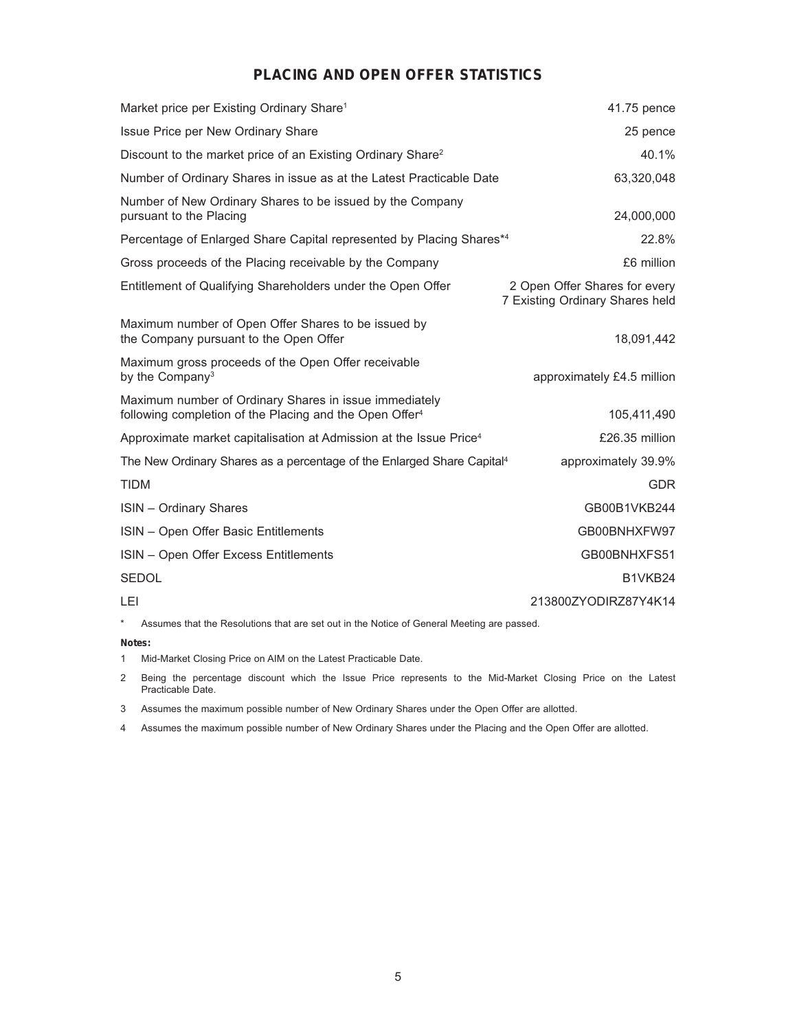## PLACING AND OPEN OFFER STATISTICS

| | |
|---|---|
| Market price per Existing Ordinary Share[1] | 41.75 pence |
| Issue Price per New Ordinary Share | 25 pence |
| Discount to the market price of an Existing Ordinary Share[2] | 40.1% |
| Number of Ordinary Shares in issue as at the Latest Practicable Date | 63,320,048 |
| Number of New Ordinary Shares to be issued by the Company pursuant to the Placing | 24,000,000 |
| Percentage of Enlarged Share Capital represented by Placing Shares*[4] | 22.8% |
| Gross proceeds of the Placing receivable by the Company | £6 million |
| Entitlement of Qualifying Shareholders under the Open Offer | 2 Open Offer Shares for every 7 Existing Ordinary Shares held |
| Maximum number of Open Offer Shares to be issued by the Company pursuant to the Open Offer | 18,091,442 |
| Maximum gross proceeds of the Open Offer receivable by the Company[3] | approximately £4.5 million |
| Maximum number of Ordinary Shares in issue immediately following completion of the Placing and the Open Offer[4] | 105,411,490 |
| Approximate market capitalisation at Admission at the Issue Price[4] | £26.35 million |
| The New Ordinary Shares as a percentage of the Enlarged Share Capital[4] | approximately 39.9% |
| TIDM | GDR |
| ISIN – Ordinary Shares | GB00B1VKB244 |
| ISIN – Open Offer Basic Entitlements | GB00BNHXFW97 |
| ISIN – Open Offer Excess Entitlements | GB00BNHXFS51 |
| SEDOL | B1VKB24 |
| LEI | 213800ZYODIRZ87Y4K14 |

\* Assumes that the Resolutions that are set out in the Notice of General Meeting are passed.

**Notes:**

1 Mid-Market Closing Price on AIM on the Latest Practicable Date.

2 Being the percentage discount which the Issue Price represents to the Mid-Market Closing Price on the Latest Practicable Date.

3 Assumes the maximum possible number of New Ordinary Shares under the Open Offer are allotted.

4 Assumes the maximum possible number of New Ordinary Shares under the Placing and the Open Offer are allotted.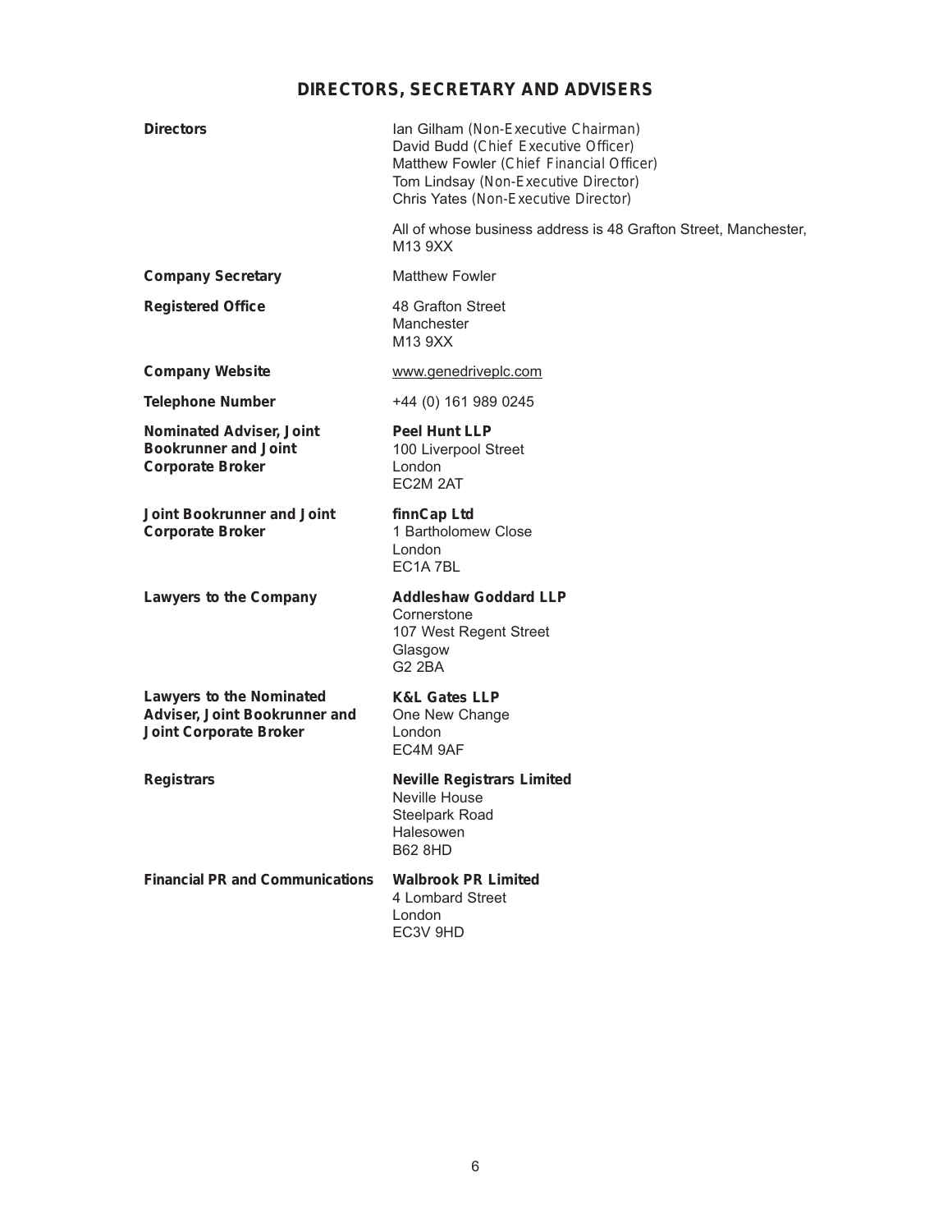## DIRECTORS, SECRETARY AND ADVISERS

| | |
|---|---|
| **Directors** | Ian Gilham (*Non-Executive Chairman*)<br>David Budd (*Chief Executive Officer*)<br>Matthew Fowler (*Chief Financial Officer*)<br>Tom Lindsay (*Non-Executive Director*)<br>Chris Yates (*Non-Executive Director*)<br><br>All of whose business address is 48 Grafton Street, Manchester, M13 9XX |
| **Company Secretary** | Matthew Fowler |
| **Registered Office** | 48 Grafton Street<br>Manchester<br>M13 9XX |
| **Company Website** | www.genedriveplc.com |
| **Telephone Number** | +44 (0) 161 989 0245 |
| **Nominated Adviser, Joint Bookrunner and Joint Corporate Broker** | **Peel Hunt LLP**<br>100 Liverpool Street<br>London<br>EC2M 2AT |
| **Joint Bookrunner and Joint Corporate Broker** | **finnCap Ltd**<br>1 Bartholomew Close<br>London<br>EC1A 7BL |
| **Lawyers to the Company** | **Addleshaw Goddard LLP**<br>Cornerstone<br>107 West Regent Street<br>Glasgow<br>G2 2BA |
| **Lawyers to the Nominated Adviser, Joint Bookrunner and Joint Corporate Broker** | **K&L Gates LLP**<br>One New Change<br>London<br>EC4M 9AF |
| **Registrars** | **Neville Registrars Limited**<br>Neville House<br>Steelpark Road<br>Halesowen<br>B62 8HD |
| **Financial PR and Communications** | **Walbrook PR Limited**<br>4 Lombard Street<br>London<br>EC3V 9HD |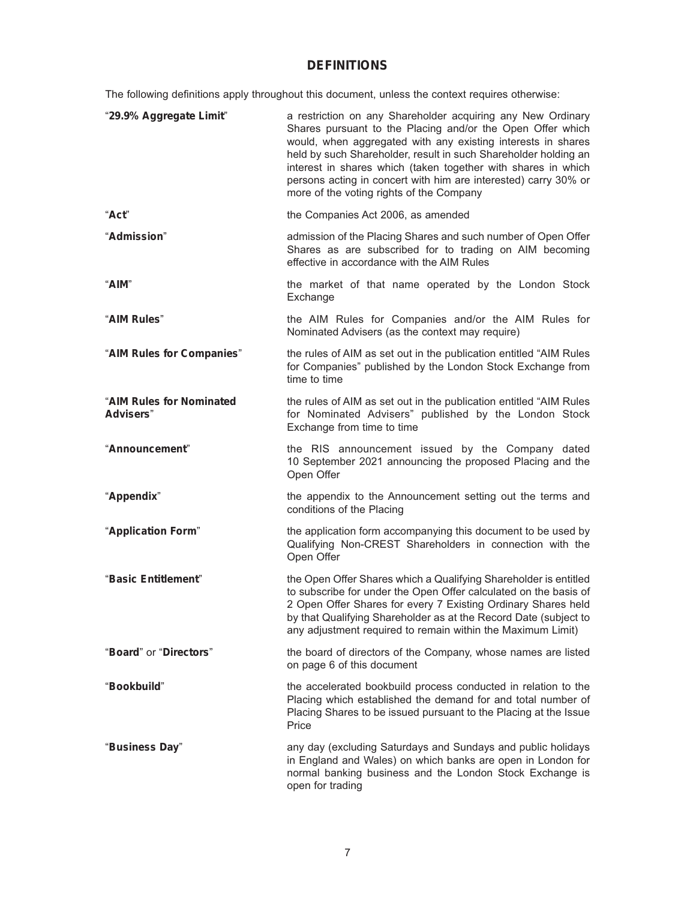# DEFINITIONS

The following definitions apply throughout this document, unless the context requires otherwise:

| | |
|---|---|
| "**29.9% Aggregate Limit**" | a restriction on any Shareholder acquiring any New Ordinary Shares pursuant to the Placing and/or the Open Offer which would, when aggregated with any existing interests in shares held by such Shareholder, result in such Shareholder holding an interest in shares which (taken together with shares in which persons acting in concert with him are interested) carry 30% or more of the voting rights of the Company |
| "**Act**" | the Companies Act 2006, as amended |
| "**Admission**" | admission of the Placing Shares and such number of Open Offer Shares as are subscribed for to trading on AIM becoming effective in accordance with the AIM Rules |
| "**AIM**" | the market of that name operated by the London Stock Exchange |
| "**AIM Rules**" | the AIM Rules for Companies and/or the AIM Rules for Nominated Advisers (as the context may require) |
| "**AIM Rules for Companies**" | the rules of AIM as set out in the publication entitled "AIM Rules for Companies" published by the London Stock Exchange from time to time |
| "**AIM Rules for Nominated Advisers**" | the rules of AIM as set out in the publication entitled "AIM Rules for Nominated Advisers" published by the London Stock Exchange from time to time |
| "**Announcement**" | the RIS announcement issued by the Company dated 10 September 2021 announcing the proposed Placing and the Open Offer |
| "**Appendix**" | the appendix to the Announcement setting out the terms and conditions of the Placing |
| "**Application Form**" | the application form accompanying this document to be used by Qualifying Non-CREST Shareholders in connection with the Open Offer |
| "**Basic Entitlement**" | the Open Offer Shares which a Qualifying Shareholder is entitled to subscribe for under the Open Offer calculated on the basis of 2 Open Offer Shares for every 7 Existing Ordinary Shares held by that Qualifying Shareholder as at the Record Date (subject to any adjustment required to remain within the Maximum Limit) |
| "**Board**" or "**Directors**" | the board of directors of the Company, whose names are listed on page 6 of this document |
| "**Bookbuild**" | the accelerated bookbuild process conducted in relation to the Placing which established the demand for and total number of Placing Shares to be issued pursuant to the Placing at the Issue Price |
| "**Business Day**" | any day (excluding Saturdays and Sundays and public holidays in England and Wales) on which banks are open in London for normal banking business and the London Stock Exchange is open for trading |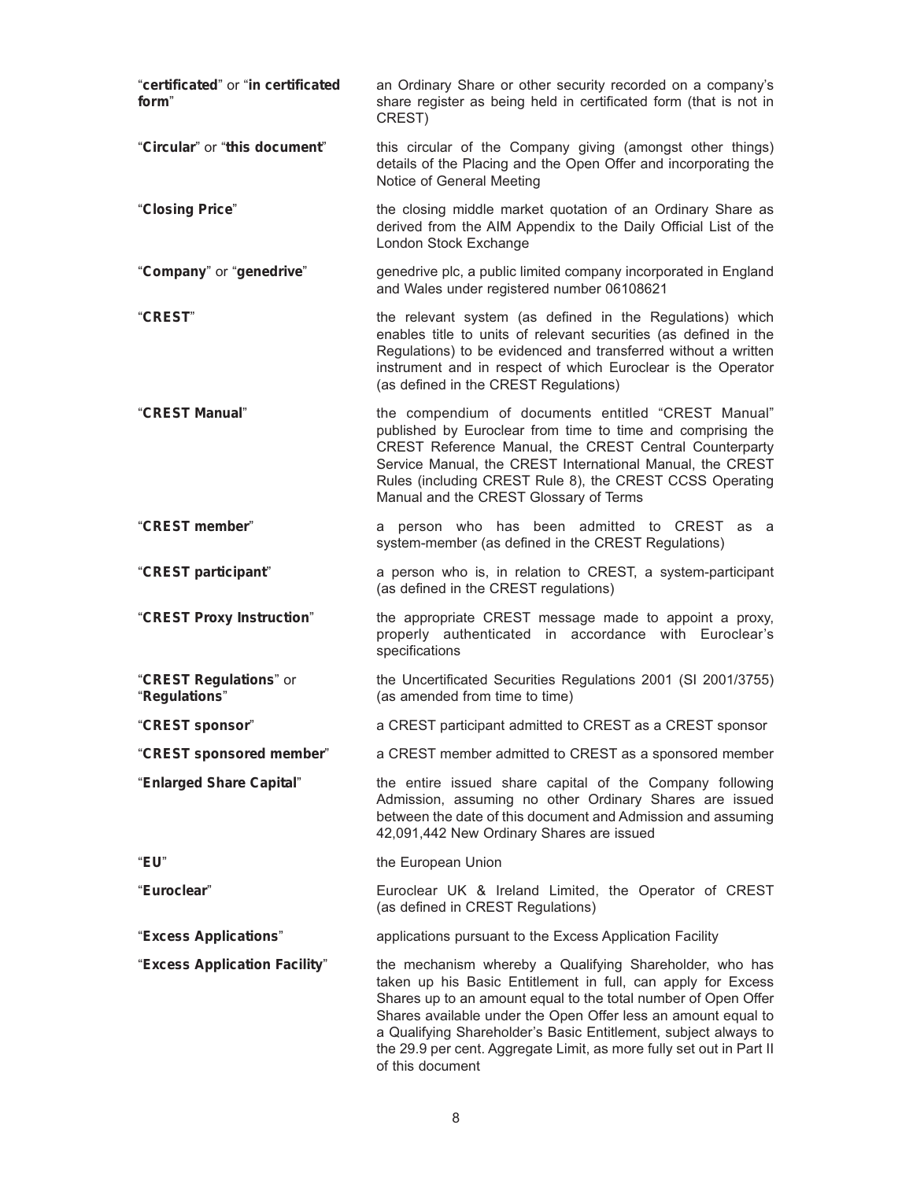| | |
|---|---|
| "**certificated**" or "**in certificated form**" | an Ordinary Share or other security recorded on a company's share register as being held in certificated form (that is not in CREST) |
| "**Circular**" or "**this document**" | this circular of the Company giving (amongst other things) details of the Placing and the Open Offer and incorporating the Notice of General Meeting |
| "**Closing Price**" | the closing middle market quotation of an Ordinary Share as derived from the AIM Appendix to the Daily Official List of the London Stock Exchange |
| "**Company**" or "**genedrive**" | genedrive plc, a public limited company incorporated in England and Wales under registered number 06108621 |
| "**CREST**" | the relevant system (as defined in the Regulations) which enables title to units of relevant securities (as defined in the Regulations) to be evidenced and transferred without a written instrument and in respect of which Euroclear is the Operator (as defined in the CREST Regulations) |
| "**CREST Manual**" | the compendium of documents entitled "CREST Manual" published by Euroclear from time to time and comprising the CREST Reference Manual, the CREST Central Counterparty Service Manual, the CREST International Manual, the CREST Rules (including CREST Rule 8), the CREST CCSS Operating Manual and the CREST Glossary of Terms |
| "**CREST member**" | a person who has been admitted to CREST as a system-member (as defined in the CREST Regulations) |
| "**CREST participant**" | a person who is, in relation to CREST, a system-participant (as defined in the CREST regulations) |
| "**CREST Proxy Instruction**" | the appropriate CREST message made to appoint a proxy, properly authenticated in accordance with Euroclear's specifications |
| "**CREST Regulations**" or "**Regulations**" | the Uncertificated Securities Regulations 2001 (SI 2001/3755) (as amended from time to time) |
| "**CREST sponsor**" | a CREST participant admitted to CREST as a CREST sponsor |
| "**CREST sponsored member**" | a CREST member admitted to CREST as a sponsored member |
| "**Enlarged Share Capital**" | the entire issued share capital of the Company following Admission, assuming no other Ordinary Shares are issued between the date of this document and Admission and assuming 42,091,442 New Ordinary Shares are issued |
| "**EU**" | the European Union |
| "**Euroclear**" | Euroclear UK & Ireland Limited, the Operator of CREST (as defined in CREST Regulations) |
| "**Excess Applications**" | applications pursuant to the Excess Application Facility |
| "**Excess Application Facility**" | the mechanism whereby a Qualifying Shareholder, who has taken up his Basic Entitlement in full, can apply for Excess Shares up to an amount equal to the total number of Open Offer Shares available under the Open Offer less an amount equal to a Qualifying Shareholder's Basic Entitlement, subject always to the 29.9 per cent. Aggregate Limit, as more fully set out in Part II of this document |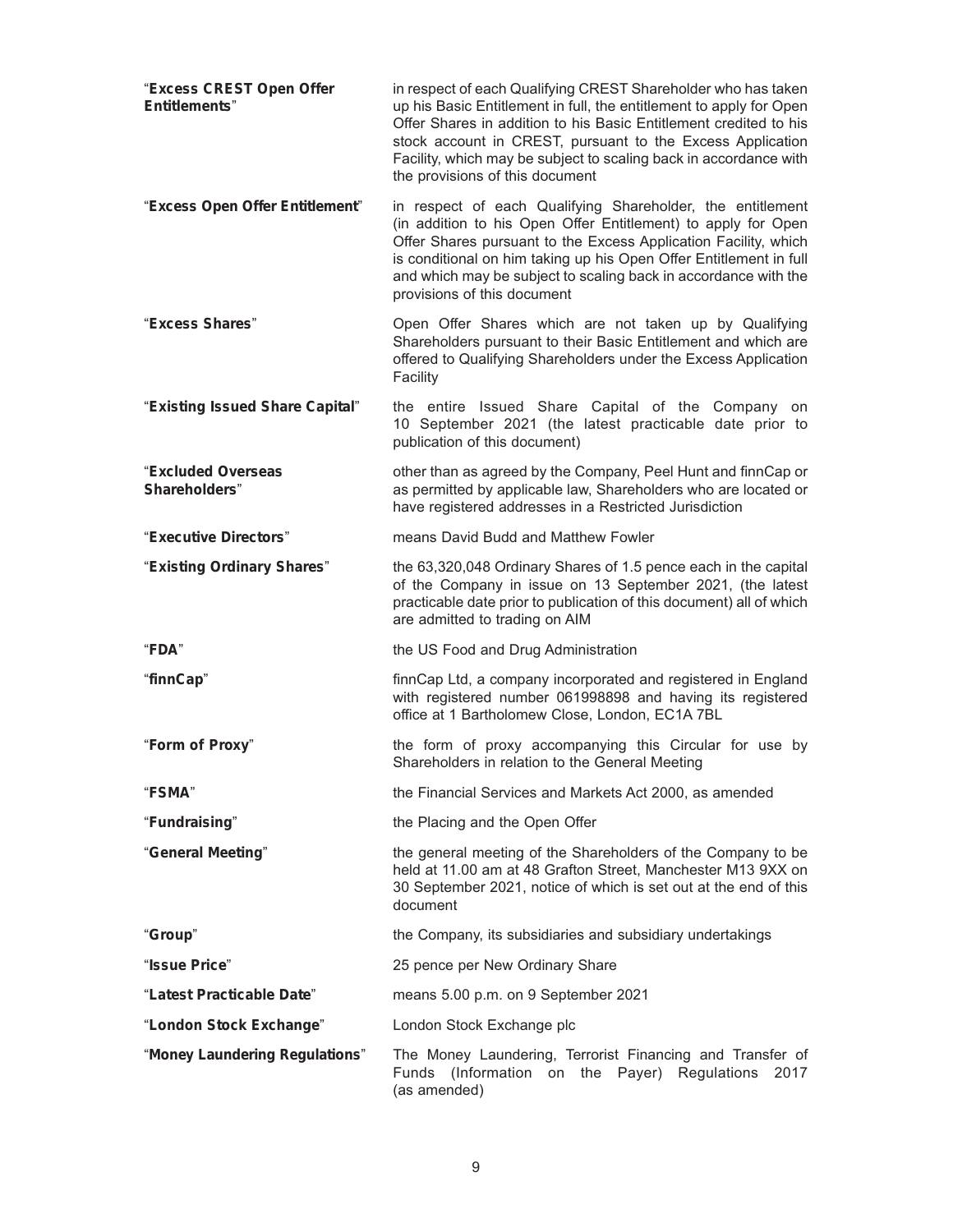**"Excess CREST Open Offer Entitlements"** in respect of each Qualifying CREST Shareholder who has taken up his Basic Entitlement in full, the entitlement to apply for Open Offer Shares in addition to his Basic Entitlement credited to his stock account in CREST, pursuant to the Excess Application Facility, which may be subject to scaling back in accordance with the provisions of this document

**"Excess Open Offer Entitlement"** in respect of each Qualifying Shareholder, the entitlement (in addition to his Open Offer Entitlement) to apply for Open Offer Shares pursuant to the Excess Application Facility, which is conditional on him taking up his Open Offer Entitlement in full and which may be subject to scaling back in accordance with the provisions of this document

**"Excess Shares"** Open Offer Shares which are not taken up by Qualifying Shareholders pursuant to their Basic Entitlement and which are offered to Qualifying Shareholders under the Excess Application Facility

**"Existing Issued Share Capital"** the entire Issued Share Capital of the Company on 10 September 2021 (the latest practicable date prior to publication of this document)

**"Excluded Overseas Shareholders"** other than as agreed by the Company, Peel Hunt and finnCap or as permitted by applicable law, Shareholders who are located or have registered addresses in a Restricted Jurisdiction

**"Executive Directors"** means David Budd and Matthew Fowler

**"Existing Ordinary Shares"** the 63,320,048 Ordinary Shares of 1.5 pence each in the capital of the Company in issue on 13 September 2021, (the latest practicable date prior to publication of this document) all of which are admitted to trading on AIM

**"FDA"** the US Food and Drug Administration

**"finnCap"** finnCap Ltd, a company incorporated and registered in England with registered number 061998898 and having its registered office at 1 Bartholomew Close, London, EC1A 7BL

**"Form of Proxy"** the form of proxy accompanying this Circular for use by Shareholders in relation to the General Meeting

**"FSMA"** the Financial Services and Markets Act 2000, as amended

**"Fundraising"** the Placing and the Open Offer

**"General Meeting"** the general meeting of the Shareholders of the Company to be held at 11.00 am at 48 Grafton Street, Manchester M13 9XX on 30 September 2021, notice of which is set out at the end of this document

**"Group"** the Company, its subsidiaries and subsidiary undertakings

**"Issue Price"** 25 pence per New Ordinary Share

**"Latest Practicable Date"** means 5.00 p.m. on 9 September 2021

**"London Stock Exchange"** London Stock Exchange plc

**"Money Laundering Regulations"** The Money Laundering, Terrorist Financing and Transfer of Funds (Information on the Payer) Regulations 2017 (as amended)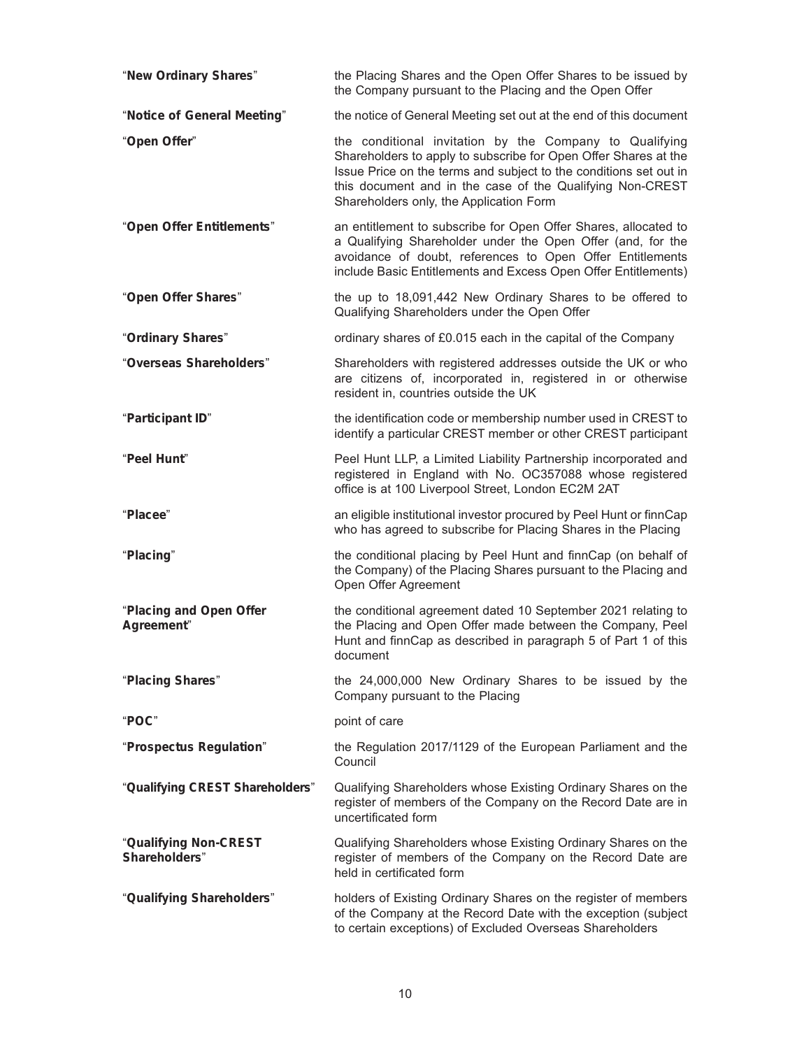| | |
|---|---|
| "**New Ordinary Shares**" | the Placing Shares and the Open Offer Shares to be issued by the Company pursuant to the Placing and the Open Offer |
| "**Notice of General Meeting**" | the notice of General Meeting set out at the end of this document |
| "**Open Offer**" | the conditional invitation by the Company to Qualifying Shareholders to apply to subscribe for Open Offer Shares at the Issue Price on the terms and subject to the conditions set out in this document and in the case of the Qualifying Non-CREST Shareholders only, the Application Form |
| "**Open Offer Entitlements**" | an entitlement to subscribe for Open Offer Shares, allocated to a Qualifying Shareholder under the Open Offer (and, for the avoidance of doubt, references to Open Offer Entitlements include Basic Entitlements and Excess Open Offer Entitlements) |
| "**Open Offer Shares**" | the up to 18,091,442 New Ordinary Shares to be offered to Qualifying Shareholders under the Open Offer |
| "**Ordinary Shares**" | ordinary shares of £0.015 each in the capital of the Company |
| "**Overseas Shareholders**" | Shareholders with registered addresses outside the UK or who are citizens of, incorporated in, registered in or otherwise resident in, countries outside the UK |
| "**Participant ID**" | the identification code or membership number used in CREST to identify a particular CREST member or other CREST participant |
| "**Peel Hunt**" | Peel Hunt LLP, a Limited Liability Partnership incorporated and registered in England with No. OC357088 whose registered office is at 100 Liverpool Street, London EC2M 2AT |
| "**Placee**" | an eligible institutional investor procured by Peel Hunt or finnCap who has agreed to subscribe for Placing Shares in the Placing |
| "**Placing**" | the conditional placing by Peel Hunt and finnCap (on behalf of the Company) of the Placing Shares pursuant to the Placing and Open Offer Agreement |
| "**Placing and Open Offer Agreement**" | the conditional agreement dated 10 September 2021 relating to the Placing and Open Offer made between the Company, Peel Hunt and finnCap as described in paragraph 5 of Part 1 of this document |
| "**Placing Shares**" | the 24,000,000 New Ordinary Shares to be issued by the Company pursuant to the Placing |
| "**POC**" | point of care |
| "**Prospectus Regulation**" | the Regulation 2017/1129 of the European Parliament and the Council |
| "**Qualifying CREST Shareholders**" | Qualifying Shareholders whose Existing Ordinary Shares on the register of members of the Company on the Record Date are in uncertificated form |
| "**Qualifying Non-CREST Shareholders**" | Qualifying Shareholders whose Existing Ordinary Shares on the register of members of the Company on the Record Date are held in certificated form |
| "**Qualifying Shareholders**" | holders of Existing Ordinary Shares on the register of members of the Company at the Record Date with the exception (subject to certain exceptions) of Excluded Overseas Shareholders |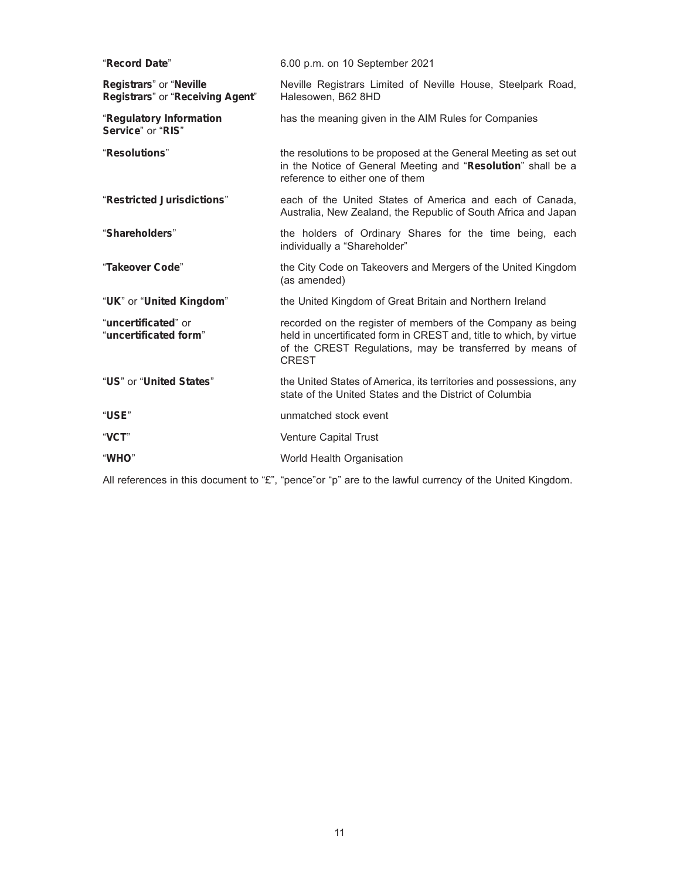| | |
|---|---|
| "**Record Date**" | 6.00 p.m. on 10 September 2021 |
| **Registrars**" or "**Neville Registrars**" or "**Receiving Agent**" | Neville Registrars Limited of Neville House, Steelpark Road, Halesowen, B62 8HD |
| "**Regulatory Information Service**" or "**RIS**" | has the meaning given in the AIM Rules for Companies |
| "**Resolutions**" | the resolutions to be proposed at the General Meeting as set out in the Notice of General Meeting and "**Resolution**" shall be a reference to either one of them |
| "**Restricted Jurisdictions**" | each of the United States of America and each of Canada, Australia, New Zealand, the Republic of South Africa and Japan |
| "**Shareholders**" | the holders of Ordinary Shares for the time being, each individually a "Shareholder" |
| "**Takeover Code**" | the City Code on Takeovers and Mergers of the United Kingdom (as amended) |
| "**UK**" or "**United Kingdom**" | the United Kingdom of Great Britain and Northern Ireland |
| "**uncertificated**" or "**uncertificated form**" | recorded on the register of members of the Company as being held in uncertificated form in CREST and, title to which, by virtue of the CREST Regulations, may be transferred by means of CREST |
| "**US**" or "**United States**" | the United States of America, its territories and possessions, any state of the United States and the District of Columbia |
| "**USE**" | unmatched stock event |
| "**VCT**" | Venture Capital Trust |
| "**WHO**" | World Health Organisation |

All references in this document to "£", "pence"or "p" are to the lawful currency of the United Kingdom.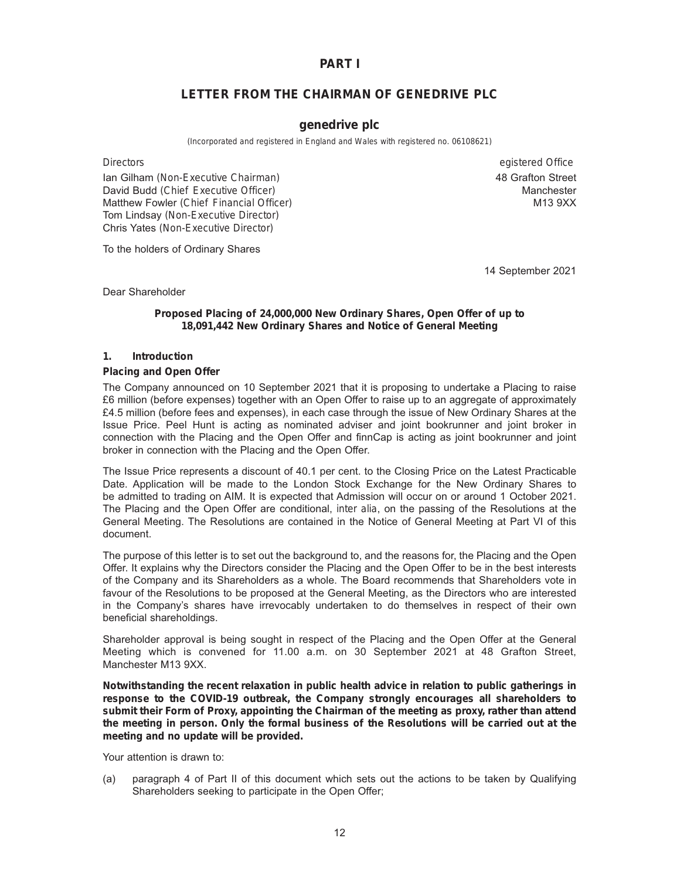# PART I

## LETTER FROM THE CHAIRMAN OF GENEDRIVE PLC

### genedrive plc

(Incorporated and registered in England and Wales with registered no. 06108621)

| Directors | egistered Office |
|---|---|
| Ian Gilham (Non-Executive Chairman) | 48 Grafton Street |
| David Budd (Chief Executive Officer) | Manchester |
| Matthew Fowler (Chief Financial Officer) | M13 9XX |
| Tom Lindsay (Non-Executive Director) | |
| Chris Yates (Non-Executive Director) | |

To the holders of Ordinary Shares

14 September 2021

Dear Shareholder

**Proposed Placing of 24,000,000 New Ordinary Shares, Open Offer of up to 18,091,442 New Ordinary Shares and Notice of General Meeting**

**1. Introduction**

**Placing and Open Offer**

The Company announced on 10 September 2021 that it is proposing to undertake a Placing to raise £6 million (before expenses) together with an Open Offer to raise up to an aggregate of approximately £4.5 million (before fees and expenses), in each case through the issue of New Ordinary Shares at the Issue Price. Peel Hunt is acting as nominated adviser and joint bookrunner and joint broker in connection with the Placing and the Open Offer and finnCap is acting as joint bookrunner and joint broker in connection with the Placing and the Open Offer.

The Issue Price represents a discount of 40.1 per cent. to the Closing Price on the Latest Practicable Date. Application will be made to the London Stock Exchange for the New Ordinary Shares to be admitted to trading on AIM. It is expected that Admission will occur on or around 1 October 2021. The Placing and the Open Offer are conditional, *inter alia*, on the passing of the Resolutions at the General Meeting. The Resolutions are contained in the Notice of General Meeting at Part VI of this document.

The purpose of this letter is to set out the background to, and the reasons for, the Placing and the Open Offer. It explains why the Directors consider the Placing and the Open Offer to be in the best interests of the Company and its Shareholders as a whole. The Board recommends that Shareholders vote in favour of the Resolutions to be proposed at the General Meeting, as the Directors who are interested in the Company's shares have irrevocably undertaken to do themselves in respect of their own beneficial shareholdings.

Shareholder approval is being sought in respect of the Placing and the Open Offer at the General Meeting which is convened for 11.00 a.m. on 30 September 2021 at 48 Grafton Street, Manchester M13 9XX.

**Notwithstanding the recent relaxation in public health advice in relation to public gatherings in response to the COVID-19 outbreak, the Company strongly encourages all shareholders to submit their Form of Proxy, appointing the Chairman of the meeting as proxy, rather than attend the meeting in person. Only the formal business of the Resolutions will be carried out at the meeting and no update will be provided.**

Your attention is drawn to:

(a) paragraph 4 of Part II of this document which sets out the actions to be taken by Qualifying Shareholders seeking to participate in the Open Offer;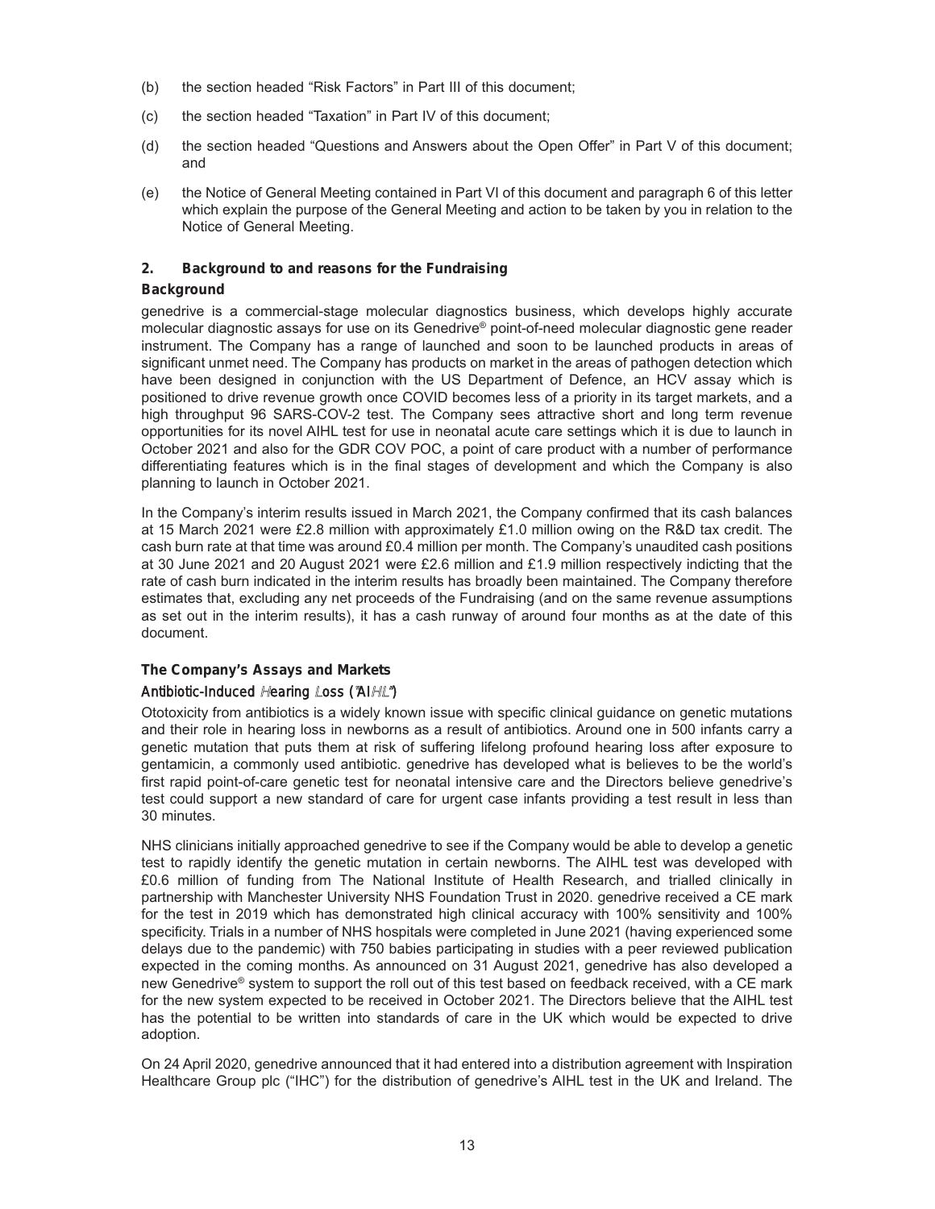(b) the section headed "Risk Factors" in Part III of this document;

(c) the section headed "Taxation" in Part IV of this document;

(d) the section headed "Questions and Answers about the Open Offer" in Part V of this document; and

(e) the Notice of General Meeting contained in Part VI of this document and paragraph 6 of this letter which explain the purpose of the General Meeting and action to be taken by you in relation to the Notice of General Meeting.

## 2. Background to and reasons for the Fundraising

### Background

genedrive is a commercial-stage molecular diagnostics business, which develops highly accurate molecular diagnostic assays for use on its Genedrive® point-of-need molecular diagnostic gene reader instrument. The Company has a range of launched and soon to be launched products in areas of significant unmet need. The Company has products on market in the areas of pathogen detection which have been designed in conjunction with the US Department of Defence, an HCV assay which is positioned to drive revenue growth once COVID becomes less of a priority in its target markets, and a high throughput 96 SARS-COV-2 test. The Company sees attractive short and long term revenue opportunities for its novel AIHL test for use in neonatal acute care settings which it is due to launch in October 2021 and also for the GDR COV POC, a point of care product with a number of performance differentiating features which is in the final stages of development and which the Company is also planning to launch in October 2021.

In the Company's interim results issued in March 2021, the Company confirmed that its cash balances at 15 March 2021 were £2.8 million with approximately £1.0 million owing on the R&D tax credit. The cash burn rate at that time was around £0.4 million per month. The Company's unaudited cash positions at 30 June 2021 and 20 August 2021 were £2.6 million and £1.9 million respectively indicting that the rate of cash burn indicated in the interim results has broadly been maintained. The Company therefore estimates that, excluding any net proceeds of the Fundraising (and on the same revenue assumptions as set out in the interim results), it has a cash runway of around four months as at the date of this document.

### The Company's Assays and Markets

#### *Antibiotic-Induced Hearing Loss ("AIHL")*

Ototoxicity from antibiotics is a widely known issue with specific clinical guidance on genetic mutations and their role in hearing loss in newborns as a result of antibiotics. Around one in 500 infants carry a genetic mutation that puts them at risk of suffering lifelong profound hearing loss after exposure to gentamicin, a commonly used antibiotic. genedrive has developed what is believes to be the world's first rapid point-of-care genetic test for neonatal intensive care and the Directors believe genedrive's test could support a new standard of care for urgent case infants providing a test result in less than 30 minutes.

NHS clinicians initially approached genedrive to see if the Company would be able to develop a genetic test to rapidly identify the genetic mutation in certain newborns. The AIHL test was developed with £0.6 million of funding from The National Institute of Health Research, and trialled clinically in partnership with Manchester University NHS Foundation Trust in 2020. genedrive received a CE mark for the test in 2019 which has demonstrated high clinical accuracy with 100% sensitivity and 100% specificity. Trials in a number of NHS hospitals were completed in June 2021 (having experienced some delays due to the pandemic) with 750 babies participating in studies with a peer reviewed publication expected in the coming months. As announced on 31 August 2021, genedrive has also developed a new Genedrive® system to support the roll out of this test based on feedback received, with a CE mark for the new system expected to be received in October 2021. The Directors believe that the AIHL test has the potential to be written into standards of care in the UK which would be expected to drive adoption.

On 24 April 2020, genedrive announced that it had entered into a distribution agreement with Inspiration Healthcare Group plc ("IHC") for the distribution of genedrive's AIHL test in the UK and Ireland. The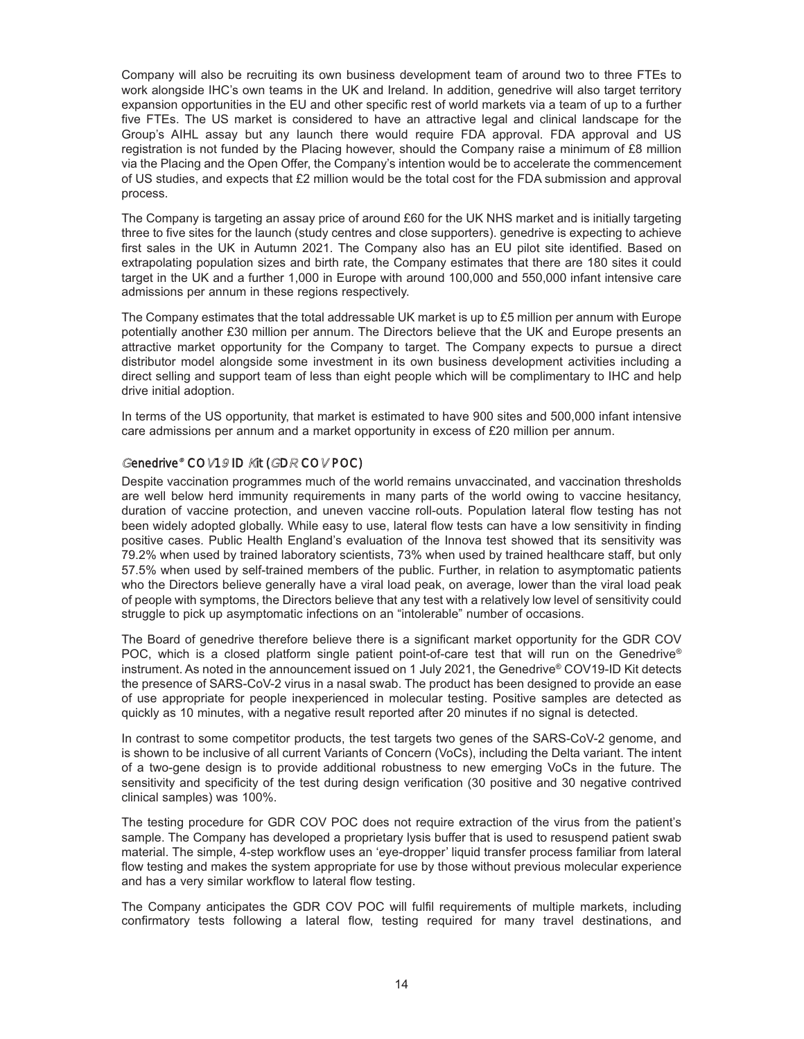Company will also be recruiting its own business development team of around two to three FTEs to work alongside IHC's own teams in the UK and Ireland. In addition, genedrive will also target territory expansion opportunities in the EU and other specific rest of world markets via a team of up to a further five FTEs. The US market is considered to have an attractive legal and clinical landscape for the Group's AIHL assay but any launch there would require FDA approval. FDA approval and US registration is not funded by the Placing however, should the Company raise a minimum of £8 million via the Placing and the Open Offer, the Company's intention would be to accelerate the commencement of US studies, and expects that £2 million would be the total cost for the FDA submission and approval process.

The Company is targeting an assay price of around £60 for the UK NHS market and is initially targeting three to five sites for the launch (study centres and close supporters). genedrive is expecting to achieve first sales in the UK in Autumn 2021. The Company also has an EU pilot site identified. Based on extrapolating population sizes and birth rate, the Company estimates that there are 180 sites it could target in the UK and a further 1,000 in Europe with around 100,000 and 550,000 infant intensive care admissions per annum in these regions respectively.

The Company estimates that the total addressable UK market is up to £5 million per annum with Europe potentially another £30 million per annum. The Directors believe that the UK and Europe presents an attractive market opportunity for the Company to target. The Company expects to pursue a direct distributor model alongside some investment in its own business development activities including a direct selling and support team of less than eight people which will be complimentary to IHC and help drive initial adoption.

In terms of the US opportunity, that market is estimated to have 900 sites and 500,000 infant intensive care admissions per annum and a market opportunity in excess of £20 million per annum.

### Genedrive® COV19-ID Kit (GDR COV POC)

Despite vaccination programmes much of the world remains unvaccinated, and vaccination thresholds are well below herd immunity requirements in many parts of the world owing to vaccine hesitancy, duration of vaccine protection, and uneven vaccine roll-outs. Population lateral flow testing has not been widely adopted globally. While easy to use, lateral flow tests can have a low sensitivity in finding positive cases. Public Health England's evaluation of the Innova test showed that its sensitivity was 79.2% when used by trained laboratory scientists, 73% when used by trained healthcare staff, but only 57.5% when used by self-trained members of the public. Further, in relation to asymptomatic patients who the Directors believe generally have a viral load peak, on average, lower than the viral load peak of people with symptoms, the Directors believe that any test with a relatively low level of sensitivity could struggle to pick up asymptomatic infections on an "intolerable" number of occasions.

The Board of genedrive therefore believe there is a significant market opportunity for the GDR COV POC, which is a closed platform single patient point-of-care test that will run on the Genedrive® instrument. As noted in the announcement issued on 1 July 2021, the Genedrive® COV19-ID Kit detects the presence of SARS-CoV-2 virus in a nasal swab. The product has been designed to provide an ease of use appropriate for people inexperienced in molecular testing. Positive samples are detected as quickly as 10 minutes, with a negative result reported after 20 minutes if no signal is detected.

In contrast to some competitor products, the test targets two genes of the SARS-CoV-2 genome, and is shown to be inclusive of all current Variants of Concern (VoCs), including the Delta variant. The intent of a two-gene design is to provide additional robustness to new emerging VoCs in the future. The sensitivity and specificity of the test during design verification (30 positive and 30 negative contrived clinical samples) was 100%.

The testing procedure for GDR COV POC does not require extraction of the virus from the patient's sample. The Company has developed a proprietary lysis buffer that is used to resuspend patient swab material. The simple, 4-step workflow uses an 'eye-dropper' liquid transfer process familiar from lateral flow testing and makes the system appropriate for use by those without previous molecular experience and has a very similar workflow to lateral flow testing.

The Company anticipates the GDR COV POC will fulfil requirements of multiple markets, including confirmatory tests following a lateral flow, testing required for many travel destinations, and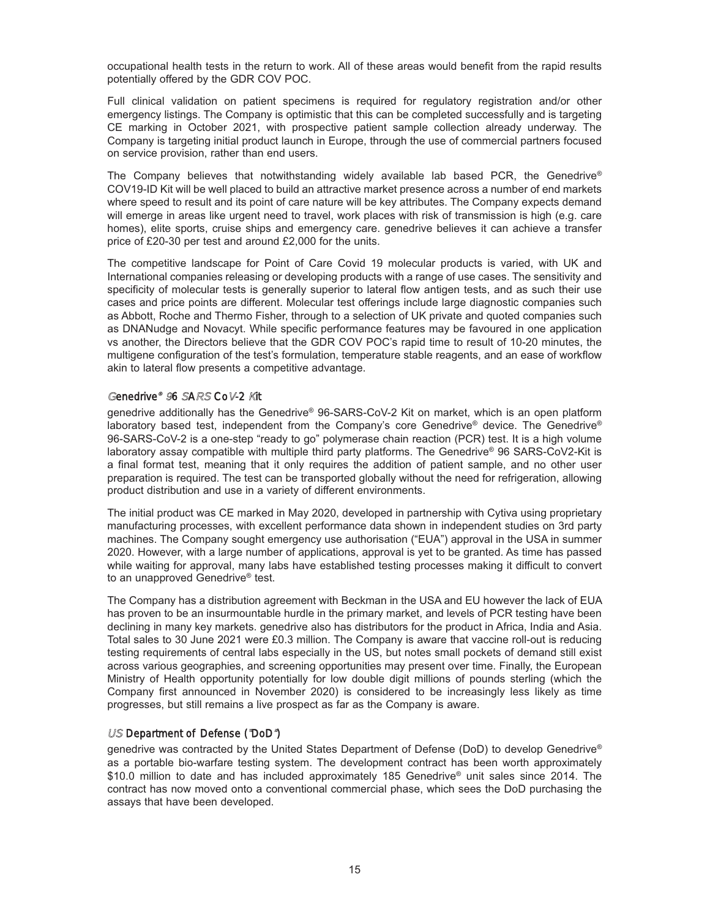occupational health tests in the return to work. All of these areas would benefit from the rapid results potentially offered by the GDR COV POC.

Full clinical validation on patient specimens is required for regulatory registration and/or other emergency listings. The Company is optimistic that this can be completed successfully and is targeting CE marking in October 2021, with prospective patient sample collection already underway. The Company is targeting initial product launch in Europe, through the use of commercial partners focused on service provision, rather than end users.

The Company believes that notwithstanding widely available lab based PCR, the Genedrive® COV19-ID Kit will be well placed to build an attractive market presence across a number of end markets where speed to result and its point of care nature will be key attributes. The Company expects demand will emerge in areas like urgent need to travel, work places with risk of transmission is high (e.g. care homes), elite sports, cruise ships and emergency care. genedrive believes it can achieve a transfer price of £20-30 per test and around £2,000 for the units.

The competitive landscape for Point of Care Covid 19 molecular products is varied, with UK and International companies releasing or developing products with a range of use cases. The sensitivity and specificity of molecular tests is generally superior to lateral flow antigen tests, and as such their use cases and price points are different. Molecular test offerings include large diagnostic companies such as Abbott, Roche and Thermo Fisher, through to a selection of UK private and quoted companies such as DNANudge and Novacyt. While specific performance features may be favoured in one application vs another, the Directors believe that the GDR COV POC's rapid time to result of 10-20 minutes, the multigene configuration of the test's formulation, temperature stable reagents, and an ease of workflow akin to lateral flow presents a competitive advantage.

### *Genedrive® 96 SARS CoV-2 Kit*

genedrive additionally has the Genedrive® 96-SARS-CoV-2 Kit on market, which is an open platform laboratory based test, independent from the Company's core Genedrive® device. The Genedrive® 96-SARS-CoV-2 is a one-step "ready to go" polymerase chain reaction (PCR) test. It is a high volume laboratory assay compatible with multiple third party platforms. The Genedrive® 96 SARS-CoV2-Kit is a final format test, meaning that it only requires the addition of patient sample, and no other user preparation is required. The test can be transported globally without the need for refrigeration, allowing product distribution and use in a variety of different environments.

The initial product was CE marked in May 2020, developed in partnership with Cytiva using proprietary manufacturing processes, with excellent performance data shown in independent studies on 3rd party machines. The Company sought emergency use authorisation ("EUA") approval in the USA in summer 2020. However, with a large number of applications, approval is yet to be granted. As time has passed while waiting for approval, many labs have established testing processes making it difficult to convert to an unapproved Genedrive® test.

The Company has a distribution agreement with Beckman in the USA and EU however the lack of EUA has proven to be an insurmountable hurdle in the primary market, and levels of PCR testing have been declining in many key markets. genedrive also has distributors for the product in Africa, India and Asia. Total sales to 30 June 2021 were £0.3 million. The Company is aware that vaccine roll-out is reducing testing requirements of central labs especially in the US, but notes small pockets of demand still exist across various geographies, and screening opportunities may present over time. Finally, the European Ministry of Health opportunity potentially for low double digit millions of pounds sterling (which the Company first announced in November 2020) is considered to be increasingly less likely as time progresses, but still remains a live prospect as far as the Company is aware.

### *US Department of Defense ("DoD")*

genedrive was contracted by the United States Department of Defense (DoD) to develop Genedrive® as a portable bio-warfare testing system. The development contract has been worth approximately $10.0 million to date and has included approximately 185 Genedrive® unit sales since 2014. The contract has now moved onto a conventional commercial phase, which sees the DoD purchasing the assays that have been developed.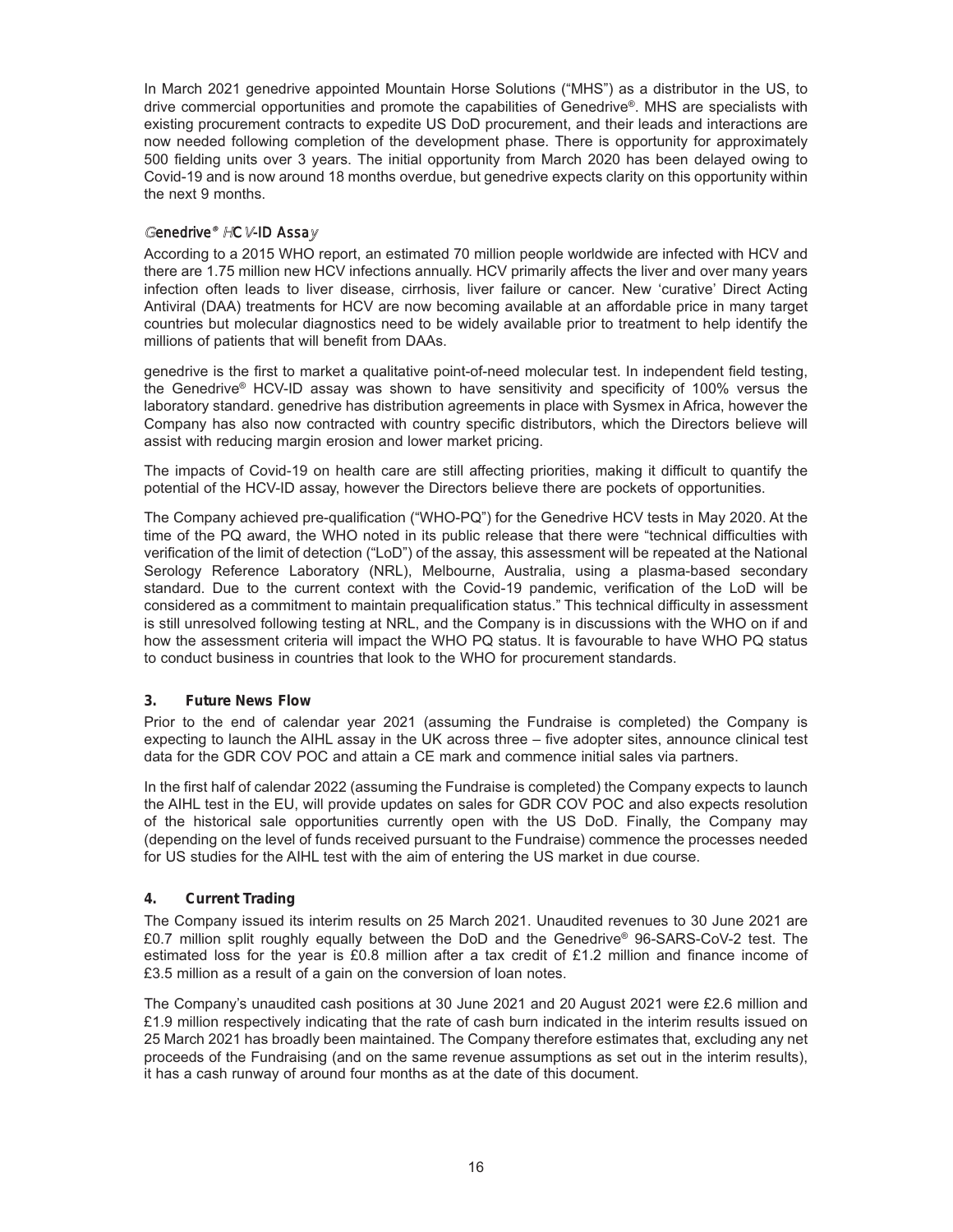In March 2021 genedrive appointed Mountain Horse Solutions ("MHS") as a distributor in the US, to drive commercial opportunities and promote the capabilities of Genedrive®. MHS are specialists with existing procurement contracts to expedite US DoD procurement, and their leads and interactions are now needed following completion of the development phase. There is opportunity for approximately 500 fielding units over 3 years. The initial opportunity from March 2020 has been delayed owing to Covid-19 and is now around 18 months overdue, but genedrive expects clarity on this opportunity within the next 9 months.

### *Genedrive® HCV-ID Assay*

According to a 2015 WHO report, an estimated 70 million people worldwide are infected with HCV and there are 1.75 million new HCV infections annually. HCV primarily affects the liver and over many years infection often leads to liver disease, cirrhosis, liver failure or cancer. New 'curative' Direct Acting Antiviral (DAA) treatments for HCV are now becoming available at an affordable price in many target countries but molecular diagnostics need to be widely available prior to treatment to help identify the millions of patients that will benefit from DAAs.

genedrive is the first to market a qualitative point-of-need molecular test. In independent field testing, the Genedrive® HCV-ID assay was shown to have sensitivity and specificity of 100% versus the laboratory standard. genedrive has distribution agreements in place with Sysmex in Africa, however the Company has also now contracted with country specific distributors, which the Directors believe will assist with reducing margin erosion and lower market pricing.

The impacts of Covid-19 on health care are still affecting priorities, making it difficult to quantify the potential of the HCV-ID assay, however the Directors believe there are pockets of opportunities.

The Company achieved pre-qualification ("WHO-PQ") for the Genedrive HCV tests in May 2020. At the time of the PQ award, the WHO noted in its public release that there were "technical difficulties with verification of the limit of detection ("LoD") of the assay, this assessment will be repeated at the National Serology Reference Laboratory (NRL), Melbourne, Australia, using a plasma-based secondary standard. Due to the current context with the Covid-19 pandemic, verification of the LoD will be considered as a commitment to maintain prequalification status." This technical difficulty in assessment is still unresolved following testing at NRL, and the Company is in discussions with the WHO on if and how the assessment criteria will impact the WHO PQ status. It is favourable to have WHO PQ status to conduct business in countries that look to the WHO for procurement standards.

## 3. Future News Flow

Prior to the end of calendar year 2021 (assuming the Fundraise is completed) the Company is expecting to launch the AIHL assay in the UK across three – five adopter sites, announce clinical test data for the GDR COV POC and attain a CE mark and commence initial sales via partners.

In the first half of calendar 2022 (assuming the Fundraise is completed) the Company expects to launch the AIHL test in the EU, will provide updates on sales for GDR COV POC and also expects resolution of the historical sale opportunities currently open with the US DoD. Finally, the Company may (depending on the level of funds received pursuant to the Fundraise) commence the processes needed for US studies for the AIHL test with the aim of entering the US market in due course.

## 4. Current Trading

The Company issued its interim results on 25 March 2021. Unaudited revenues to 30 June 2021 are £0.7 million split roughly equally between the DoD and the Genedrive® 96-SARS-CoV-2 test. The estimated loss for the year is £0.8 million after a tax credit of £1.2 million and finance income of £3.5 million as a result of a gain on the conversion of loan notes.

The Company's unaudited cash positions at 30 June 2021 and 20 August 2021 were £2.6 million and £1.9 million respectively indicating that the rate of cash burn indicated in the interim results issued on 25 March 2021 has broadly been maintained. The Company therefore estimates that, excluding any net proceeds of the Fundraising (and on the same revenue assumptions as set out in the interim results), it has a cash runway of around four months as at the date of this document.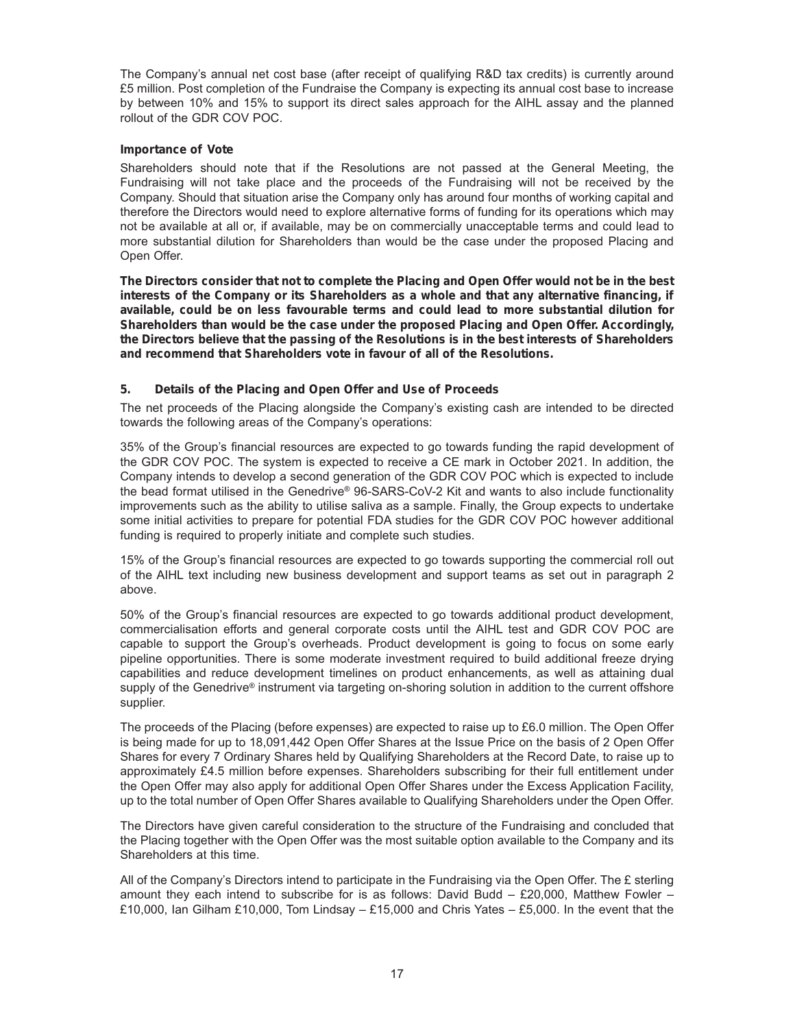The Company's annual net cost base (after receipt of qualifying R&D tax credits) is currently around £5 million. Post completion of the Fundraise the Company is expecting its annual cost base to increase by between 10% and 15% to support its direct sales approach for the AIHL assay and the planned rollout of the GDR COV POC.

**Importance of Vote**

Shareholders should note that if the Resolutions are not passed at the General Meeting, the Fundraising will not take place and the proceeds of the Fundraising will not be received by the Company. Should that situation arise the Company only has around four months of working capital and therefore the Directors would need to explore alternative forms of funding for its operations which may not be available at all or, if available, may be on commercially unacceptable terms and could lead to more substantial dilution for Shareholders than would be the case under the proposed Placing and Open Offer.

**The Directors consider that not to complete the Placing and Open Offer would not be in the best interests of the Company or its Shareholders as a whole and that any alternative financing, if available, could be on less favourable terms and could lead to more substantial dilution for Shareholders than would be the case under the proposed Placing and Open Offer. Accordingly, the Directors believe that the passing of the Resolutions is in the best interests of Shareholders and recommend that Shareholders vote in favour of all of the Resolutions.**

## 5. Details of the Placing and Open Offer and Use of Proceeds

The net proceeds of the Placing alongside the Company's existing cash are intended to be directed towards the following areas of the Company's operations:

35% of the Group's financial resources are expected to go towards funding the rapid development of the GDR COV POC. The system is expected to receive a CE mark in October 2021. In addition, the Company intends to develop a second generation of the GDR COV POC which is expected to include the bead format utilised in the Genedrive® 96-SARS-CoV-2 Kit and wants to also include functionality improvements such as the ability to utilise saliva as a sample. Finally, the Group expects to undertake some initial activities to prepare for potential FDA studies for the GDR COV POC however additional funding is required to properly initiate and complete such studies.

15% of the Group's financial resources are expected to go towards supporting the commercial roll out of the AIHL text including new business development and support teams as set out in paragraph 2 above.

50% of the Group's financial resources are expected to go towards additional product development, commercialisation efforts and general corporate costs until the AIHL test and GDR COV POC are capable to support the Group's overheads. Product development is going to focus on some early pipeline opportunities. There is some moderate investment required to build additional freeze drying capabilities and reduce development timelines on product enhancements, as well as attaining dual supply of the Genedrive® instrument via targeting on-shoring solution in addition to the current offshore supplier.

The proceeds of the Placing (before expenses) are expected to raise up to £6.0 million. The Open Offer is being made for up to 18,091,442 Open Offer Shares at the Issue Price on the basis of 2 Open Offer Shares for every 7 Ordinary Shares held by Qualifying Shareholders at the Record Date, to raise up to approximately £4.5 million before expenses. Shareholders subscribing for their full entitlement under the Open Offer may also apply for additional Open Offer Shares under the Excess Application Facility, up to the total number of Open Offer Shares available to Qualifying Shareholders under the Open Offer.

The Directors have given careful consideration to the structure of the Fundraising and concluded that the Placing together with the Open Offer was the most suitable option available to the Company and its Shareholders at this time.

All of the Company's Directors intend to participate in the Fundraising via the Open Offer. The £ sterling amount they each intend to subscribe for is as follows: David Budd – £20,000, Matthew Fowler – £10,000, Ian Gilham £10,000, Tom Lindsay – £15,000 and Chris Yates – £5,000. In the event that the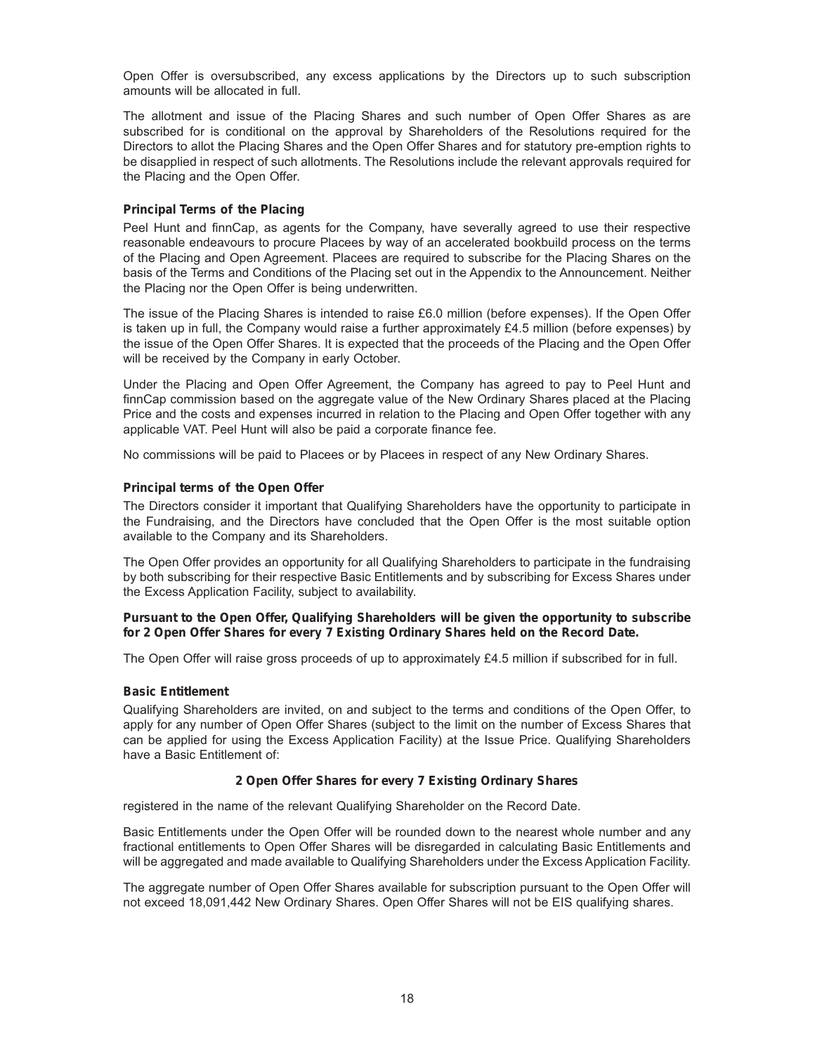Open Offer is oversubscribed, any excess applications by the Directors up to such subscription amounts will be allocated in full.

The allotment and issue of the Placing Shares and such number of Open Offer Shares as are subscribed for is conditional on the approval by Shareholders of the Resolutions required for the Directors to allot the Placing Shares and the Open Offer Shares and for statutory pre-emption rights to be disapplied in respect of such allotments. The Resolutions include the relevant approvals required for the Placing and the Open Offer.

**Principal Terms of the Placing**

Peel Hunt and finnCap, as agents for the Company, have severally agreed to use their respective reasonable endeavours to procure Placees by way of an accelerated bookbuild process on the terms of the Placing and Open Agreement. Placees are required to subscribe for the Placing Shares on the basis of the Terms and Conditions of the Placing set out in the Appendix to the Announcement. Neither the Placing nor the Open Offer is being underwritten.

The issue of the Placing Shares is intended to raise £6.0 million (before expenses). If the Open Offer is taken up in full, the Company would raise a further approximately £4.5 million (before expenses) by the issue of the Open Offer Shares. It is expected that the proceeds of the Placing and the Open Offer will be received by the Company in early October.

Under the Placing and Open Offer Agreement, the Company has agreed to pay to Peel Hunt and finnCap commission based on the aggregate value of the New Ordinary Shares placed at the Placing Price and the costs and expenses incurred in relation to the Placing and Open Offer together with any applicable VAT. Peel Hunt will also be paid a corporate finance fee.

No commissions will be paid to Placees or by Placees in respect of any New Ordinary Shares.

**Principal terms of the Open Offer**

The Directors consider it important that Qualifying Shareholders have the opportunity to participate in the Fundraising, and the Directors have concluded that the Open Offer is the most suitable option available to the Company and its Shareholders.

The Open Offer provides an opportunity for all Qualifying Shareholders to participate in the fundraising by both subscribing for their respective Basic Entitlements and by subscribing for Excess Shares under the Excess Application Facility, subject to availability.

**Pursuant to the Open Offer, Qualifying Shareholders will be given the opportunity to subscribe for 2 Open Offer Shares for every 7 Existing Ordinary Shares held on the Record Date.**

The Open Offer will raise gross proceeds of up to approximately £4.5 million if subscribed for in full.

**Basic Entitlement**

Qualifying Shareholders are invited, on and subject to the terms and conditions of the Open Offer, to apply for any number of Open Offer Shares (subject to the limit on the number of Excess Shares that can be applied for using the Excess Application Facility) at the Issue Price. Qualifying Shareholders have a Basic Entitlement of:

**2 Open Offer Shares for every 7 Existing Ordinary Shares**

registered in the name of the relevant Qualifying Shareholder on the Record Date.

Basic Entitlements under the Open Offer will be rounded down to the nearest whole number and any fractional entitlements to Open Offer Shares will be disregarded in calculating Basic Entitlements and will be aggregated and made available to Qualifying Shareholders under the Excess Application Facility.

The aggregate number of Open Offer Shares available for subscription pursuant to the Open Offer will not exceed 18,091,442 New Ordinary Shares. Open Offer Shares will not be EIS qualifying shares.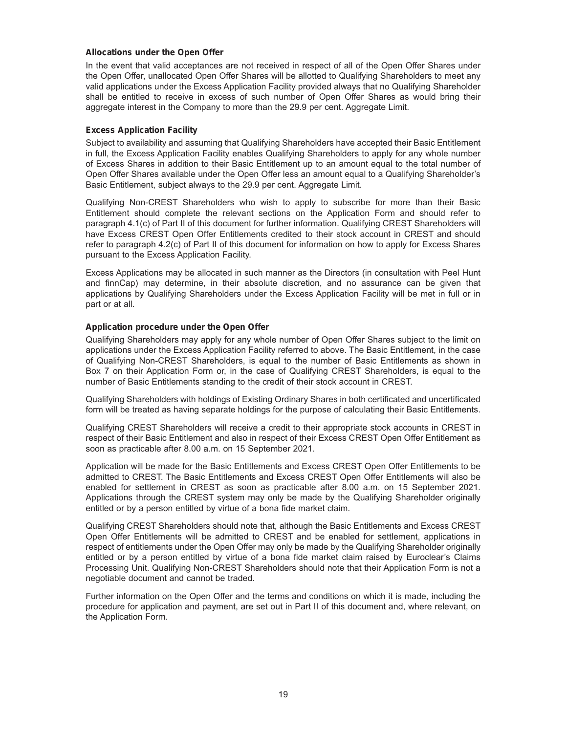**Allocations under the Open Offer**

In the event that valid acceptances are not received in respect of all of the Open Offer Shares under the Open Offer, unallocated Open Offer Shares will be allotted to Qualifying Shareholders to meet any valid applications under the Excess Application Facility provided always that no Qualifying Shareholder shall be entitled to receive in excess of such number of Open Offer Shares as would bring their aggregate interest in the Company to more than the 29.9 per cent. Aggregate Limit.

**Excess Application Facility**

Subject to availability and assuming that Qualifying Shareholders have accepted their Basic Entitlement in full, the Excess Application Facility enables Qualifying Shareholders to apply for any whole number of Excess Shares in addition to their Basic Entitlement up to an amount equal to the total number of Open Offer Shares available under the Open Offer less an amount equal to a Qualifying Shareholder's Basic Entitlement, subject always to the 29.9 per cent. Aggregate Limit.

Qualifying Non-CREST Shareholders who wish to apply to subscribe for more than their Basic Entitlement should complete the relevant sections on the Application Form and should refer to paragraph 4.1(c) of Part II of this document for further information. Qualifying CREST Shareholders will have Excess CREST Open Offer Entitlements credited to their stock account in CREST and should refer to paragraph 4.2(c) of Part II of this document for information on how to apply for Excess Shares pursuant to the Excess Application Facility.

Excess Applications may be allocated in such manner as the Directors (in consultation with Peel Hunt and finnCap) may determine, in their absolute discretion, and no assurance can be given that applications by Qualifying Shareholders under the Excess Application Facility will be met in full or in part or at all.

**Application procedure under the Open Offer**

Qualifying Shareholders may apply for any whole number of Open Offer Shares subject to the limit on applications under the Excess Application Facility referred to above. The Basic Entitlement, in the case of Qualifying Non-CREST Shareholders, is equal to the number of Basic Entitlements as shown in Box 7 on their Application Form or, in the case of Qualifying CREST Shareholders, is equal to the number of Basic Entitlements standing to the credit of their stock account in CREST.

Qualifying Shareholders with holdings of Existing Ordinary Shares in both certificated and uncertificated form will be treated as having separate holdings for the purpose of calculating their Basic Entitlements.

Qualifying CREST Shareholders will receive a credit to their appropriate stock accounts in CREST in respect of their Basic Entitlement and also in respect of their Excess CREST Open Offer Entitlement as soon as practicable after 8.00 a.m. on 15 September 2021.

Application will be made for the Basic Entitlements and Excess CREST Open Offer Entitlements to be admitted to CREST. The Basic Entitlements and Excess CREST Open Offer Entitlements will also be enabled for settlement in CREST as soon as practicable after 8.00 a.m. on 15 September 2021. Applications through the CREST system may only be made by the Qualifying Shareholder originally entitled or by a person entitled by virtue of a bona fide market claim.

Qualifying CREST Shareholders should note that, although the Basic Entitlements and Excess CREST Open Offer Entitlements will be admitted to CREST and be enabled for settlement, applications in respect of entitlements under the Open Offer may only be made by the Qualifying Shareholder originally entitled or by a person entitled by virtue of a bona fide market claim raised by Euroclear's Claims Processing Unit. Qualifying Non-CREST Shareholders should note that their Application Form is not a negotiable document and cannot be traded.

Further information on the Open Offer and the terms and conditions on which it is made, including the procedure for application and payment, are set out in Part II of this document and, where relevant, on the Application Form.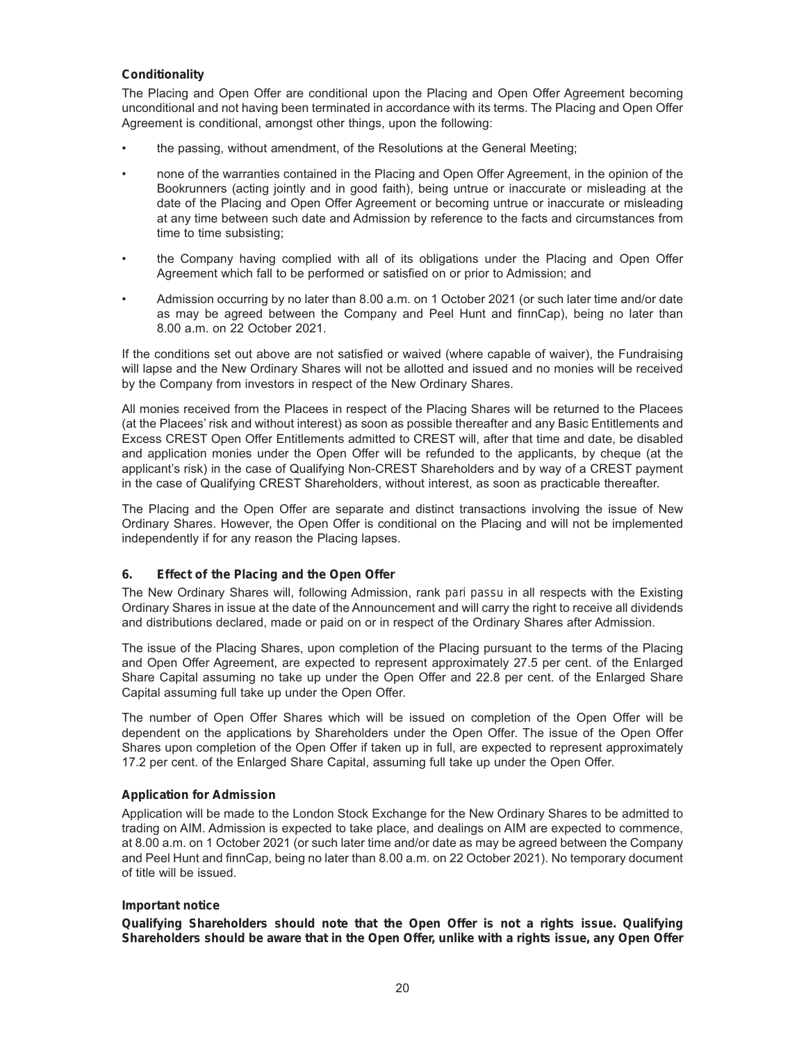**Conditionality**

The Placing and Open Offer are conditional upon the Placing and Open Offer Agreement becoming unconditional and not having been terminated in accordance with its terms. The Placing and Open Offer Agreement is conditional, amongst other things, upon the following:

- the passing, without amendment, of the Resolutions at the General Meeting;
- none of the warranties contained in the Placing and Open Offer Agreement, in the opinion of the Bookrunners (acting jointly and in good faith), being untrue or inaccurate or misleading at the date of the Placing and Open Offer Agreement or becoming untrue or inaccurate or misleading at any time between such date and Admission by reference to the facts and circumstances from time to time subsisting;
- the Company having complied with all of its obligations under the Placing and Open Offer Agreement which fall to be performed or satisfied on or prior to Admission; and
- Admission occurring by no later than 8.00 a.m. on 1 October 2021 (or such later time and/or date as may be agreed between the Company and Peel Hunt and finnCap), being no later than 8.00 a.m. on 22 October 2021.

If the conditions set out above are not satisfied or waived (where capable of waiver), the Fundraising will lapse and the New Ordinary Shares will not be allotted and issued and no monies will be received by the Company from investors in respect of the New Ordinary Shares.

All monies received from the Placees in respect of the Placing Shares will be returned to the Placees (at the Placees' risk and without interest) as soon as possible thereafter and any Basic Entitlements and Excess CREST Open Offer Entitlements admitted to CREST will, after that time and date, be disabled and application monies under the Open Offer will be refunded to the applicants, by cheque (at the applicant's risk) in the case of Qualifying Non-CREST Shareholders and by way of a CREST payment in the case of Qualifying CREST Shareholders, without interest, as soon as practicable thereafter.

The Placing and the Open Offer are separate and distinct transactions involving the issue of New Ordinary Shares. However, the Open Offer is conditional on the Placing and will not be implemented independently if for any reason the Placing lapses.

## 6. Effect of the Placing and the Open Offer

The New Ordinary Shares will, following Admission, rank *pari passu* in all respects with the Existing Ordinary Shares in issue at the date of the Announcement and will carry the right to receive all dividends and distributions declared, made or paid on or in respect of the Ordinary Shares after Admission.

The issue of the Placing Shares, upon completion of the Placing pursuant to the terms of the Placing and Open Offer Agreement, are expected to represent approximately 27.5 per cent. of the Enlarged Share Capital assuming no take up under the Open Offer and 22.8 per cent. of the Enlarged Share Capital assuming full take up under the Open Offer.

The number of Open Offer Shares which will be issued on completion of the Open Offer will be dependent on the applications by Shareholders under the Open Offer. The issue of the Open Offer Shares upon completion of the Open Offer if taken up in full, are expected to represent approximately 17.2 per cent. of the Enlarged Share Capital, assuming full take up under the Open Offer.

**Application for Admission**

Application will be made to the London Stock Exchange for the New Ordinary Shares to be admitted to trading on AIM. Admission is expected to take place, and dealings on AIM are expected to commence, at 8.00 a.m. on 1 October 2021 (or such later time and/or date as may be agreed between the Company and Peel Hunt and finnCap, being no later than 8.00 a.m. on 22 October 2021). No temporary document of title will be issued.

**Important notice**

**Qualifying Shareholders should note that the Open Offer is not a rights issue. Qualifying Shareholders should be aware that in the Open Offer, unlike with a rights issue, any Open Offer**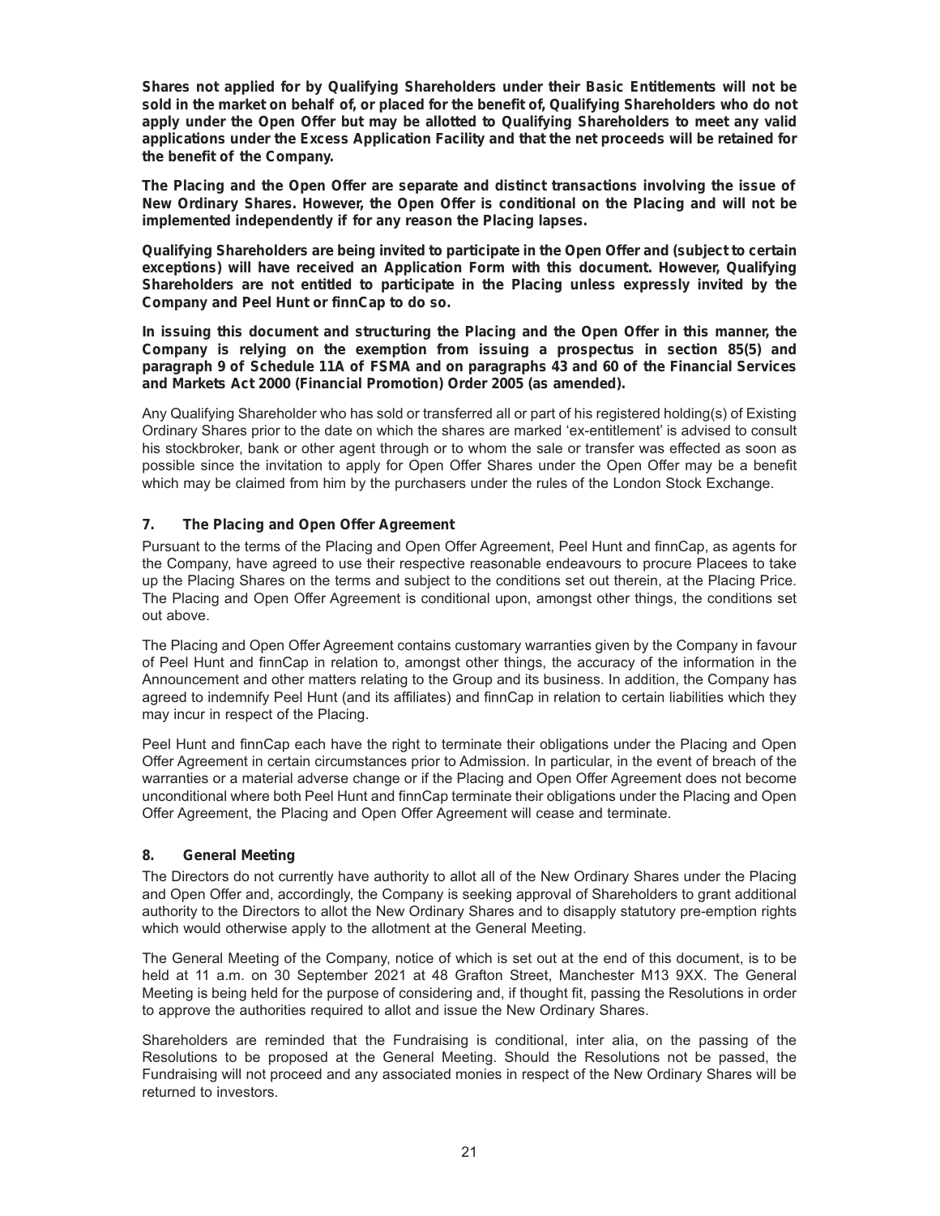**Shares not applied for by Qualifying Shareholders under their Basic Entitlements will not be sold in the market on behalf of, or placed for the benefit of, Qualifying Shareholders who do not apply under the Open Offer but may be allotted to Qualifying Shareholders to meet any valid applications under the Excess Application Facility and that the net proceeds will be retained for the benefit of the Company.**

**The Placing and the Open Offer are separate and distinct transactions involving the issue of New Ordinary Shares. However, the Open Offer is conditional on the Placing and will not be implemented independently if for any reason the Placing lapses.**

**Qualifying Shareholders are being invited to participate in the Open Offer and (subject to certain exceptions) will have received an Application Form with this document. However, Qualifying Shareholders are not entitled to participate in the Placing unless expressly invited by the Company and Peel Hunt or finnCap to do so.**

**In issuing this document and structuring the Placing and the Open Offer in this manner, the Company is relying on the exemption from issuing a prospectus in section 85(5) and paragraph 9 of Schedule 11A of FSMA and on paragraphs 43 and 60 of the Financial Services and Markets Act 2000 (Financial Promotion) Order 2005 (as amended).**

Any Qualifying Shareholder who has sold or transferred all or part of his registered holding(s) of Existing Ordinary Shares prior to the date on which the shares are marked 'ex-entitlement' is advised to consult his stockbroker, bank or other agent through or to whom the sale or transfer was effected as soon as possible since the invitation to apply for Open Offer Shares under the Open Offer may be a benefit which may be claimed from him by the purchasers under the rules of the London Stock Exchange.

## 7. The Placing and Open Offer Agreement

Pursuant to the terms of the Placing and Open Offer Agreement, Peel Hunt and finnCap, as agents for the Company, have agreed to use their respective reasonable endeavours to procure Placees to take up the Placing Shares on the terms and subject to the conditions set out therein, at the Placing Price. The Placing and Open Offer Agreement is conditional upon, amongst other things, the conditions set out above.

The Placing and Open Offer Agreement contains customary warranties given by the Company in favour of Peel Hunt and finnCap in relation to, amongst other things, the accuracy of the information in the Announcement and other matters relating to the Group and its business. In addition, the Company has agreed to indemnify Peel Hunt (and its affiliates) and finnCap in relation to certain liabilities which they may incur in respect of the Placing.

Peel Hunt and finnCap each have the right to terminate their obligations under the Placing and Open Offer Agreement in certain circumstances prior to Admission. In particular, in the event of breach of the warranties or a material adverse change or if the Placing and Open Offer Agreement does not become unconditional where both Peel Hunt and finnCap terminate their obligations under the Placing and Open Offer Agreement, the Placing and Open Offer Agreement will cease and terminate.

## 8. General Meeting

The Directors do not currently have authority to allot all of the New Ordinary Shares under the Placing and Open Offer and, accordingly, the Company is seeking approval of Shareholders to grant additional authority to the Directors to allot the New Ordinary Shares and to disapply statutory pre-emption rights which would otherwise apply to the allotment at the General Meeting.

The General Meeting of the Company, notice of which is set out at the end of this document, is to be held at 11 a.m. on 30 September 2021 at 48 Grafton Street, Manchester M13 9XX. The General Meeting is being held for the purpose of considering and, if thought fit, passing the Resolutions in order to approve the authorities required to allot and issue the New Ordinary Shares.

Shareholders are reminded that the Fundraising is conditional, inter alia, on the passing of the Resolutions to be proposed at the General Meeting. Should the Resolutions not be passed, the Fundraising will not proceed and any associated monies in respect of the New Ordinary Shares will be returned to investors.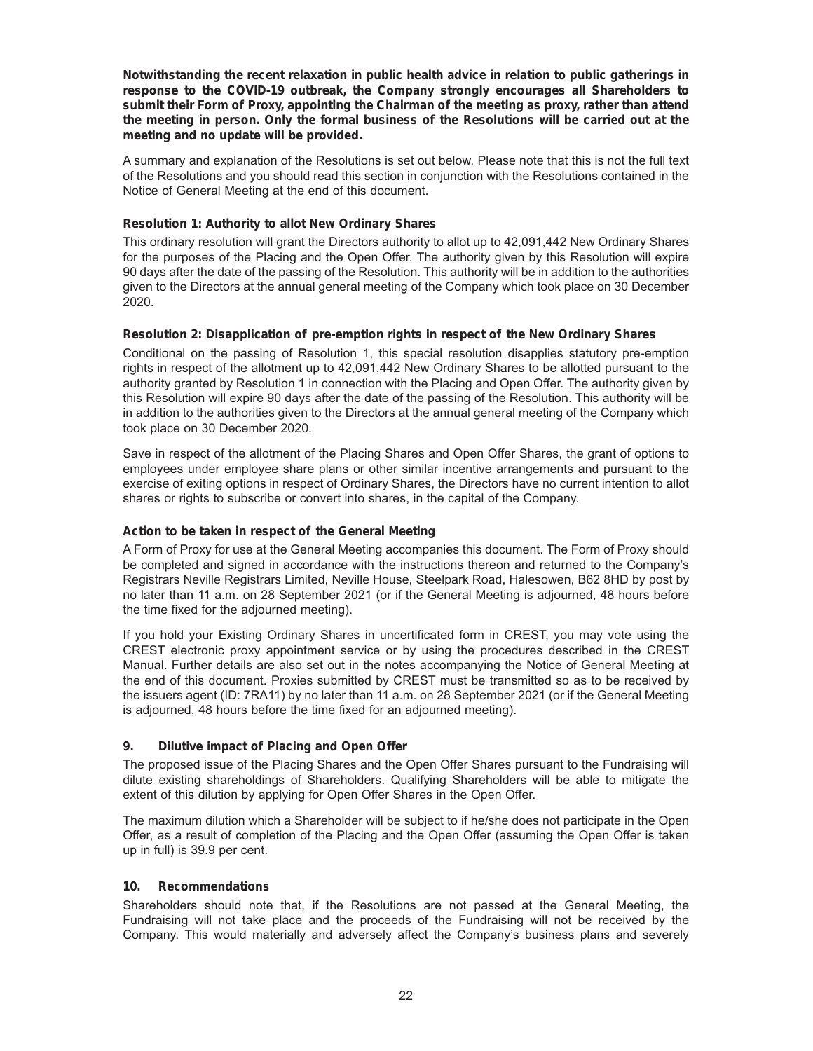**Notwithstanding the recent relaxation in public health advice in relation to public gatherings in response to the COVID-19 outbreak, the Company strongly encourages all Shareholders to submit their Form of Proxy, appointing the Chairman of the meeting as proxy, rather than attend the meeting in person. Only the formal business of the Resolutions will be carried out at the meeting and no update will be provided.**

A summary and explanation of the Resolutions is set out below. Please note that this is not the full text of the Resolutions and you should read this section in conjunction with the Resolutions contained in the Notice of General Meeting at the end of this document.

**Resolution 1: Authority to allot New Ordinary Shares**

This ordinary resolution will grant the Directors authority to allot up to 42,091,442 New Ordinary Shares for the purposes of the Placing and the Open Offer. The authority given by this Resolution will expire 90 days after the date of the passing of the Resolution. This authority will be in addition to the authorities given to the Directors at the annual general meeting of the Company which took place on 30 December 2020.

**Resolution 2: Disapplication of pre-emption rights in respect of the New Ordinary Shares**

Conditional on the passing of Resolution 1, this special resolution disapplies statutory pre-emption rights in respect of the allotment up to 42,091,442 New Ordinary Shares to be allotted pursuant to the authority granted by Resolution 1 in connection with the Placing and Open Offer. The authority given by this Resolution will expire 90 days after the date of the passing of the Resolution. This authority will be in addition to the authorities given to the Directors at the annual general meeting of the Company which took place on 30 December 2020.

Save in respect of the allotment of the Placing Shares and Open Offer Shares, the grant of options to employees under employee share plans or other similar incentive arrangements and pursuant to the exercise of exiting options in respect of Ordinary Shares, the Directors have no current intention to allot shares or rights to subscribe or convert into shares, in the capital of the Company.

**Action to be taken in respect of the General Meeting**

A Form of Proxy for use at the General Meeting accompanies this document. The Form of Proxy should be completed and signed in accordance with the instructions thereon and returned to the Company's Registrars Neville Registrars Limited, Neville House, Steelpark Road, Halesowen, B62 8HD by post by no later than 11 a.m. on 28 September 2021 (or if the General Meeting is adjourned, 48 hours before the time fixed for the adjourned meeting).

If you hold your Existing Ordinary Shares in uncertificated form in CREST, you may vote using the CREST electronic proxy appointment service or by using the procedures described in the CREST Manual. Further details are also set out in the notes accompanying the Notice of General Meeting at the end of this document. Proxies submitted by CREST must be transmitted so as to be received by the issuers agent (ID: 7RA11) by no later than 11 a.m. on 28 September 2021 (or if the General Meeting is adjourned, 48 hours before the time fixed for an adjourned meeting).

## 9. Dilutive impact of Placing and Open Offer

The proposed issue of the Placing Shares and the Open Offer Shares pursuant to the Fundraising will dilute existing shareholdings of Shareholders. Qualifying Shareholders will be able to mitigate the extent of this dilution by applying for Open Offer Shares in the Open Offer.

The maximum dilution which a Shareholder will be subject to if he/she does not participate in the Open Offer, as a result of completion of the Placing and the Open Offer (assuming the Open Offer is taken up in full) is 39.9 per cent.

## 10. Recommendations

Shareholders should note that, if the Resolutions are not passed at the General Meeting, the Fundraising will not take place and the proceeds of the Fundraising will not be received by the Company. This would materially and adversely affect the Company's business plans and severely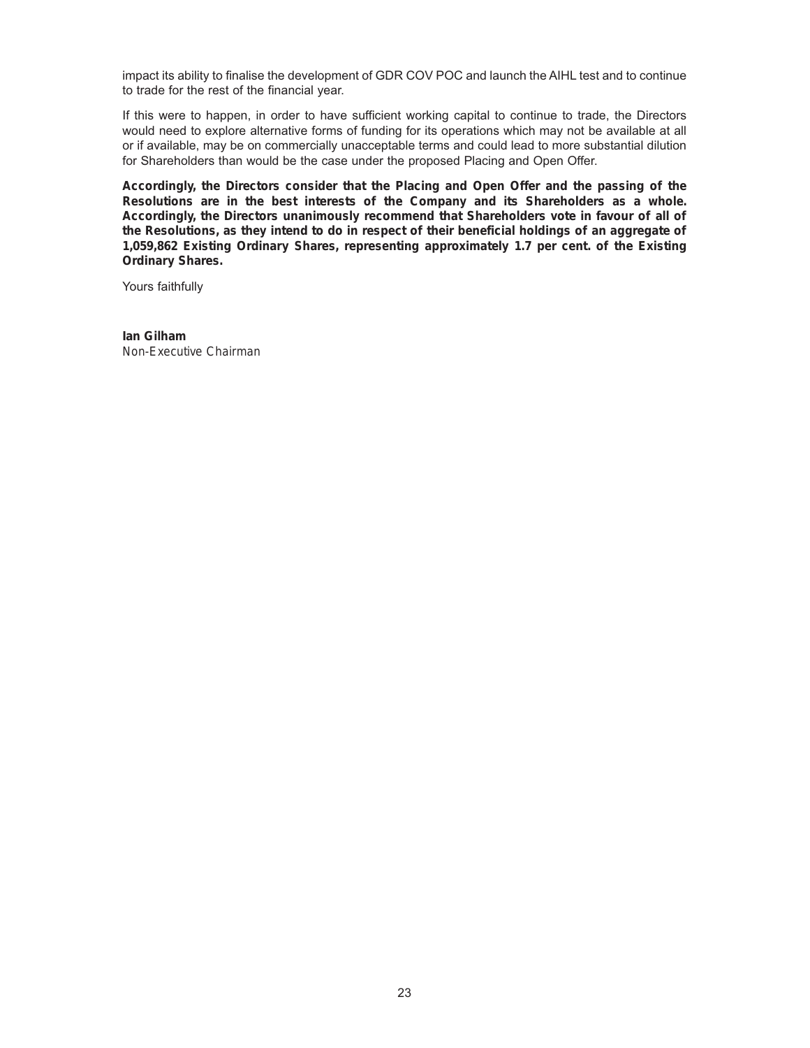impact its ability to finalise the development of GDR COV POC and launch the AIHL test and to continue to trade for the rest of the financial year.

If this were to happen, in order to have sufficient working capital to continue to trade, the Directors would need to explore alternative forms of funding for its operations which may not be available at all or if available, may be on commercially unacceptable terms and could lead to more substantial dilution for Shareholders than would be the case under the proposed Placing and Open Offer.

**Accordingly, the Directors consider that the Placing and Open Offer and the passing of the Resolutions are in the best interests of the Company and its Shareholders as a whole. Accordingly, the Directors unanimously recommend that Shareholders vote in favour of all of the Resolutions, as they intend to do in respect of their beneficial holdings of an aggregate of 1,059,862 Existing Ordinary Shares, representing approximately 1.7 per cent. of the Existing Ordinary Shares.**

Yours faithfully

**Ian Gilham**
*Non-Executive Chairman*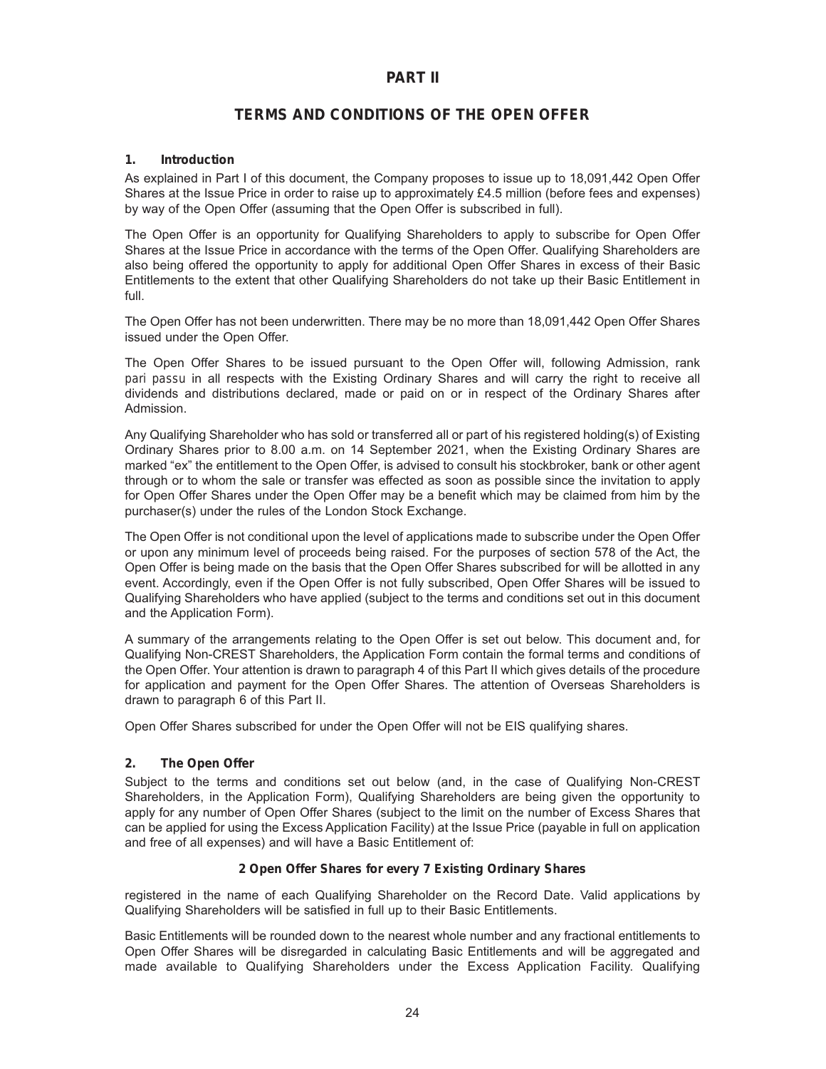# PART II

## TERMS AND CONDITIONS OF THE OPEN OFFER

### 1. Introduction

As explained in Part I of this document, the Company proposes to issue up to 18,091,442 Open Offer Shares at the Issue Price in order to raise up to approximately £4.5 million (before fees and expenses) by way of the Open Offer (assuming that the Open Offer is subscribed in full).

The Open Offer is an opportunity for Qualifying Shareholders to apply to subscribe for Open Offer Shares at the Issue Price in accordance with the terms of the Open Offer. Qualifying Shareholders are also being offered the opportunity to apply for additional Open Offer Shares in excess of their Basic Entitlements to the extent that other Qualifying Shareholders do not take up their Basic Entitlement in full.

The Open Offer has not been underwritten. There may be no more than 18,091,442 Open Offer Shares issued under the Open Offer.

The Open Offer Shares to be issued pursuant to the Open Offer will, following Admission, rank *pari passu* in all respects with the Existing Ordinary Shares and will carry the right to receive all dividends and distributions declared, made or paid on or in respect of the Ordinary Shares after Admission.

Any Qualifying Shareholder who has sold or transferred all or part of his registered holding(s) of Existing Ordinary Shares prior to 8.00 a.m. on 14 September 2021, when the Existing Ordinary Shares are marked "ex" the entitlement to the Open Offer, is advised to consult his stockbroker, bank or other agent through or to whom the sale or transfer was effected as soon as possible since the invitation to apply for Open Offer Shares under the Open Offer may be a benefit which may be claimed from him by the purchaser(s) under the rules of the London Stock Exchange.

The Open Offer is not conditional upon the level of applications made to subscribe under the Open Offer or upon any minimum level of proceeds being raised. For the purposes of section 578 of the Act, the Open Offer is being made on the basis that the Open Offer Shares subscribed for will be allotted in any event. Accordingly, even if the Open Offer is not fully subscribed, Open Offer Shares will be issued to Qualifying Shareholders who have applied (subject to the terms and conditions set out in this document and the Application Form).

A summary of the arrangements relating to the Open Offer is set out below. This document and, for Qualifying Non-CREST Shareholders, the Application Form contain the formal terms and conditions of the Open Offer. Your attention is drawn to paragraph 4 of this Part II which gives details of the procedure for application and payment for the Open Offer Shares. The attention of Overseas Shareholders is drawn to paragraph 6 of this Part II.

Open Offer Shares subscribed for under the Open Offer will not be EIS qualifying shares.

### 2. The Open Offer

Subject to the terms and conditions set out below (and, in the case of Qualifying Non-CREST Shareholders, in the Application Form), Qualifying Shareholders are being given the opportunity to apply for any number of Open Offer Shares (subject to the limit on the number of Excess Shares that can be applied for using the Excess Application Facility) at the Issue Price (payable in full on application and free of all expenses) and will have a Basic Entitlement of:

**2 Open Offer Shares for every 7 Existing Ordinary Shares**

registered in the name of each Qualifying Shareholder on the Record Date. Valid applications by Qualifying Shareholders will be satisfied in full up to their Basic Entitlements.

Basic Entitlements will be rounded down to the nearest whole number and any fractional entitlements to Open Offer Shares will be disregarded in calculating Basic Entitlements and will be aggregated and made available to Qualifying Shareholders under the Excess Application Facility. Qualifying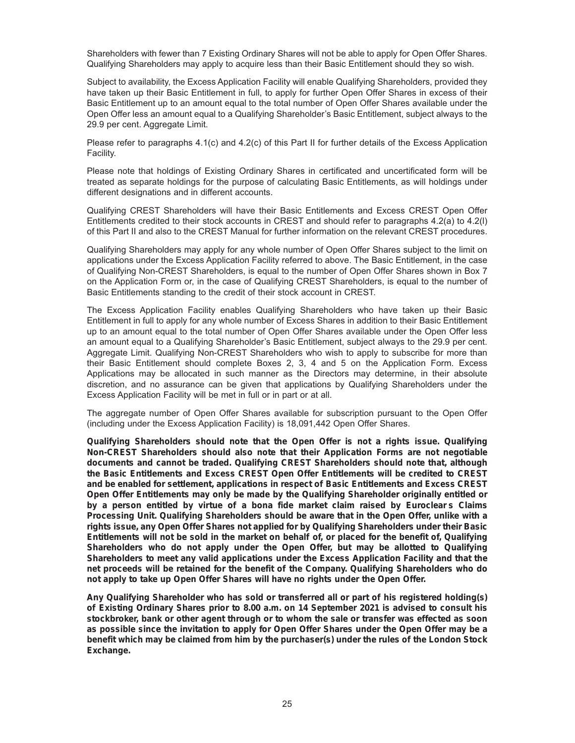Shareholders with fewer than 7 Existing Ordinary Shares will not be able to apply for Open Offer Shares. Qualifying Shareholders may apply to acquire less than their Basic Entitlement should they so wish.

Subject to availability, the Excess Application Facility will enable Qualifying Shareholders, provided they have taken up their Basic Entitlement in full, to apply for further Open Offer Shares in excess of their Basic Entitlement up to an amount equal to the total number of Open Offer Shares available under the Open Offer less an amount equal to a Qualifying Shareholder's Basic Entitlement, subject always to the 29.9 per cent. Aggregate Limit.

Please refer to paragraphs 4.1(c) and 4.2(c) of this Part II for further details of the Excess Application Facility.

Please note that holdings of Existing Ordinary Shares in certificated and uncertificated form will be treated as separate holdings for the purpose of calculating Basic Entitlements, as will holdings under different designations and in different accounts.

Qualifying CREST Shareholders will have their Basic Entitlements and Excess CREST Open Offer Entitlements credited to their stock accounts in CREST and should refer to paragraphs 4.2(a) to 4.2(l) of this Part II and also to the CREST Manual for further information on the relevant CREST procedures.

Qualifying Shareholders may apply for any whole number of Open Offer Shares subject to the limit on applications under the Excess Application Facility referred to above. The Basic Entitlement, in the case of Qualifying Non-CREST Shareholders, is equal to the number of Open Offer Shares shown in Box 7 on the Application Form or, in the case of Qualifying CREST Shareholders, is equal to the number of Basic Entitlements standing to the credit of their stock account in CREST.

The Excess Application Facility enables Qualifying Shareholders who have taken up their Basic Entitlement in full to apply for any whole number of Excess Shares in addition to their Basic Entitlement up to an amount equal to the total number of Open Offer Shares available under the Open Offer less an amount equal to a Qualifying Shareholder's Basic Entitlement, subject always to the 29.9 per cent. Aggregate Limit. Qualifying Non-CREST Shareholders who wish to apply to subscribe for more than their Basic Entitlement should complete Boxes 2, 3, 4 and 5 on the Application Form. Excess Applications may be allocated in such manner as the Directors may determine, in their absolute discretion, and no assurance can be given that applications by Qualifying Shareholders under the Excess Application Facility will be met in full or in part or at all.

The aggregate number of Open Offer Shares available for subscription pursuant to the Open Offer (including under the Excess Application Facility) is 18,091,442 Open Offer Shares.

**Qualifying Shareholders should note that the Open Offer is not a rights issue. Qualifying Non-CREST Shareholders should also note that their Application Forms are not negotiable documents and cannot be traded. Qualifying CREST Shareholders should note that, although the Basic Entitlements and Excess CREST Open Offer Entitlements will be credited to CREST and be enabled for settlement, applications in respect of Basic Entitlements and Excess CREST Open Offer Entitlements may only be made by the Qualifying Shareholder originally entitled or by a person entitled by virtue of a bona fide market claim raised by Euroclear s Claims Processing Unit. Qualifying Shareholders should be aware that in the Open Offer, unlike with a rights issue, any Open Offer Shares not applied for by Qualifying Shareholders under their Basic Entitlements will not be sold in the market on behalf of, or placed for the benefit of, Qualifying Shareholders who do not apply under the Open Offer, but may be allotted to Qualifying Shareholders to meet any valid applications under the Excess Application Facility and that the net proceeds will be retained for the benefit of the Company. Qualifying Shareholders who do not apply to take up Open Offer Shares will have no rights under the Open Offer.**

**Any Qualifying Shareholder who has sold or transferred all or part of his registered holding(s) of Existing Ordinary Shares prior to 8.00 a.m. on 14 September 2021 is advised to consult his stockbroker, bank or other agent through or to whom the sale or transfer was effected as soon as possible since the invitation to apply for Open Offer Shares under the Open Offer may be a benefit which may be claimed from him by the purchaser(s) under the rules of the London Stock Exchange.**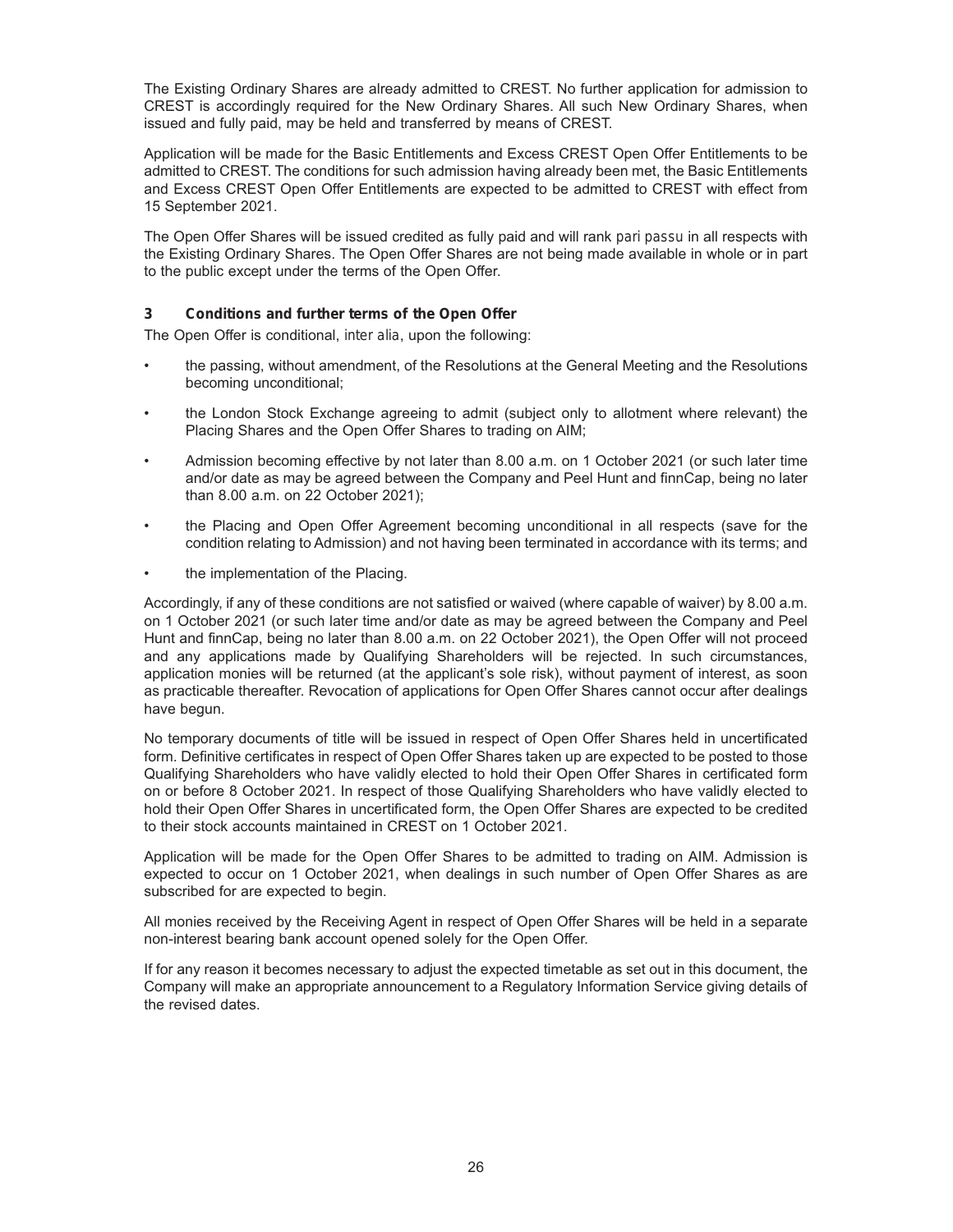The Existing Ordinary Shares are already admitted to CREST. No further application for admission to CREST is accordingly required for the New Ordinary Shares. All such New Ordinary Shares, when issued and fully paid, may be held and transferred by means of CREST.

Application will be made for the Basic Entitlements and Excess CREST Open Offer Entitlements to be admitted to CREST. The conditions for such admission having already been met, the Basic Entitlements and Excess CREST Open Offer Entitlements are expected to be admitted to CREST with effect from 15 September 2021.

The Open Offer Shares will be issued credited as fully paid and will rank *pari passu* in all respects with the Existing Ordinary Shares. The Open Offer Shares are not being made available in whole or in part to the public except under the terms of the Open Offer.

### 3 Conditions and further terms of the Open Offer

The Open Offer is conditional, *inter alia*, upon the following:

- the passing, without amendment, of the Resolutions at the General Meeting and the Resolutions becoming unconditional;
- the London Stock Exchange agreeing to admit (subject only to allotment where relevant) the Placing Shares and the Open Offer Shares to trading on AIM;
- Admission becoming effective by not later than 8.00 a.m. on 1 October 2021 (or such later time and/or date as may be agreed between the Company and Peel Hunt and finnCap, being no later than 8.00 a.m. on 22 October 2021);
- the Placing and Open Offer Agreement becoming unconditional in all respects (save for the condition relating to Admission) and not having been terminated in accordance with its terms; and
- the implementation of the Placing.

Accordingly, if any of these conditions are not satisfied or waived (where capable of waiver) by 8.00 a.m. on 1 October 2021 (or such later time and/or date as may be agreed between the Company and Peel Hunt and finnCap, being no later than 8.00 a.m. on 22 October 2021), the Open Offer will not proceed and any applications made by Qualifying Shareholders will be rejected. In such circumstances, application monies will be returned (at the applicant's sole risk), without payment of interest, as soon as practicable thereafter. Revocation of applications for Open Offer Shares cannot occur after dealings have begun.

No temporary documents of title will be issued in respect of Open Offer Shares held in uncertificated form. Definitive certificates in respect of Open Offer Shares taken up are expected to be posted to those Qualifying Shareholders who have validly elected to hold their Open Offer Shares in certificated form on or before 8 October 2021. In respect of those Qualifying Shareholders who have validly elected to hold their Open Offer Shares in uncertificated form, the Open Offer Shares are expected to be credited to their stock accounts maintained in CREST on 1 October 2021.

Application will be made for the Open Offer Shares to be admitted to trading on AIM. Admission is expected to occur on 1 October 2021, when dealings in such number of Open Offer Shares as are subscribed for are expected to begin.

All monies received by the Receiving Agent in respect of Open Offer Shares will be held in a separate non-interest bearing bank account opened solely for the Open Offer.

If for any reason it becomes necessary to adjust the expected timetable as set out in this document, the Company will make an appropriate announcement to a Regulatory Information Service giving details of the revised dates.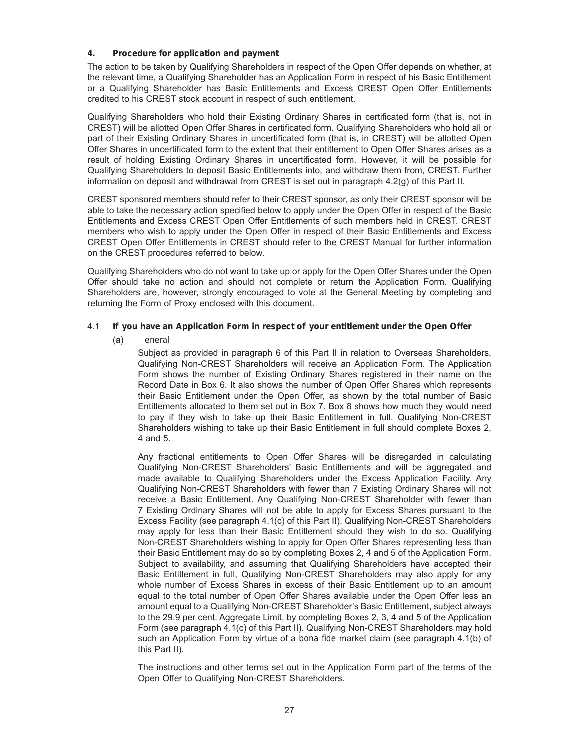**4. Procedure for application and payment**

The action to be taken by Qualifying Shareholders in respect of the Open Offer depends on whether, at the relevant time, a Qualifying Shareholder has an Application Form in respect of his Basic Entitlement or a Qualifying Shareholder has Basic Entitlements and Excess CREST Open Offer Entitlements credited to his CREST stock account in respect of such entitlement.

Qualifying Shareholders who hold their Existing Ordinary Shares in certificated form (that is, not in CREST) will be allotted Open Offer Shares in certificated form. Qualifying Shareholders who hold all or part of their Existing Ordinary Shares in uncertificated form (that is, in CREST) will be allotted Open Offer Shares in uncertificated form to the extent that their entitlement to Open Offer Shares arises as a result of holding Existing Ordinary Shares in uncertificated form. However, it will be possible for Qualifying Shareholders to deposit Basic Entitlements into, and withdraw them from, CREST. Further information on deposit and withdrawal from CREST is set out in paragraph 4.2(g) of this Part II.

CREST sponsored members should refer to their CREST sponsor, as only their CREST sponsor will be able to take the necessary action specified below to apply under the Open Offer in respect of the Basic Entitlements and Excess CREST Open Offer Entitlements of such members held in CREST. CREST members who wish to apply under the Open Offer in respect of their Basic Entitlements and Excess CREST Open Offer Entitlements in CREST should refer to the CREST Manual for further information on the CREST procedures referred to below.

Qualifying Shareholders who do not want to take up or apply for the Open Offer Shares under the Open Offer should take no action and should not complete or return the Application Form. Qualifying Shareholders are, however, strongly encouraged to vote at the General Meeting by completing and returning the Form of Proxy enclosed with this document.

4.1 **If you have an Application Form in respect of your entitlement under the Open Offer**

(a) *eneral*

Subject as provided in paragraph 6 of this Part II in relation to Overseas Shareholders, Qualifying Non-CREST Shareholders will receive an Application Form. The Application Form shows the number of Existing Ordinary Shares registered in their name on the Record Date in Box 6. It also shows the number of Open Offer Shares which represents their Basic Entitlement under the Open Offer, as shown by the total number of Basic Entitlements allocated to them set out in Box 7. Box 8 shows how much they would need to pay if they wish to take up their Basic Entitlement in full. Qualifying Non-CREST Shareholders wishing to take up their Basic Entitlement in full should complete Boxes 2, 4 and 5.

Any fractional entitlements to Open Offer Shares will be disregarded in calculating Qualifying Non-CREST Shareholders' Basic Entitlements and will be aggregated and made available to Qualifying Shareholders under the Excess Application Facility. Any Qualifying Non-CREST Shareholders with fewer than 7 Existing Ordinary Shares will not receive a Basic Entitlement. Any Qualifying Non-CREST Shareholder with fewer than 7 Existing Ordinary Shares will not be able to apply for Excess Shares pursuant to the Excess Facility (see paragraph 4.1(c) of this Part II). Qualifying Non-CREST Shareholders may apply for less than their Basic Entitlement should they wish to do so. Qualifying Non-CREST Shareholders wishing to apply for Open Offer Shares representing less than their Basic Entitlement may do so by completing Boxes 2, 4 and 5 of the Application Form. Subject to availability, and assuming that Qualifying Shareholders have accepted their Basic Entitlement in full, Qualifying Non-CREST Shareholders may also apply for any whole number of Excess Shares in excess of their Basic Entitlement up to an amount equal to the total number of Open Offer Shares available under the Open Offer less an amount equal to a Qualifying Non-CREST Shareholder's Basic Entitlement, subject always to the 29.9 per cent. Aggregate Limit, by completing Boxes 2, 3, 4 and 5 of the Application Form (see paragraph 4.1(c) of this Part II). Qualifying Non-CREST Shareholders may hold such an Application Form by virtue of a *bona fide* market claim (see paragraph 4.1(b) of this Part II).

The instructions and other terms set out in the Application Form part of the terms of the Open Offer to Qualifying Non-CREST Shareholders.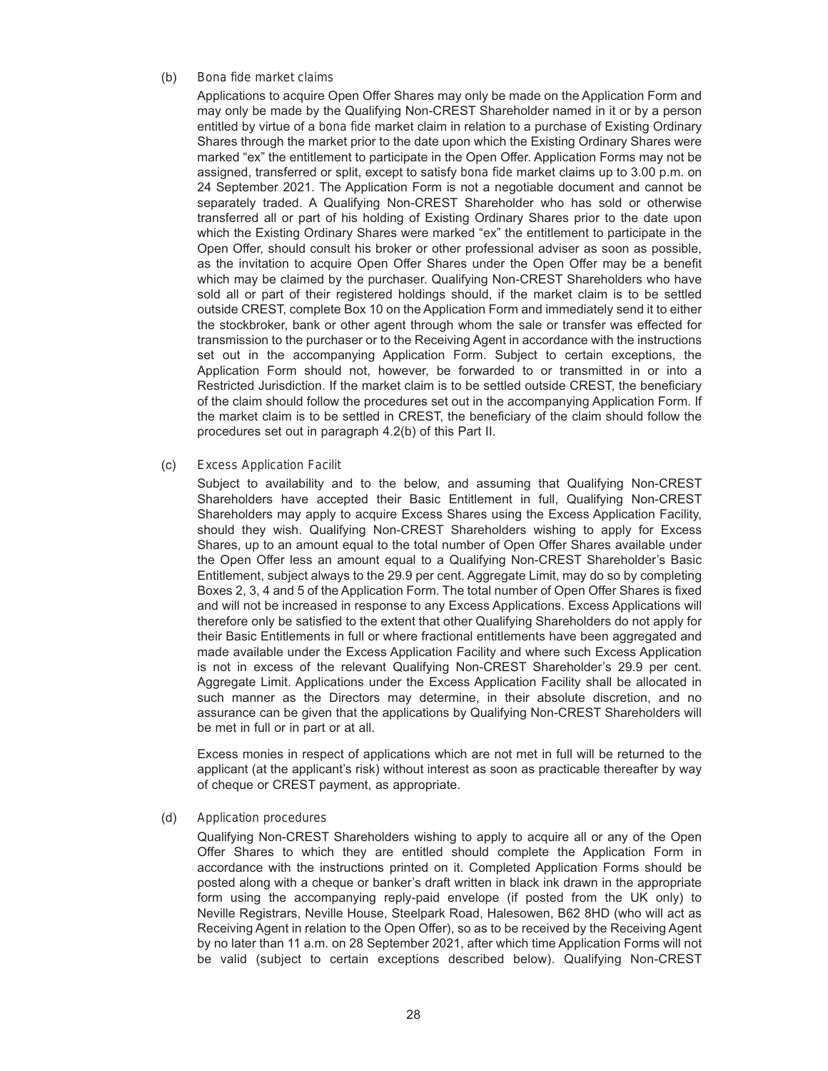(b) *Bona fide market claims*

Applications to acquire Open Offer Shares may only be made on the Application Form and may only be made by the Qualifying Non-CREST Shareholder named in it or by a person entitled by virtue of a *bona fide* market claim in relation to a purchase of Existing Ordinary Shares through the market prior to the date upon which the Existing Ordinary Shares were marked "ex" the entitlement to participate in the Open Offer. Application Forms may not be assigned, transferred or split, except to satisfy *bona fide* market claims up to 3.00 p.m. on 24 September 2021. The Application Form is not a negotiable document and cannot be separately traded. A Qualifying Non-CREST Shareholder who has sold or otherwise transferred all or part of his holding of Existing Ordinary Shares prior to the date upon which the Existing Ordinary Shares were marked "ex" the entitlement to participate in the Open Offer, should consult his broker or other professional adviser as soon as possible, as the invitation to acquire Open Offer Shares under the Open Offer may be a benefit which may be claimed by the purchaser. Qualifying Non-CREST Shareholders who have sold all or part of their registered holdings should, if the market claim is to be settled outside CREST, complete Box 10 on the Application Form and immediately send it to either the stockbroker, bank or other agent through whom the sale or transfer was effected for transmission to the purchaser or to the Receiving Agent in accordance with the instructions set out in the accompanying Application Form. Subject to certain exceptions, the Application Form should not, however, be forwarded to or transmitted in or into a Restricted Jurisdiction. If the market claim is to be settled outside CREST, the beneficiary of the claim should follow the procedures set out in the accompanying Application Form. If the market claim is to be settled in CREST, the beneficiary of the claim should follow the procedures set out in paragraph 4.2(b) of this Part II.

(c) *Excess Application Facilit*

Subject to availability and to the below, and assuming that Qualifying Non-CREST Shareholders have accepted their Basic Entitlement in full, Qualifying Non-CREST Shareholders may apply to acquire Excess Shares using the Excess Application Facility, should they wish. Qualifying Non-CREST Shareholders wishing to apply for Excess Shares, up to an amount equal to the total number of Open Offer Shares available under the Open Offer less an amount equal to a Qualifying Non-CREST Shareholder's Basic Entitlement, subject always to the 29.9 per cent. Aggregate Limit, may do so by completing Boxes 2, 3, 4 and 5 of the Application Form. The total number of Open Offer Shares is fixed and will not be increased in response to any Excess Applications. Excess Applications will therefore only be satisfied to the extent that other Qualifying Shareholders do not apply for their Basic Entitlements in full or where fractional entitlements have been aggregated and made available under the Excess Application Facility and where such Excess Application is not in excess of the relevant Qualifying Non-CREST Shareholder's 29.9 per cent. Aggregate Limit. Applications under the Excess Application Facility shall be allocated in such manner as the Directors may determine, in their absolute discretion, and no assurance can be given that the applications by Qualifying Non-CREST Shareholders will be met in full or in part or at all.

Excess monies in respect of applications which are not met in full will be returned to the applicant (at the applicant's risk) without interest as soon as practicable thereafter by way of cheque or CREST payment, as appropriate.

(d) *Application procedures*

Qualifying Non-CREST Shareholders wishing to apply to acquire all or any of the Open Offer Shares to which they are entitled should complete the Application Form in accordance with the instructions printed on it. Completed Application Forms should be posted along with a cheque or banker's draft written in black ink drawn in the appropriate form using the accompanying reply-paid envelope (if posted from the UK only) to Neville Registrars, Neville House, Steelpark Road, Halesowen, B62 8HD (who will act as Receiving Agent in relation to the Open Offer), so as to be received by the Receiving Agent by no later than 11 a.m. on 28 September 2021, after which time Application Forms will not be valid (subject to certain exceptions described below). Qualifying Non-CREST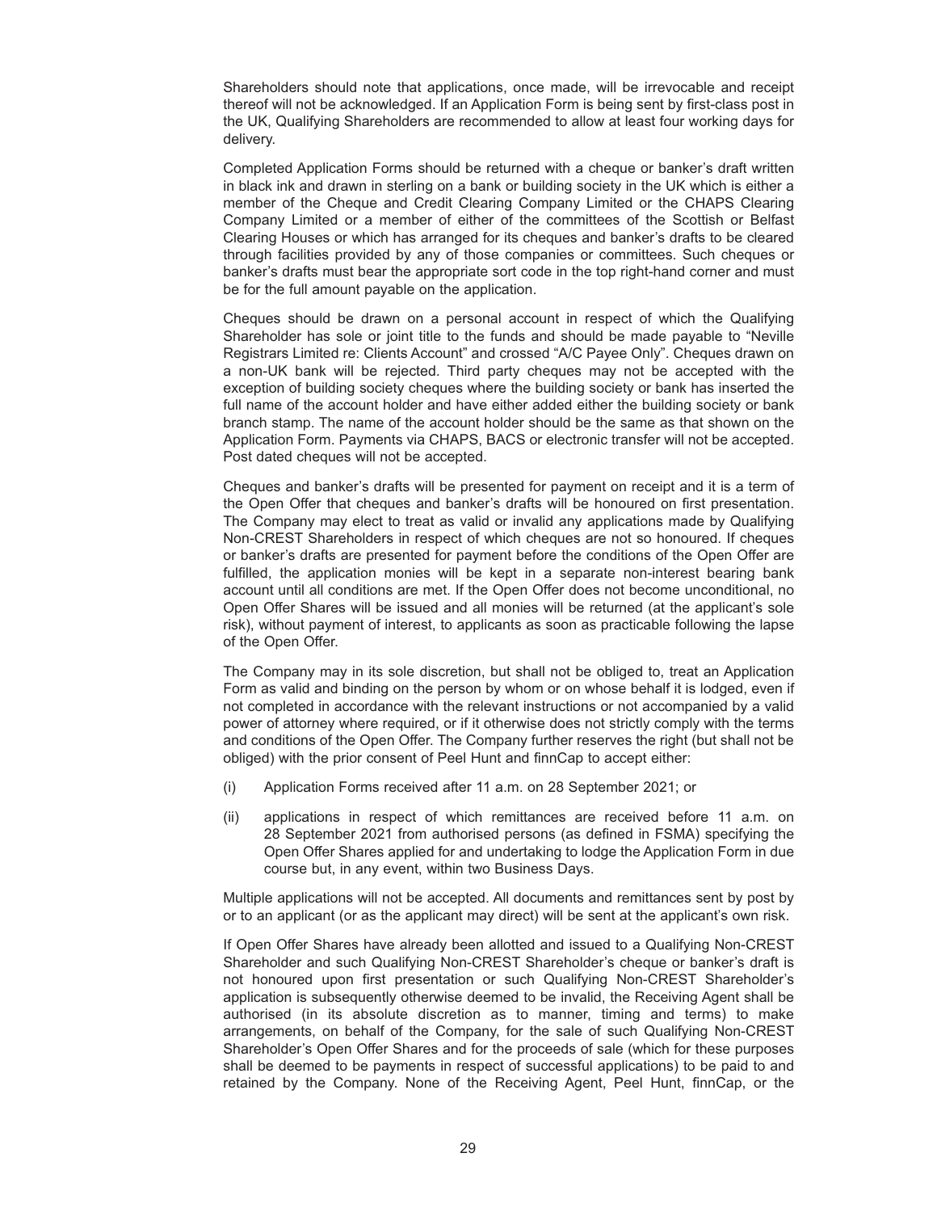Shareholders should note that applications, once made, will be irrevocable and receipt thereof will not be acknowledged. If an Application Form is being sent by first-class post in the UK, Qualifying Shareholders are recommended to allow at least four working days for delivery.

Completed Application Forms should be returned with a cheque or banker's draft written in black ink and drawn in sterling on a bank or building society in the UK which is either a member of the Cheque and Credit Clearing Company Limited or the CHAPS Clearing Company Limited or a member of either of the committees of the Scottish or Belfast Clearing Houses or which has arranged for its cheques and banker's drafts to be cleared through facilities provided by any of those companies or committees. Such cheques or banker's drafts must bear the appropriate sort code in the top right-hand corner and must be for the full amount payable on the application.

Cheques should be drawn on a personal account in respect of which the Qualifying Shareholder has sole or joint title to the funds and should be made payable to "Neville Registrars Limited re: Clients Account" and crossed "A/C Payee Only". Cheques drawn on a non-UK bank will be rejected. Third party cheques may not be accepted with the exception of building society cheques where the building society or bank has inserted the full name of the account holder and have either added either the building society or bank branch stamp. The name of the account holder should be the same as that shown on the Application Form. Payments via CHAPS, BACS or electronic transfer will not be accepted. Post dated cheques will not be accepted.

Cheques and banker's drafts will be presented for payment on receipt and it is a term of the Open Offer that cheques and banker's drafts will be honoured on first presentation. The Company may elect to treat as valid or invalid any applications made by Qualifying Non-CREST Shareholders in respect of which cheques are not so honoured. If cheques or banker's drafts are presented for payment before the conditions of the Open Offer are fulfilled, the application monies will be kept in a separate non-interest bearing bank account until all conditions are met. If the Open Offer does not become unconditional, no Open Offer Shares will be issued and all monies will be returned (at the applicant's sole risk), without payment of interest, to applicants as soon as practicable following the lapse of the Open Offer.

The Company may in its sole discretion, but shall not be obliged to, treat an Application Form as valid and binding on the person by whom or on whose behalf it is lodged, even if not completed in accordance with the relevant instructions or not accompanied by a valid power of attorney where required, or if it otherwise does not strictly comply with the terms and conditions of the Open Offer. The Company further reserves the right (but shall not be obliged) with the prior consent of Peel Hunt and finnCap to accept either:

(i) Application Forms received after 11 a.m. on 28 September 2021; or

(ii) applications in respect of which remittances are received before 11 a.m. on 28 September 2021 from authorised persons (as defined in FSMA) specifying the Open Offer Shares applied for and undertaking to lodge the Application Form in due course but, in any event, within two Business Days.

Multiple applications will not be accepted. All documents and remittances sent by post by or to an applicant (or as the applicant may direct) will be sent at the applicant's own risk.

If Open Offer Shares have already been allotted and issued to a Qualifying Non-CREST Shareholder and such Qualifying Non-CREST Shareholder's cheque or banker's draft is not honoured upon first presentation or such Qualifying Non-CREST Shareholder's application is subsequently otherwise deemed to be invalid, the Receiving Agent shall be authorised (in its absolute discretion as to manner, timing and terms) to make arrangements, on behalf of the Company, for the sale of such Qualifying Non-CREST Shareholder's Open Offer Shares and for the proceeds of sale (which for these purposes shall be deemed to be payments in respect of successful applications) to be paid to and retained by the Company. None of the Receiving Agent, Peel Hunt, finnCap, or the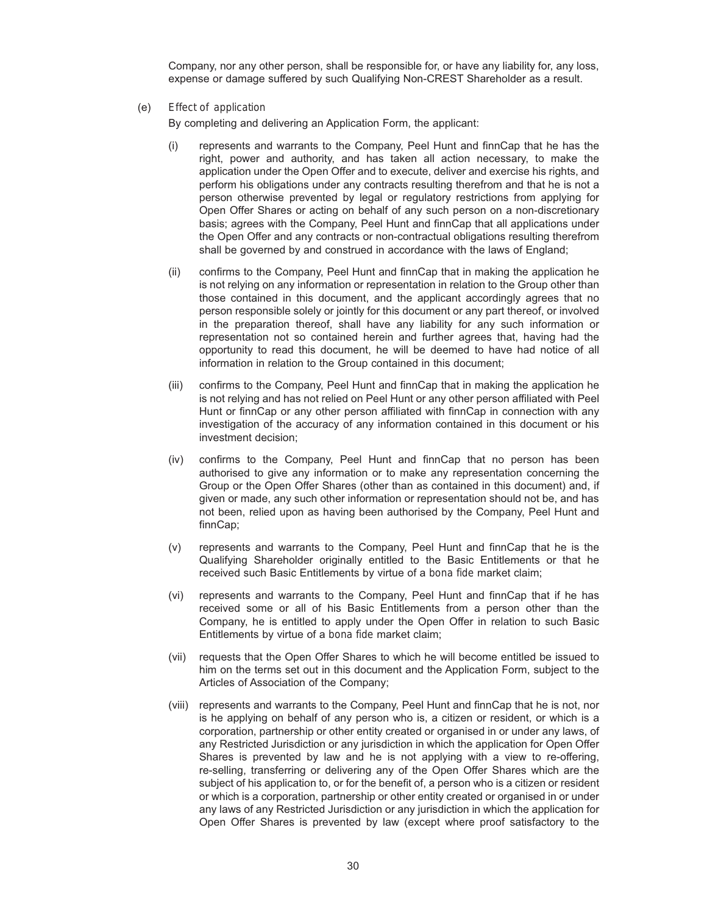Company, nor any other person, shall be responsible for, or have any liability for, any loss, expense or damage suffered by such Qualifying Non-CREST Shareholder as a result.

(e) *Effect of application*

By completing and delivering an Application Form, the applicant:

(i) represents and warrants to the Company, Peel Hunt and finnCap that he has the right, power and authority, and has taken all action necessary, to make the application under the Open Offer and to execute, deliver and exercise his rights, and perform his obligations under any contracts resulting therefrom and that he is not a person otherwise prevented by legal or regulatory restrictions from applying for Open Offer Shares or acting on behalf of any such person on a non-discretionary basis; agrees with the Company, Peel Hunt and finnCap that all applications under the Open Offer and any contracts or non-contractual obligations resulting therefrom shall be governed by and construed in accordance with the laws of England;

(ii) confirms to the Company, Peel Hunt and finnCap that in making the application he is not relying on any information or representation in relation to the Group other than those contained in this document, and the applicant accordingly agrees that no person responsible solely or jointly for this document or any part thereof, or involved in the preparation thereof, shall have any liability for any such information or representation not so contained herein and further agrees that, having had the opportunity to read this document, he will be deemed to have had notice of all information in relation to the Group contained in this document;

(iii) confirms to the Company, Peel Hunt and finnCap that in making the application he is not relying and has not relied on Peel Hunt or any other person affiliated with Peel Hunt or finnCap or any other person affiliated with finnCap in connection with any investigation of the accuracy of any information contained in this document or his investment decision;

(iv) confirms to the Company, Peel Hunt and finnCap that no person has been authorised to give any information or to make any representation concerning the Group or the Open Offer Shares (other than as contained in this document) and, if given or made, any such other information or representation should not be, and has not been, relied upon as having been authorised by the Company, Peel Hunt and finnCap;

(v) represents and warrants to the Company, Peel Hunt and finnCap that he is the Qualifying Shareholder originally entitled to the Basic Entitlements or that he received such Basic Entitlements by virtue of a *bona fide* market claim;

(vi) represents and warrants to the Company, Peel Hunt and finnCap that if he has received some or all of his Basic Entitlements from a person other than the Company, he is entitled to apply under the Open Offer in relation to such Basic Entitlements by virtue of a *bona fide* market claim;

(vii) requests that the Open Offer Shares to which he will become entitled be issued to him on the terms set out in this document and the Application Form, subject to the Articles of Association of the Company;

(viii) represents and warrants to the Company, Peel Hunt and finnCap that he is not, nor is he applying on behalf of any person who is, a citizen or resident, or which is a corporation, partnership or other entity created or organised in or under any laws, of any Restricted Jurisdiction or any jurisdiction in which the application for Open Offer Shares is prevented by law and he is not applying with a view to re-offering, re-selling, transferring or delivering any of the Open Offer Shares which are the subject of his application to, or for the benefit of, a person who is a citizen or resident or which is a corporation, partnership or other entity created or organised in or under any laws of any Restricted Jurisdiction or any jurisdiction in which the application for Open Offer Shares is prevented by law (except where proof satisfactory to the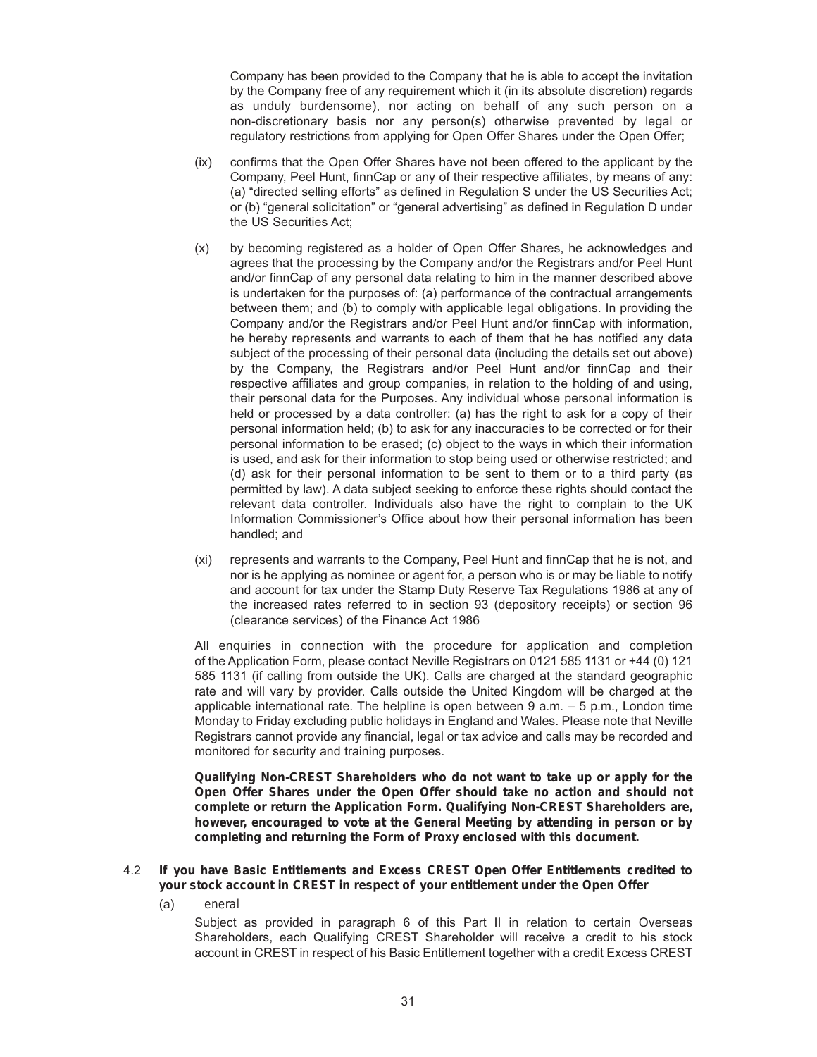Company has been provided to the Company that he is able to accept the invitation by the Company free of any requirement which it (in its absolute discretion) regards as unduly burdensome), nor acting on behalf of any such person on a non-discretionary basis nor any person(s) otherwise prevented by legal or regulatory restrictions from applying for Open Offer Shares under the Open Offer;

(ix) confirms that the Open Offer Shares have not been offered to the applicant by the Company, Peel Hunt, finnCap or any of their respective affiliates, by means of any: (a) "directed selling efforts" as defined in Regulation S under the US Securities Act; or (b) "general solicitation" or "general advertising" as defined in Regulation D under the US Securities Act;

(x) by becoming registered as a holder of Open Offer Shares, he acknowledges and agrees that the processing by the Company and/or the Registrars and/or Peel Hunt and/or finnCap of any personal data relating to him in the manner described above is undertaken for the purposes of: (a) performance of the contractual arrangements between them; and (b) to comply with applicable legal obligations. In providing the Company and/or the Registrars and/or Peel Hunt and/or finnCap with information, he hereby represents and warrants to each of them that he has notified any data subject of the processing of their personal data (including the details set out above) by the Company, the Registrars and/or Peel Hunt and/or finnCap and their respective affiliates and group companies, in relation to the holding of and using, their personal data for the Purposes. Any individual whose personal information is held or processed by a data controller: (a) has the right to ask for a copy of their personal information held; (b) to ask for any inaccuracies to be corrected or for their personal information to be erased; (c) object to the ways in which their information is used, and ask for their information to stop being used or otherwise restricted; and (d) ask for their personal information to be sent to them or to a third party (as permitted by law). A data subject seeking to enforce these rights should contact the relevant data controller. Individuals also have the right to complain to the UK Information Commissioner's Office about how their personal information has been handled; and

(xi) represents and warrants to the Company, Peel Hunt and finnCap that he is not, and nor is he applying as nominee or agent for, a person who is or may be liable to notify and account for tax under the Stamp Duty Reserve Tax Regulations 1986 at any of the increased rates referred to in section 93 (depository receipts) or section 96 (clearance services) of the Finance Act 1986

All enquiries in connection with the procedure for application and completion of the Application Form, please contact Neville Registrars on 0121 585 1131 or +44 (0) 121 585 1131 (if calling from outside the UK). Calls are charged at the standard geographic rate and will vary by provider. Calls outside the United Kingdom will be charged at the applicable international rate. The helpline is open between 9 a.m. – 5 p.m., London time Monday to Friday excluding public holidays in England and Wales. Please note that Neville Registrars cannot provide any financial, legal or tax advice and calls may be recorded and monitored for security and training purposes.

**Qualifying Non-CREST Shareholders who do not want to take up or apply for the Open Offer Shares under the Open Offer should take no action and should not complete or return the Application Form. Qualifying Non-CREST Shareholders are, however, encouraged to vote at the General Meeting by attending in person or by completing and returning the Form of Proxy enclosed with this document.**

4.2 **If you have Basic Entitlements and Excess CREST Open Offer Entitlements credited to your stock account in CREST in respect of your entitlement under the Open Offer**

(a) *eneral*

Subject as provided in paragraph 6 of this Part II in relation to certain Overseas Shareholders, each Qualifying CREST Shareholder will receive a credit to his stock account in CREST in respect of his Basic Entitlement together with a credit Excess CREST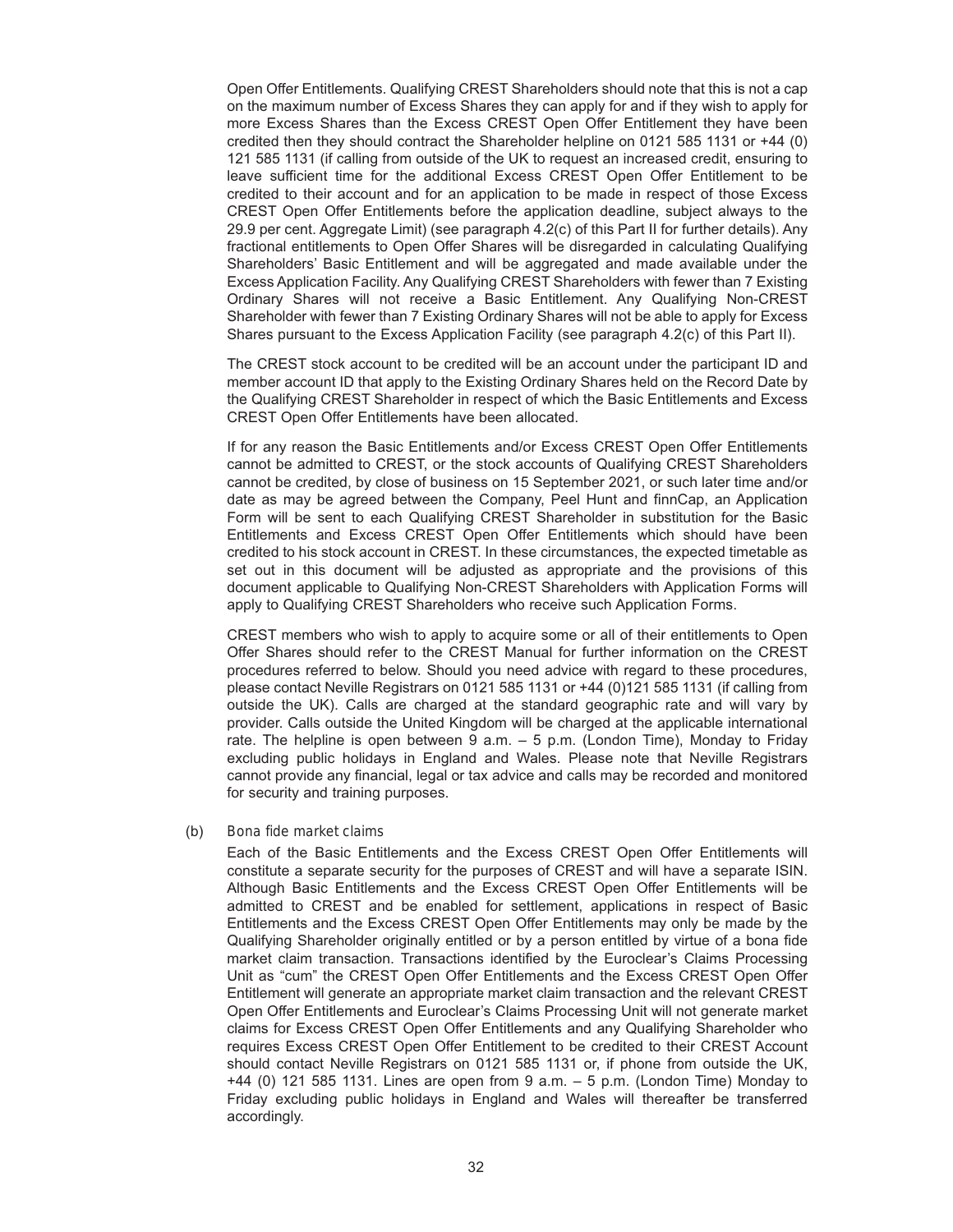Open Offer Entitlements. Qualifying CREST Shareholders should note that this is not a cap on the maximum number of Excess Shares they can apply for and if they wish to apply for more Excess Shares than the Excess CREST Open Offer Entitlement they have been credited then they should contract the Shareholder helpline on 0121 585 1131 or +44 (0) 121 585 1131 (if calling from outside of the UK to request an increased credit, ensuring to leave sufficient time for the additional Excess CREST Open Offer Entitlement to be credited to their account and for an application to be made in respect of those Excess CREST Open Offer Entitlements before the application deadline, subject always to the 29.9 per cent. Aggregate Limit) (see paragraph 4.2(c) of this Part II for further details). Any fractional entitlements to Open Offer Shares will be disregarded in calculating Qualifying Shareholders' Basic Entitlement and will be aggregated and made available under the Excess Application Facility. Any Qualifying CREST Shareholders with fewer than 7 Existing Ordinary Shares will not receive a Basic Entitlement. Any Qualifying Non-CREST Shareholder with fewer than 7 Existing Ordinary Shares will not be able to apply for Excess Shares pursuant to the Excess Application Facility (see paragraph 4.2(c) of this Part II).

The CREST stock account to be credited will be an account under the participant ID and member account ID that apply to the Existing Ordinary Shares held on the Record Date by the Qualifying CREST Shareholder in respect of which the Basic Entitlements and Excess CREST Open Offer Entitlements have been allocated.

If for any reason the Basic Entitlements and/or Excess CREST Open Offer Entitlements cannot be admitted to CREST, or the stock accounts of Qualifying CREST Shareholders cannot be credited, by close of business on 15 September 2021, or such later time and/or date as may be agreed between the Company, Peel Hunt and finnCap, an Application Form will be sent to each Qualifying CREST Shareholder in substitution for the Basic Entitlements and Excess CREST Open Offer Entitlements which should have been credited to his stock account in CREST. In these circumstances, the expected timetable as set out in this document will be adjusted as appropriate and the provisions of this document applicable to Qualifying Non-CREST Shareholders with Application Forms will apply to Qualifying CREST Shareholders who receive such Application Forms.

CREST members who wish to apply to acquire some or all of their entitlements to Open Offer Shares should refer to the CREST Manual for further information on the CREST procedures referred to below. Should you need advice with regard to these procedures, please contact Neville Registrars on 0121 585 1131 or +44 (0)121 585 1131 (if calling from outside the UK). Calls are charged at the standard geographic rate and will vary by provider. Calls outside the United Kingdom will be charged at the applicable international rate. The helpline is open between 9 a.m. – 5 p.m. (London Time), Monday to Friday excluding public holidays in England and Wales. Please note that Neville Registrars cannot provide any financial, legal or tax advice and calls may be recorded and monitored for security and training purposes.

(b) *Bona fide market claims*

Each of the Basic Entitlements and the Excess CREST Open Offer Entitlements will constitute a separate security for the purposes of CREST and will have a separate ISIN. Although Basic Entitlements and the Excess CREST Open Offer Entitlements will be admitted to CREST and be enabled for settlement, applications in respect of Basic Entitlements and the Excess CREST Open Offer Entitlements may only be made by the Qualifying Shareholder originally entitled or by a person entitled by virtue of a bona fide market claim transaction. Transactions identified by the Euroclear's Claims Processing Unit as "cum" the CREST Open Offer Entitlements and the Excess CREST Open Offer Entitlement will generate an appropriate market claim transaction and the relevant CREST Open Offer Entitlements and Euroclear's Claims Processing Unit will not generate market claims for Excess CREST Open Offer Entitlements and any Qualifying Shareholder who requires Excess CREST Open Offer Entitlement to be credited to their CREST Account should contact Neville Registrars on 0121 585 1131 or, if phone from outside the UK, +44 (0) 121 585 1131. Lines are open from 9 a.m. – 5 p.m. (London Time) Monday to Friday excluding public holidays in England and Wales will thereafter be transferred accordingly.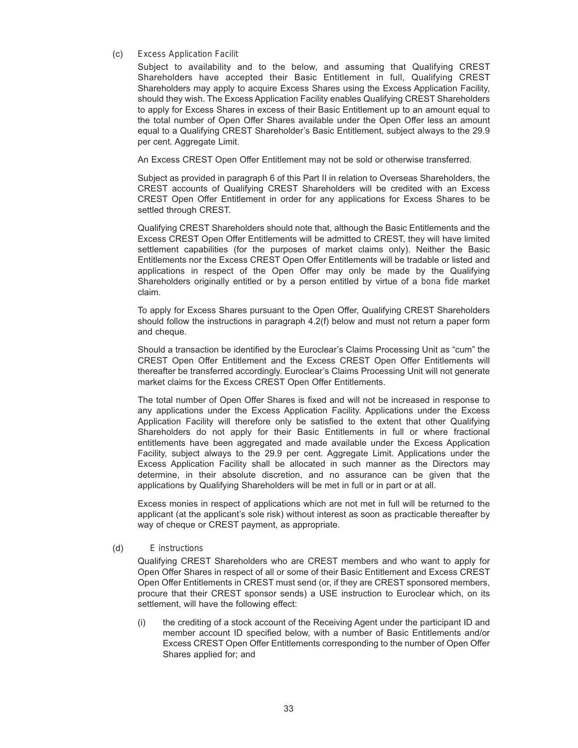(c) *Excess Application Facilit*

Subject to availability and to the below, and assuming that Qualifying CREST Shareholders have accepted their Basic Entitlement in full, Qualifying CREST Shareholders may apply to acquire Excess Shares using the Excess Application Facility, should they wish. The Excess Application Facility enables Qualifying CREST Shareholders to apply for Excess Shares in excess of their Basic Entitlement up to an amount equal to the total number of Open Offer Shares available under the Open Offer less an amount equal to a Qualifying CREST Shareholder's Basic Entitlement, subject always to the 29.9 per cent. Aggregate Limit.

An Excess CREST Open Offer Entitlement may not be sold or otherwise transferred.

Subject as provided in paragraph 6 of this Part II in relation to Overseas Shareholders, the CREST accounts of Qualifying CREST Shareholders will be credited with an Excess CREST Open Offer Entitlement in order for any applications for Excess Shares to be settled through CREST.

Qualifying CREST Shareholders should note that, although the Basic Entitlements and the Excess CREST Open Offer Entitlements will be admitted to CREST, they will have limited settlement capabilities (for the purposes of market claims only). Neither the Basic Entitlements nor the Excess CREST Open Offer Entitlements will be tradable or listed and applications in respect of the Open Offer may only be made by the Qualifying Shareholders originally entitled or by a person entitled by virtue of a *bona fide* market claim.

To apply for Excess Shares pursuant to the Open Offer, Qualifying CREST Shareholders should follow the instructions in paragraph 4.2(f) below and must not return a paper form and cheque.

Should a transaction be identified by the Euroclear's Claims Processing Unit as "cum" the CREST Open Offer Entitlement and the Excess CREST Open Offer Entitlements will thereafter be transferred accordingly. Euroclear's Claims Processing Unit will not generate market claims for the Excess CREST Open Offer Entitlements.

The total number of Open Offer Shares is fixed and will not be increased in response to any applications under the Excess Application Facility. Applications under the Excess Application Facility will therefore only be satisfied to the extent that other Qualifying Shareholders do not apply for their Basic Entitlements in full or where fractional entitlements have been aggregated and made available under the Excess Application Facility, subject always to the 29.9 per cent. Aggregate Limit. Applications under the Excess Application Facility shall be allocated in such manner as the Directors may determine, in their absolute discretion, and no assurance can be given that the applications by Qualifying Shareholders will be met in full or in part or at all.

Excess monies in respect of applications which are not met in full will be returned to the applicant (at the applicant's sole risk) without interest as soon as practicable thereafter by way of cheque or CREST payment, as appropriate.

(d) *E instructions*

Qualifying CREST Shareholders who are CREST members and who want to apply for Open Offer Shares in respect of all or some of their Basic Entitlement and Excess CREST Open Offer Entitlements in CREST must send (or, if they are CREST sponsored members, procure that their CREST sponsor sends) a USE instruction to Euroclear which, on its settlement, will have the following effect:

(i) the crediting of a stock account of the Receiving Agent under the participant ID and member account ID specified below, with a number of Basic Entitlements and/or Excess CREST Open Offer Entitlements corresponding to the number of Open Offer Shares applied for; and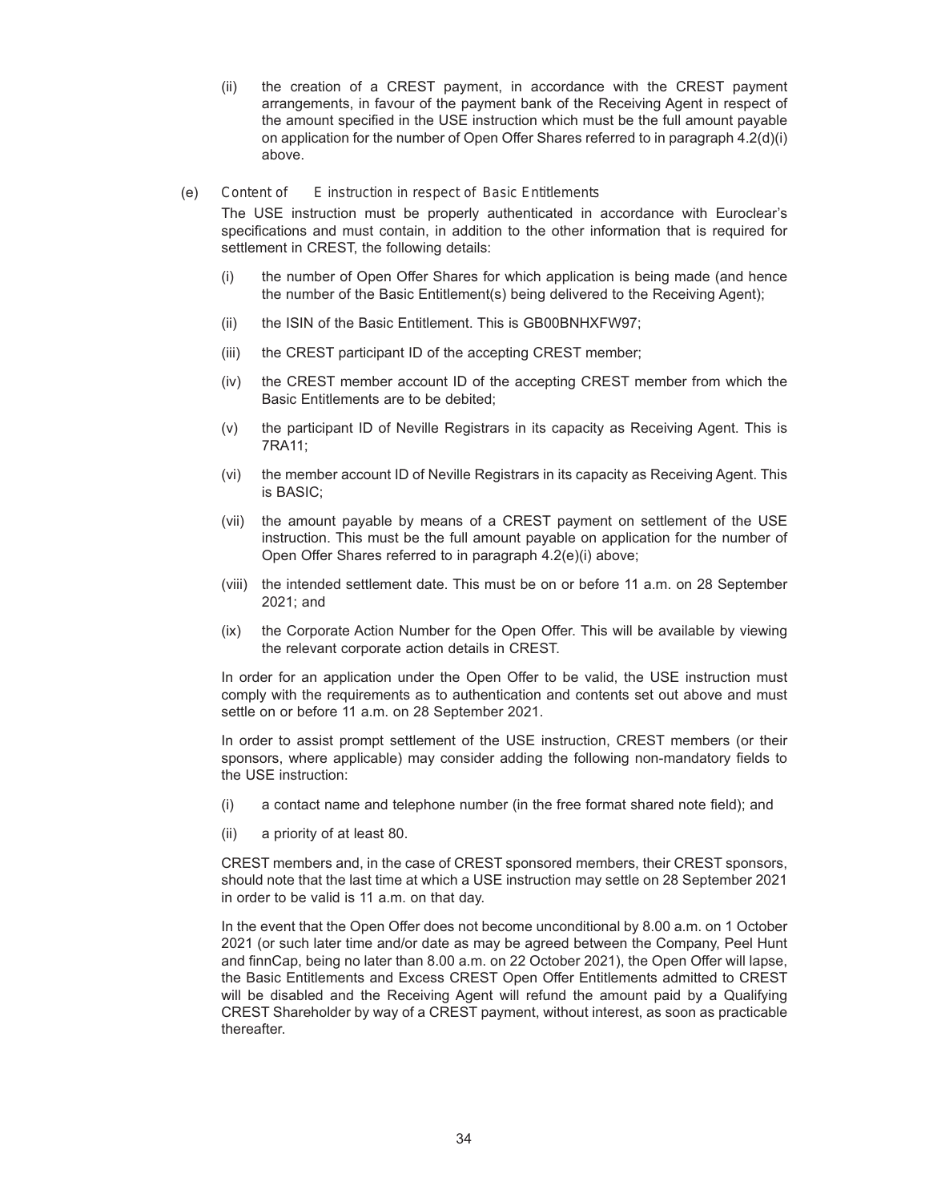(ii) the creation of a CREST payment, in accordance with the CREST payment arrangements, in favour of the payment bank of the Receiving Agent in respect of the amount specified in the USE instruction which must be the full amount payable on application for the number of Open Offer Shares referred to in paragraph 4.2(d)(i) above.

(e) *Content of USE instruction in respect of Basic Entitlements*

The USE instruction must be properly authenticated in accordance with Euroclear's specifications and must contain, in addition to the other information that is required for settlement in CREST, the following details:

(i) the number of Open Offer Shares for which application is being made (and hence the number of the Basic Entitlement(s) being delivered to the Receiving Agent);

(ii) the ISIN of the Basic Entitlement. This is GB00BNHXFW97;

(iii) the CREST participant ID of the accepting CREST member;

(iv) the CREST member account ID of the accepting CREST member from which the Basic Entitlements are to be debited;

(v) the participant ID of Neville Registrars in its capacity as Receiving Agent. This is 7RA11;

(vi) the member account ID of Neville Registrars in its capacity as Receiving Agent. This is BASIC;

(vii) the amount payable by means of a CREST payment on settlement of the USE instruction. This must be the full amount payable on application for the number of Open Offer Shares referred to in paragraph 4.2(e)(i) above;

(viii) the intended settlement date. This must be on or before 11 a.m. on 28 September 2021; and

(ix) the Corporate Action Number for the Open Offer. This will be available by viewing the relevant corporate action details in CREST.

In order for an application under the Open Offer to be valid, the USE instruction must comply with the requirements as to authentication and contents set out above and must settle on or before 11 a.m. on 28 September 2021.

In order to assist prompt settlement of the USE instruction, CREST members (or their sponsors, where applicable) may consider adding the following non-mandatory fields to the USE instruction:

(i) a contact name and telephone number (in the free format shared note field); and

(ii) a priority of at least 80.

CREST members and, in the case of CREST sponsored members, their CREST sponsors, should note that the last time at which a USE instruction may settle on 28 September 2021 in order to be valid is 11 a.m. on that day.

In the event that the Open Offer does not become unconditional by 8.00 a.m. on 1 October 2021 (or such later time and/or date as may be agreed between the Company, Peel Hunt and finnCap, being no later than 8.00 a.m. on 22 October 2021), the Open Offer will lapse, the Basic Entitlements and Excess CREST Open Offer Entitlements admitted to CREST will be disabled and the Receiving Agent will refund the amount paid by a Qualifying CREST Shareholder by way of a CREST payment, without interest, as soon as practicable thereafter.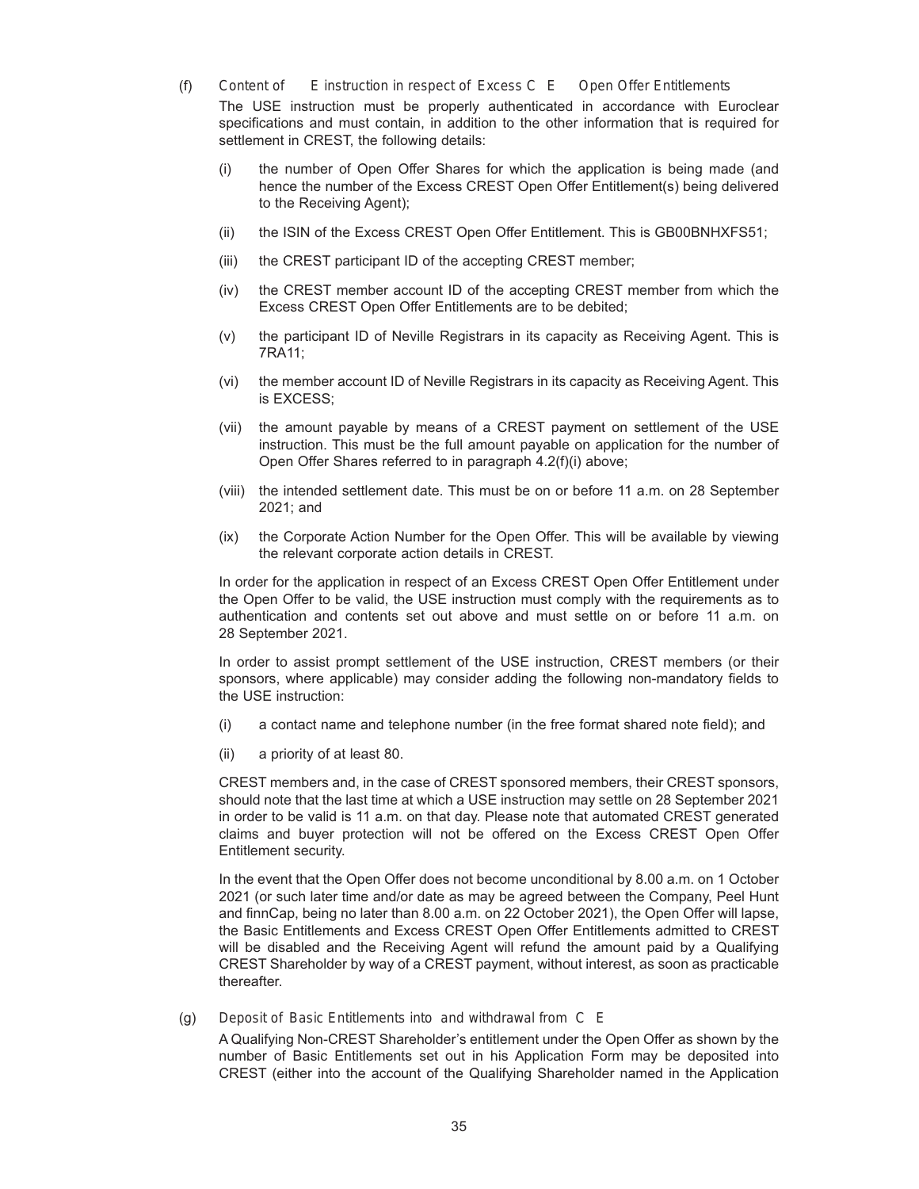(f) *Content of USE instruction in respect of Excess CREST Open Offer Entitlements*

The USE instruction must be properly authenticated in accordance with Euroclear specifications and must contain, in addition to the other information that is required for settlement in CREST, the following details:

(i) the number of Open Offer Shares for which the application is being made (and hence the number of the Excess CREST Open Offer Entitlement(s) being delivered to the Receiving Agent);

(ii) the ISIN of the Excess CREST Open Offer Entitlement. This is GB00BNHXFS51;

(iii) the CREST participant ID of the accepting CREST member;

(iv) the CREST member account ID of the accepting CREST member from which the Excess CREST Open Offer Entitlements are to be debited;

(v) the participant ID of Neville Registrars in its capacity as Receiving Agent. This is 7RA11;

(vi) the member account ID of Neville Registrars in its capacity as Receiving Agent. This is EXCESS;

(vii) the amount payable by means of a CREST payment on settlement of the USE instruction. This must be the full amount payable on application for the number of Open Offer Shares referred to in paragraph 4.2(f)(i) above;

(viii) the intended settlement date. This must be on or before 11 a.m. on 28 September 2021; and

(ix) the Corporate Action Number for the Open Offer. This will be available by viewing the relevant corporate action details in CREST.

In order for the application in respect of an Excess CREST Open Offer Entitlement under the Open Offer to be valid, the USE instruction must comply with the requirements as to authentication and contents set out above and must settle on or before 11 a.m. on 28 September 2021.

In order to assist prompt settlement of the USE instruction, CREST members (or their sponsors, where applicable) may consider adding the following non-mandatory fields to the USE instruction:

(i) a contact name and telephone number (in the free format shared note field); and

(ii) a priority of at least 80.

CREST members and, in the case of CREST sponsored members, their CREST sponsors, should note that the last time at which a USE instruction may settle on 28 September 2021 in order to be valid is 11 a.m. on that day. Please note that automated CREST generated claims and buyer protection will not be offered on the Excess CREST Open Offer Entitlement security.

In the event that the Open Offer does not become unconditional by 8.00 a.m. on 1 October 2021 (or such later time and/or date as may be agreed between the Company, Peel Hunt and finnCap, being no later than 8.00 a.m. on 22 October 2021), the Open Offer will lapse, the Basic Entitlements and Excess CREST Open Offer Entitlements admitted to CREST will be disabled and the Receiving Agent will refund the amount paid by a Qualifying CREST Shareholder by way of a CREST payment, without interest, as soon as practicable thereafter.

(g) *Deposit of Basic Entitlements into, and withdrawal from, CREST*

A Qualifying Non-CREST Shareholder's entitlement under the Open Offer as shown by the number of Basic Entitlements set out in his Application Form may be deposited into CREST (either into the account of the Qualifying Shareholder named in the Application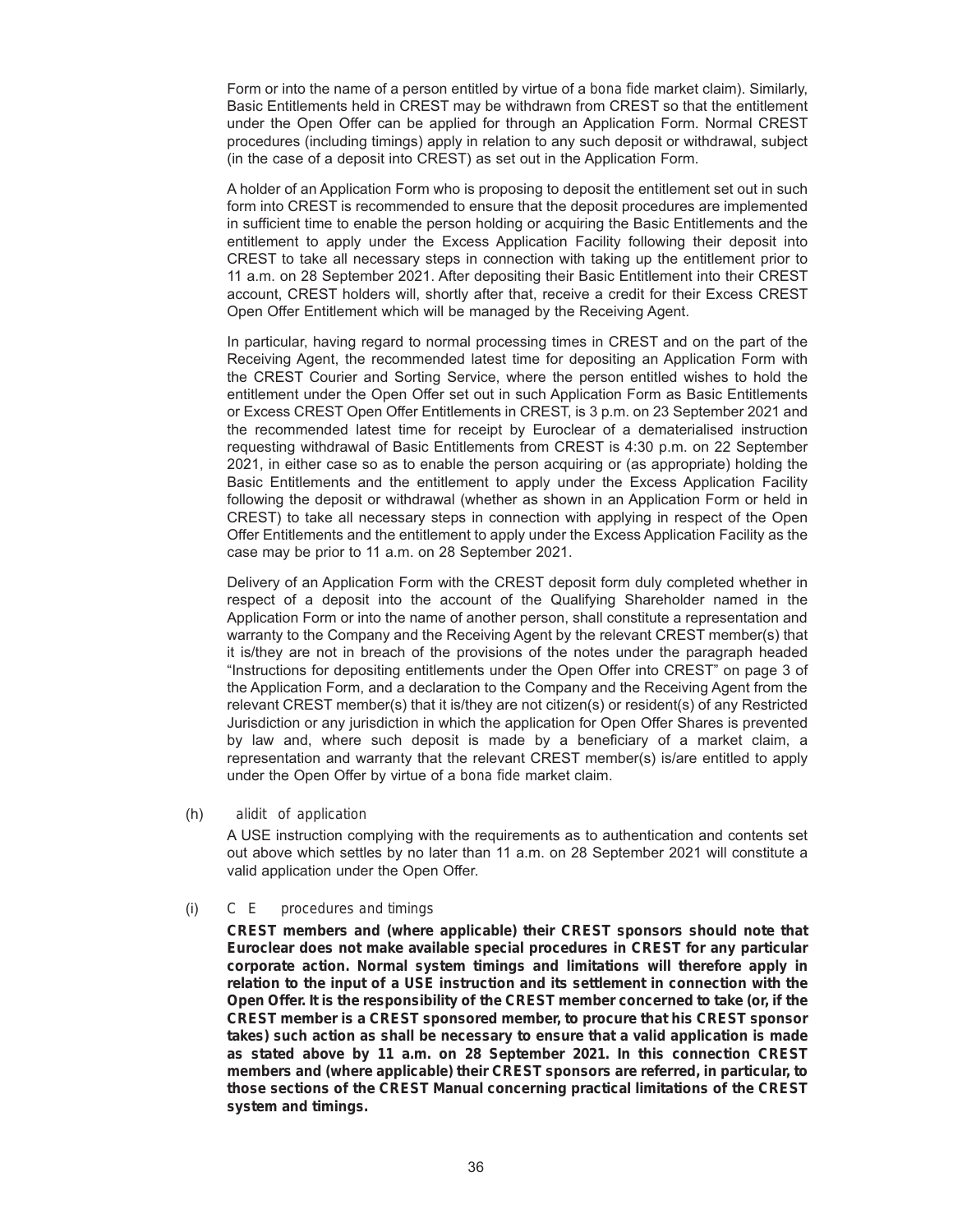Form or into the name of a person entitled by virtue of a *bona fide* market claim). Similarly, Basic Entitlements held in CREST may be withdrawn from CREST so that the entitlement under the Open Offer can be applied for through an Application Form. Normal CREST procedures (including timings) apply in relation to any such deposit or withdrawal, subject (in the case of a deposit into CREST) as set out in the Application Form.

A holder of an Application Form who is proposing to deposit the entitlement set out in such form into CREST is recommended to ensure that the deposit procedures are implemented in sufficient time to enable the person holding or acquiring the Basic Entitlements and the entitlement to apply under the Excess Application Facility following their deposit into CREST to take all necessary steps in connection with taking up the entitlement prior to 11 a.m. on 28 September 2021. After depositing their Basic Entitlement into their CREST account, CREST holders will, shortly after that, receive a credit for their Excess CREST Open Offer Entitlement which will be managed by the Receiving Agent.

In particular, having regard to normal processing times in CREST and on the part of the Receiving Agent, the recommended latest time for depositing an Application Form with the CREST Courier and Sorting Service, where the person entitled wishes to hold the entitlement under the Open Offer set out in such Application Form as Basic Entitlements or Excess CREST Open Offer Entitlements in CREST, is 3 p.m. on 23 September 2021 and the recommended latest time for receipt by Euroclear of a dematerialised instruction requesting withdrawal of Basic Entitlements from CREST is 4:30 p.m. on 22 September 2021, in either case so as to enable the person acquiring or (as appropriate) holding the Basic Entitlements and the entitlement to apply under the Excess Application Facility following the deposit or withdrawal (whether as shown in an Application Form or held in CREST) to take all necessary steps in connection with applying in respect of the Open Offer Entitlements and the entitlement to apply under the Excess Application Facility as the case may be prior to 11 a.m. on 28 September 2021.

Delivery of an Application Form with the CREST deposit form duly completed whether in respect of a deposit into the account of the Qualifying Shareholder named in the Application Form or into the name of another person, shall constitute a representation and warranty to the Company and the Receiving Agent by the relevant CREST member(s) that it is/they are not in breach of the provisions of the notes under the paragraph headed "Instructions for depositing entitlements under the Open Offer into CREST" on page 3 of the Application Form, and a declaration to the Company and the Receiving Agent from the relevant CREST member(s) that it is/they are not citizen(s) or resident(s) of any Restricted Jurisdiction or any jurisdiction in which the application for Open Offer Shares is prevented by law and, where such deposit is made by a beneficiary of a market claim, a representation and warranty that the relevant CREST member(s) is/are entitled to apply under the Open Offer by virtue of a *bona fide* market claim.

(h) *Validity of application*

A USE instruction complying with the requirements as to authentication and contents set out above which settles by no later than 11 a.m. on 28 September 2021 will constitute a valid application under the Open Offer.

(i) *CREST procedures and timings*

**CREST members and (where applicable) their CREST sponsors should note that Euroclear does not make available special procedures in CREST for any particular corporate action. Normal system timings and limitations will therefore apply in relation to the input of a USE instruction and its settlement in connection with the Open Offer. It is the responsibility of the CREST member concerned to take (or, if the CREST member is a CREST sponsored member, to procure that his CREST sponsor takes) such action as shall be necessary to ensure that a valid application is made as stated above by 11 a.m. on 28 September 2021. In this connection CREST members and (where applicable) their CREST sponsors are referred, in particular, to those sections of the CREST Manual concerning practical limitations of the CREST system and timings.**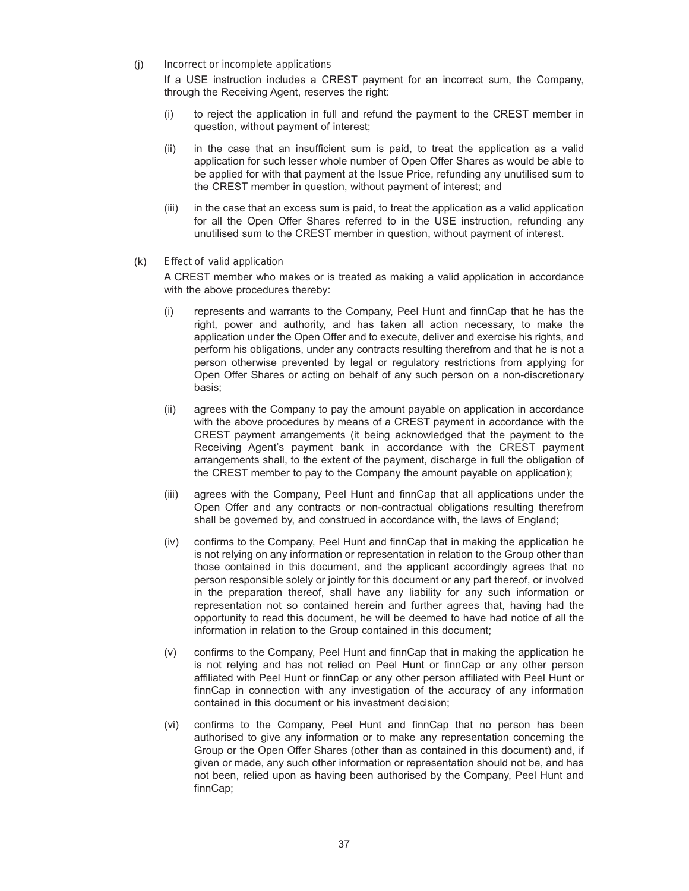(j) *Incorrect or incomplete applications*

If a USE instruction includes a CREST payment for an incorrect sum, the Company, through the Receiving Agent, reserves the right:

(i) to reject the application in full and refund the payment to the CREST member in question, without payment of interest;

(ii) in the case that an insufficient sum is paid, to treat the application as a valid application for such lesser whole number of Open Offer Shares as would be able to be applied for with that payment at the Issue Price, refunding any unutilised sum to the CREST member in question, without payment of interest; and

(iii) in the case that an excess sum is paid, to treat the application as a valid application for all the Open Offer Shares referred to in the USE instruction, refunding any unutilised sum to the CREST member in question, without payment of interest.

(k) *Effect of valid application*

A CREST member who makes or is treated as making a valid application in accordance with the above procedures thereby:

(i) represents and warrants to the Company, Peel Hunt and finnCap that he has the right, power and authority, and has taken all action necessary, to make the application under the Open Offer and to execute, deliver and exercise his rights, and perform his obligations, under any contracts resulting therefrom and that he is not a person otherwise prevented by legal or regulatory restrictions from applying for Open Offer Shares or acting on behalf of any such person on a non-discretionary basis;

(ii) agrees with the Company to pay the amount payable on application in accordance with the above procedures by means of a CREST payment in accordance with the CREST payment arrangements (it being acknowledged that the payment to the Receiving Agent's payment bank in accordance with the CREST payment arrangements shall, to the extent of the payment, discharge in full the obligation of the CREST member to pay to the Company the amount payable on application);

(iii) agrees with the Company, Peel Hunt and finnCap that all applications under the Open Offer and any contracts or non-contractual obligations resulting therefrom shall be governed by, and construed in accordance with, the laws of England;

(iv) confirms to the Company, Peel Hunt and finnCap that in making the application he is not relying on any information or representation in relation to the Group other than those contained in this document, and the applicant accordingly agrees that no person responsible solely or jointly for this document or any part thereof, or involved in the preparation thereof, shall have any liability for any such information or representation not so contained herein and further agrees that, having had the opportunity to read this document, he will be deemed to have had notice of all the information in relation to the Group contained in this document;

(v) confirms to the Company, Peel Hunt and finnCap that in making the application he is not relying and has not relied on Peel Hunt or finnCap or any other person affiliated with Peel Hunt or finnCap or any other person affiliated with Peel Hunt or finnCap in connection with any investigation of the accuracy of any information contained in this document or his investment decision;

(vi) confirms to the Company, Peel Hunt and finnCap that no person has been authorised to give any information or to make any representation concerning the Group or the Open Offer Shares (other than as contained in this document) and, if given or made, any such other information or representation should not be, and has not been, relied upon as having been authorised by the Company, Peel Hunt and finnCap;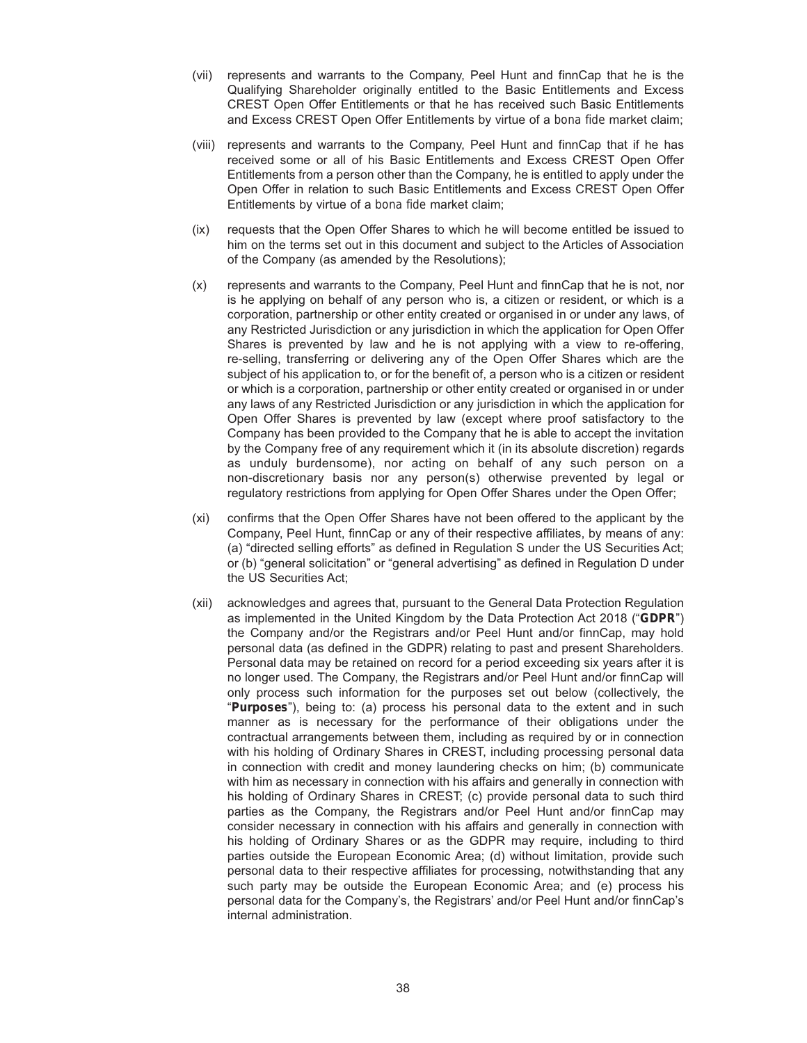(vii) represents and warrants to the Company, Peel Hunt and finnCap that he is the Qualifying Shareholder originally entitled to the Basic Entitlements and Excess CREST Open Offer Entitlements or that he has received such Basic Entitlements and Excess CREST Open Offer Entitlements by virtue of a *bona fide* market claim;

(viii) represents and warrants to the Company, Peel Hunt and finnCap that if he has received some or all of his Basic Entitlements and Excess CREST Open Offer Entitlements from a person other than the Company, he is entitled to apply under the Open Offer in relation to such Basic Entitlements and Excess CREST Open Offer Entitlements by virtue of a *bona fide* market claim;

(ix) requests that the Open Offer Shares to which he will become entitled be issued to him on the terms set out in this document and subject to the Articles of Association of the Company (as amended by the Resolutions);

(x) represents and warrants to the Company, Peel Hunt and finnCap that he is not, nor is he applying on behalf of any person who is, a citizen or resident, or which is a corporation, partnership or other entity created or organised in or under any laws, of any Restricted Jurisdiction or any jurisdiction in which the application for Open Offer Shares is prevented by law and he is not applying with a view to re-offering, re-selling, transferring or delivering any of the Open Offer Shares which are the subject of his application to, or for the benefit of, a person who is a citizen or resident or which is a corporation, partnership or other entity created or organised in or under any laws of any Restricted Jurisdiction or any jurisdiction in which the application for Open Offer Shares is prevented by law (except where proof satisfactory to the Company has been provided to the Company that he is able to accept the invitation by the Company free of any requirement which it (in its absolute discretion) regards as unduly burdensome), nor acting on behalf of any such person on a non-discretionary basis nor any person(s) otherwise prevented by legal or regulatory restrictions from applying for Open Offer Shares under the Open Offer;

(xi) confirms that the Open Offer Shares have not been offered to the applicant by the Company, Peel Hunt, finnCap or any of their respective affiliates, by means of any: (a) "directed selling efforts" as defined in Regulation S under the US Securities Act; or (b) "general solicitation" or "general advertising" as defined in Regulation D under the US Securities Act;

(xii) acknowledges and agrees that, pursuant to the General Data Protection Regulation as implemented in the United Kingdom by the Data Protection Act 2018 ("**GDPR**") the Company and/or the Registrars and/or Peel Hunt and/or finnCap, may hold personal data (as defined in the GDPR) relating to past and present Shareholders. Personal data may be retained on record for a period exceeding six years after it is no longer used. The Company, the Registrars and/or Peel Hunt and/or finnCap will only process such information for the purposes set out below (collectively, the "**Purposes**"), being to: (a) process his personal data to the extent and in such manner as is necessary for the performance of their obligations under the contractual arrangements between them, including as required by or in connection with his holding of Ordinary Shares in CREST, including processing personal data in connection with credit and money laundering checks on him; (b) communicate with him as necessary in connection with his affairs and generally in connection with his holding of Ordinary Shares in CREST; (c) provide personal data to such third parties as the Company, the Registrars and/or Peel Hunt and/or finnCap may consider necessary in connection with his affairs and generally in connection with his holding of Ordinary Shares or as the GDPR may require, including to third parties outside the European Economic Area; (d) without limitation, provide such personal data to their respective affiliates for processing, notwithstanding that any such party may be outside the European Economic Area; and (e) process his personal data for the Company's, the Registrars' and/or Peel Hunt and/or finnCap's internal administration.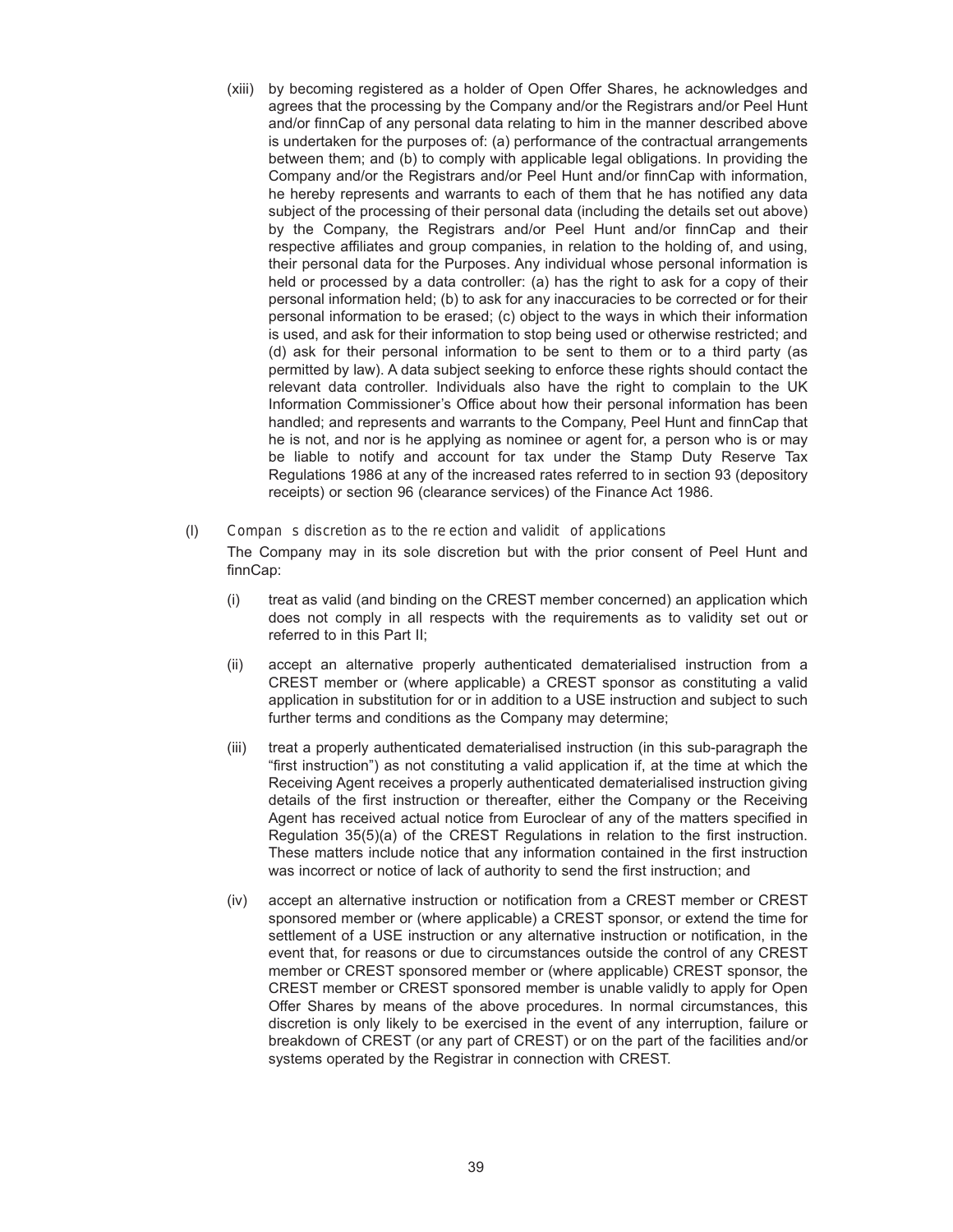(xiii) by becoming registered as a holder of Open Offer Shares, he acknowledges and agrees that the processing by the Company and/or the Registrars and/or Peel Hunt and/or finnCap of any personal data relating to him in the manner described above is undertaken for the purposes of: (a) performance of the contractual arrangements between them; and (b) to comply with applicable legal obligations. In providing the Company and/or the Registrars and/or Peel Hunt and/or finnCap with information, he hereby represents and warrants to each of them that he has notified any data subject of the processing of their personal data (including the details set out above) by the Company, the Registrars and/or Peel Hunt and/or finnCap and their respective affiliates and group companies, in relation to the holding of, and using, their personal data for the Purposes. Any individual whose personal information is held or processed by a data controller: (a) has the right to ask for a copy of their personal information held; (b) to ask for any inaccuracies to be corrected or for their personal information to be erased; (c) object to the ways in which their information is used, and ask for their information to stop being used or otherwise restricted; and (d) ask for their personal information to be sent to them or to a third party (as permitted by law). A data subject seeking to enforce these rights should contact the relevant data controller. Individuals also have the right to complain to the UK Information Commissioner's Office about how their personal information has been handled; and represents and warrants to the Company, Peel Hunt and finnCap that he is not, and nor is he applying as nominee or agent for, a person who is or may be liable to notify and account for tax under the Stamp Duty Reserve Tax Regulations 1986 at any of the increased rates referred to in section 93 (depository receipts) or section 96 (clearance services) of the Finance Act 1986.

(l) *Company's discretion as to the rejection and validity of applications*

The Company may in its sole discretion but with the prior consent of Peel Hunt and finnCap:

(i) treat as valid (and binding on the CREST member concerned) an application which does not comply in all respects with the requirements as to validity set out or referred to in this Part II;

(ii) accept an alternative properly authenticated dematerialised instruction from a CREST member or (where applicable) a CREST sponsor as constituting a valid application in substitution for or in addition to a USE instruction and subject to such further terms and conditions as the Company may determine;

(iii) treat a properly authenticated dematerialised instruction (in this sub-paragraph the "first instruction") as not constituting a valid application if, at the time at which the Receiving Agent receives a properly authenticated dematerialised instruction giving details of the first instruction or thereafter, either the Company or the Receiving Agent has received actual notice from Euroclear of any of the matters specified in Regulation 35(5)(a) of the CREST Regulations in relation to the first instruction. These matters include notice that any information contained in the first instruction was incorrect or notice of lack of authority to send the first instruction; and

(iv) accept an alternative instruction or notification from a CREST member or CREST sponsored member or (where applicable) a CREST sponsor, or extend the time for settlement of a USE instruction or any alternative instruction or notification, in the event that, for reasons or due to circumstances outside the control of any CREST member or CREST sponsored member or (where applicable) CREST sponsor, the CREST member or CREST sponsored member is unable validly to apply for Open Offer Shares by means of the above procedures. In normal circumstances, this discretion is only likely to be exercised in the event of any interruption, failure or breakdown of CREST (or any part of CREST) or on the part of the facilities and/or systems operated by the Registrar in connection with CREST.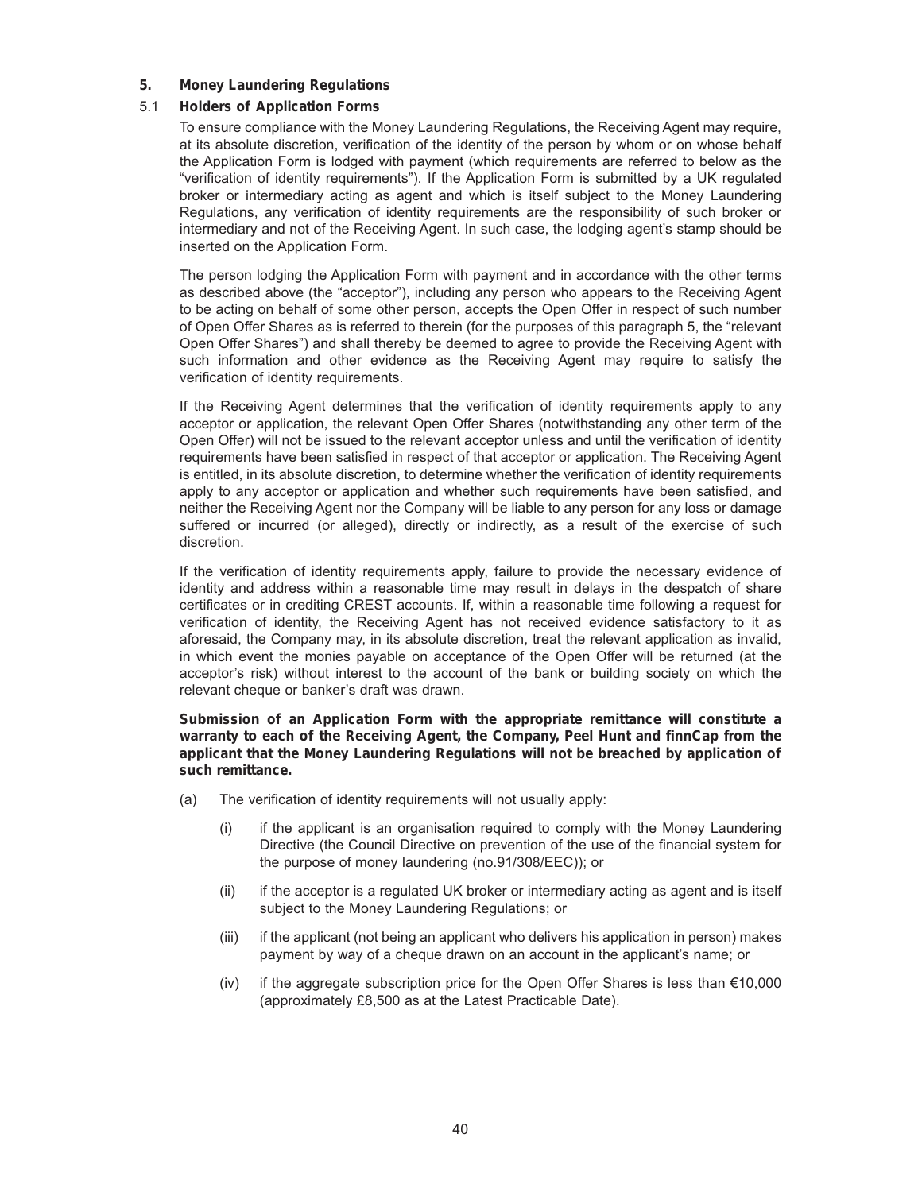## 5. Money Laundering Regulations

### 5.1 Holders of Application Forms

To ensure compliance with the Money Laundering Regulations, the Receiving Agent may require, at its absolute discretion, verification of the identity of the person by whom or on whose behalf the Application Form is lodged with payment (which requirements are referred to below as the "verification of identity requirements"). If the Application Form is submitted by a UK regulated broker or intermediary acting as agent and which is itself subject to the Money Laundering Regulations, any verification of identity requirements are the responsibility of such broker or intermediary and not of the Receiving Agent. In such case, the lodging agent's stamp should be inserted on the Application Form.

The person lodging the Application Form with payment and in accordance with the other terms as described above (the "acceptor"), including any person who appears to the Receiving Agent to be acting on behalf of some other person, accepts the Open Offer in respect of such number of Open Offer Shares as is referred to therein (for the purposes of this paragraph 5, the "relevant Open Offer Shares") and shall thereby be deemed to agree to provide the Receiving Agent with such information and other evidence as the Receiving Agent may require to satisfy the verification of identity requirements.

If the Receiving Agent determines that the verification of identity requirements apply to any acceptor or application, the relevant Open Offer Shares (notwithstanding any other term of the Open Offer) will not be issued to the relevant acceptor unless and until the verification of identity requirements have been satisfied in respect of that acceptor or application. The Receiving Agent is entitled, in its absolute discretion, to determine whether the verification of identity requirements apply to any acceptor or application and whether such requirements have been satisfied, and neither the Receiving Agent nor the Company will be liable to any person for any loss or damage suffered or incurred (or alleged), directly or indirectly, as a result of the exercise of such discretion.

If the verification of identity requirements apply, failure to provide the necessary evidence of identity and address within a reasonable time may result in delays in the despatch of share certificates or in crediting CREST accounts. If, within a reasonable time following a request for verification of identity, the Receiving Agent has not received evidence satisfactory to it as aforesaid, the Company may, in its absolute discretion, treat the relevant application as invalid, in which event the monies payable on acceptance of the Open Offer will be returned (at the acceptor's risk) without interest to the account of the bank or building society on which the relevant cheque or banker's draft was drawn.

**Submission of an Application Form with the appropriate remittance will constitute a warranty to each of the Receiving Agent, the Company, Peel Hunt and finnCap from the applicant that the Money Laundering Regulations will not be breached by application of such remittance.**

(a) The verification of identity requirements will not usually apply:

(i) if the applicant is an organisation required to comply with the Money Laundering Directive (the Council Directive on prevention of the use of the financial system for the purpose of money laundering (no.91/308/EEC)); or

(ii) if the acceptor is a regulated UK broker or intermediary acting as agent and is itself subject to the Money Laundering Regulations; or

(iii) if the applicant (not being an applicant who delivers his application in person) makes payment by way of a cheque drawn on an account in the applicant's name; or

(iv) if the aggregate subscription price for the Open Offer Shares is less than €10,000 (approximately £8,500 as at the Latest Practicable Date).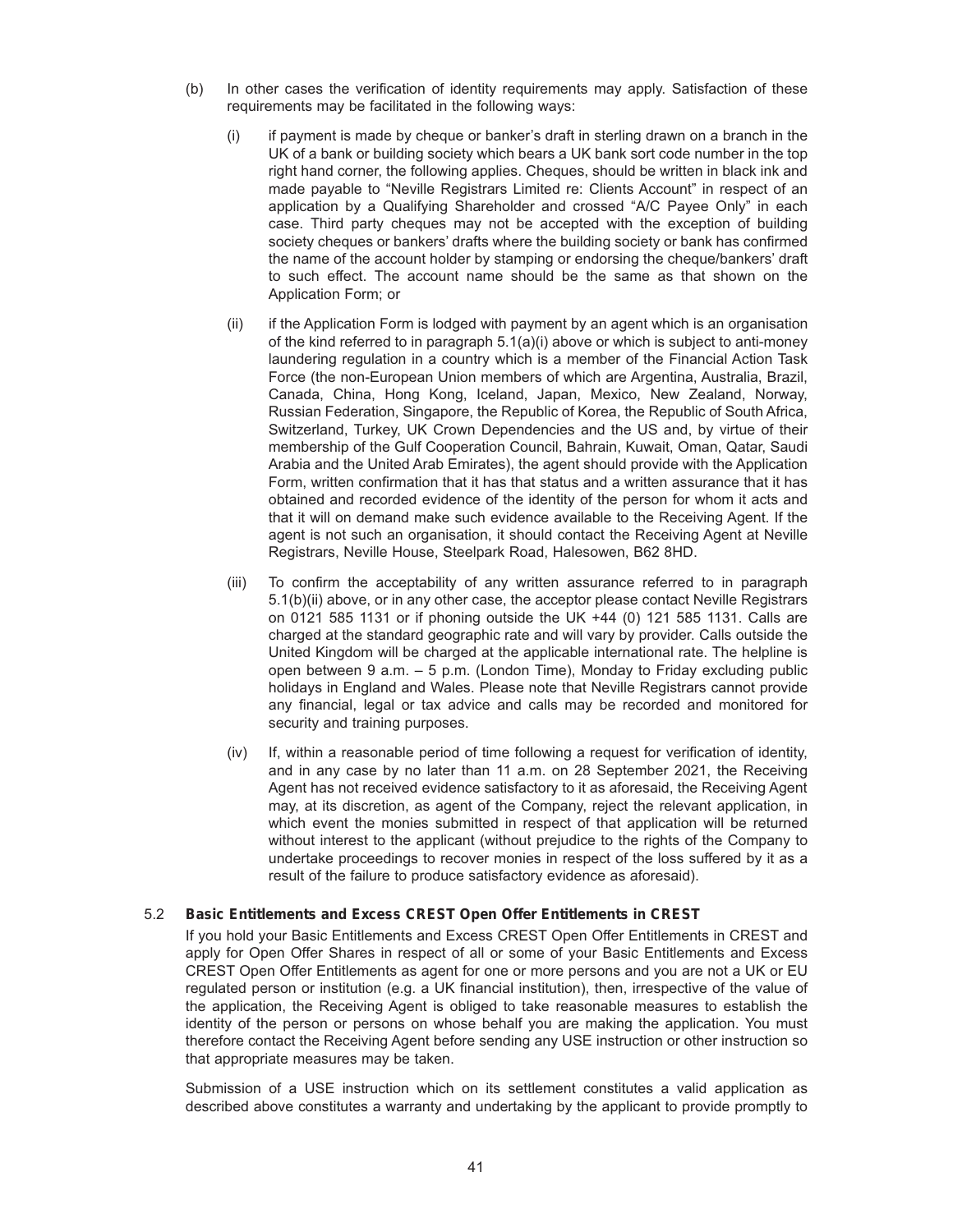(b) In other cases the verification of identity requirements may apply. Satisfaction of these requirements may be facilitated in the following ways:

  (i) if payment is made by cheque or banker's draft in sterling drawn on a branch in the UK of a bank or building society which bears a UK bank sort code number in the top right hand corner, the following applies. Cheques, should be written in black ink and made payable to "Neville Registrars Limited re: Clients Account" in respect of an application by a Qualifying Shareholder and crossed "A/C Payee Only" in each case. Third party cheques may not be accepted with the exception of building society cheques or bankers' drafts where the building society or bank has confirmed the name of the account holder by stamping or endorsing the cheque/bankers' draft to such effect. The account name should be the same as that shown on the Application Form; or

  (ii) if the Application Form is lodged with payment by an agent which is an organisation of the kind referred to in paragraph 5.1(a)(i) above or which is subject to anti-money laundering regulation in a country which is a member of the Financial Action Task Force (the non-European Union members of which are Argentina, Australia, Brazil, Canada, China, Hong Kong, Iceland, Japan, Mexico, New Zealand, Norway, Russian Federation, Singapore, the Republic of Korea, the Republic of South Africa, Switzerland, Turkey, UK Crown Dependencies and the US and, by virtue of their membership of the Gulf Cooperation Council, Bahrain, Kuwait, Oman, Qatar, Saudi Arabia and the United Arab Emirates), the agent should provide with the Application Form, written confirmation that it has that status and a written assurance that it has obtained and recorded evidence of the identity of the person for whom it acts and that it will on demand make such evidence available to the Receiving Agent. If the agent is not such an organisation, it should contact the Receiving Agent at Neville Registrars, Neville House, Steelpark Road, Halesowen, B62 8HD.

  (iii) To confirm the acceptability of any written assurance referred to in paragraph 5.1(b)(ii) above, or in any other case, the acceptor please contact Neville Registrars on 0121 585 1131 or if phoning outside the UK +44 (0) 121 585 1131. Calls are charged at the standard geographic rate and will vary by provider. Calls outside the United Kingdom will be charged at the applicable international rate. The helpline is open between 9 a.m. – 5 p.m. (London Time), Monday to Friday excluding public holidays in England and Wales. Please note that Neville Registrars cannot provide any financial, legal or tax advice and calls may be recorded and monitored for security and training purposes.

  (iv) If, within a reasonable period of time following a request for verification of identity, and in any case by no later than 11 a.m. on 28 September 2021, the Receiving Agent has not received evidence satisfactory to it as aforesaid, the Receiving Agent may, at its discretion, as agent of the Company, reject the relevant application, in which event the monies submitted in respect of that application will be returned without interest to the applicant (without prejudice to the rights of the Company to undertake proceedings to recover monies in respect of the loss suffered by it as a result of the failure to produce satisfactory evidence as aforesaid).

### 5.2 Basic Entitlements and Excess CREST Open Offer Entitlements in CREST

If you hold your Basic Entitlements and Excess CREST Open Offer Entitlements in CREST and apply for Open Offer Shares in respect of all or some of your Basic Entitlements and Excess CREST Open Offer Entitlements as agent for one or more persons and you are not a UK or EU regulated person or institution (e.g. a UK financial institution), then, irrespective of the value of the application, the Receiving Agent is obliged to take reasonable measures to establish the identity of the person or persons on whose behalf you are making the application. You must therefore contact the Receiving Agent before sending any USE instruction or other instruction so that appropriate measures may be taken.

Submission of a USE instruction which on its settlement constitutes a valid application as described above constitutes a warranty and undertaking by the applicant to provide promptly to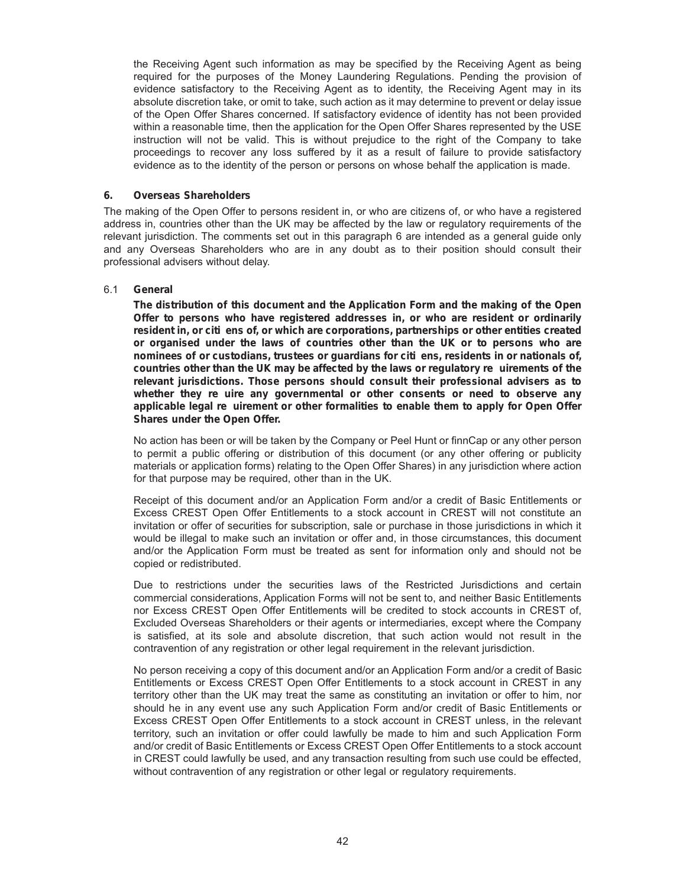the Receiving Agent such information as may be specified by the Receiving Agent as being required for the purposes of the Money Laundering Regulations. Pending the provision of evidence satisfactory to the Receiving Agent as to identity, the Receiving Agent may in its absolute discretion take, or omit to take, such action as it may determine to prevent or delay issue of the Open Offer Shares concerned. If satisfactory evidence of identity has not been provided within a reasonable time, then the application for the Open Offer Shares represented by the USE instruction will not be valid. This is without prejudice to the right of the Company to take proceedings to recover any loss suffered by it as a result of failure to provide satisfactory evidence as to the identity of the person or persons on whose behalf the application is made.

## 6. Overseas Shareholders

The making of the Open Offer to persons resident in, or who are citizens of, or who have a registered address in, countries other than the UK may be affected by the law or regulatory requirements of the relevant jurisdiction. The comments set out in this paragraph 6 are intended as a general guide only and any Overseas Shareholders who are in any doubt as to their position should consult their professional advisers without delay.

### 6.1 General

**The distribution of this document and the Application Form and the making of the Open Offer to persons who have registered addresses in, or who are resident or ordinarily resident in, or citi ens of, or which are corporations, partnerships or other entities created or organised under the laws of countries other than the UK or to persons who are nominees of or custodians, trustees or guardians for citi ens, residents in or nationals of, countries other than the UK may be affected by the laws or regulatory re uirements of the relevant jurisdictions. Those persons should consult their professional advisers as to whether they re uire any governmental or other consents or need to observe any applicable legal re uirement or other formalities to enable them to apply for Open Offer Shares under the Open Offer.**

No action has been or will be taken by the Company or Peel Hunt or finnCap or any other person to permit a public offering or distribution of this document (or any other offering or publicity materials or application forms) relating to the Open Offer Shares) in any jurisdiction where action for that purpose may be required, other than in the UK.

Receipt of this document and/or an Application Form and/or a credit of Basic Entitlements or Excess CREST Open Offer Entitlements to a stock account in CREST will not constitute an invitation or offer of securities for subscription, sale or purchase in those jurisdictions in which it would be illegal to make such an invitation or offer and, in those circumstances, this document and/or the Application Form must be treated as sent for information only and should not be copied or redistributed.

Due to restrictions under the securities laws of the Restricted Jurisdictions and certain commercial considerations, Application Forms will not be sent to, and neither Basic Entitlements nor Excess CREST Open Offer Entitlements will be credited to stock accounts in CREST of, Excluded Overseas Shareholders or their agents or intermediaries, except where the Company is satisfied, at its sole and absolute discretion, that such action would not result in the contravention of any registration or other legal requirement in the relevant jurisdiction.

No person receiving a copy of this document and/or an Application Form and/or a credit of Basic Entitlements or Excess CREST Open Offer Entitlements to a stock account in CREST in any territory other than the UK may treat the same as constituting an invitation or offer to him, nor should he in any event use any such Application Form and/or credit of Basic Entitlements or Excess CREST Open Offer Entitlements to a stock account in CREST unless, in the relevant territory, such an invitation or offer could lawfully be made to him and such Application Form and/or credit of Basic Entitlements or Excess CREST Open Offer Entitlements to a stock account in CREST could lawfully be used, and any transaction resulting from such use could be effected, without contravention of any registration or other legal or regulatory requirements.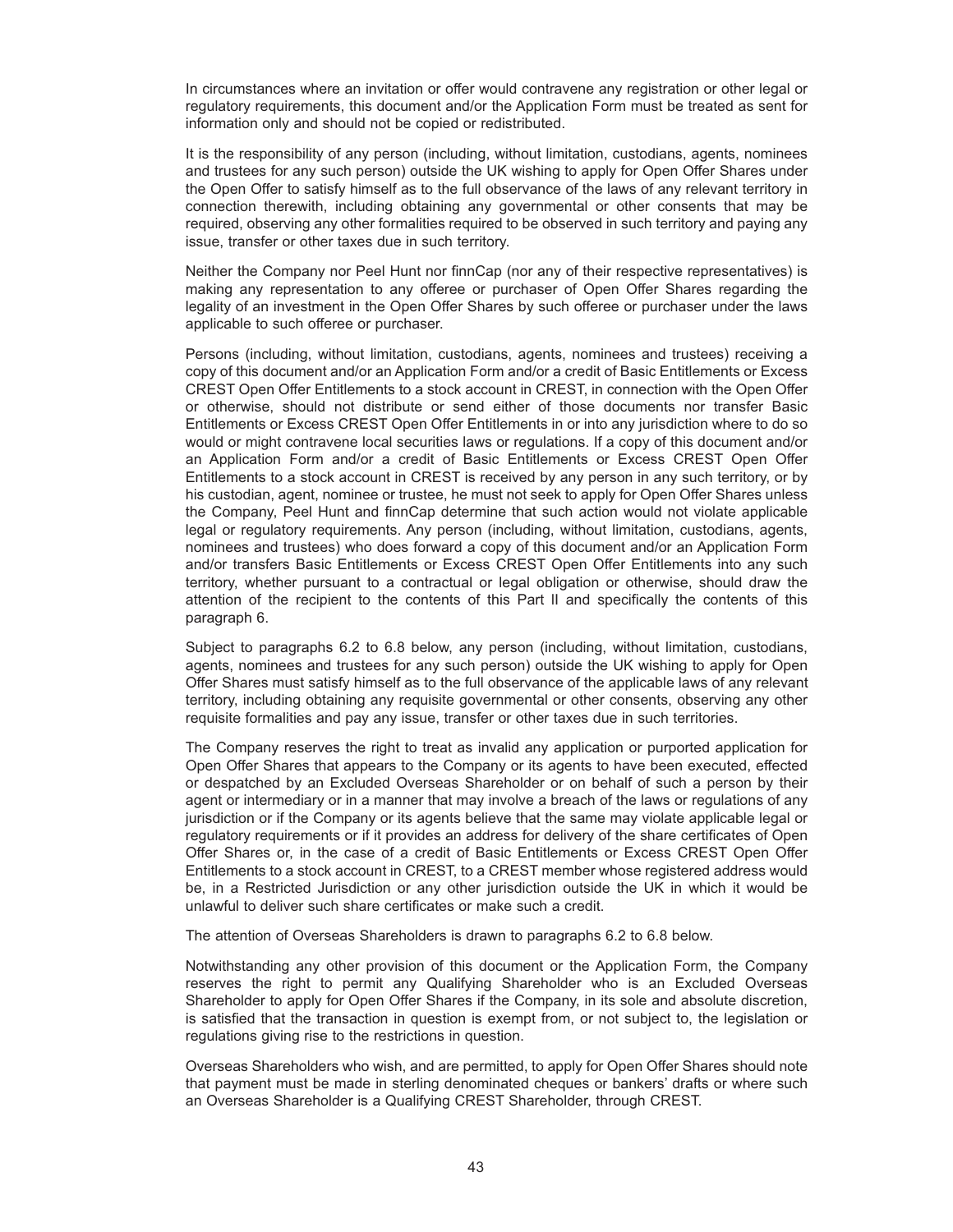In circumstances where an invitation or offer would contravene any registration or other legal or regulatory requirements, this document and/or the Application Form must be treated as sent for information only and should not be copied or redistributed.

It is the responsibility of any person (including, without limitation, custodians, agents, nominees and trustees for any such person) outside the UK wishing to apply for Open Offer Shares under the Open Offer to satisfy himself as to the full observance of the laws of any relevant territory in connection therewith, including obtaining any governmental or other consents that may be required, observing any other formalities required to be observed in such territory and paying any issue, transfer or other taxes due in such territory.

Neither the Company nor Peel Hunt nor finnCap (nor any of their respective representatives) is making any representation to any offeree or purchaser of Open Offer Shares regarding the legality of an investment in the Open Offer Shares by such offeree or purchaser under the laws applicable to such offeree or purchaser.

Persons (including, without limitation, custodians, agents, nominees and trustees) receiving a copy of this document and/or an Application Form and/or a credit of Basic Entitlements or Excess CREST Open Offer Entitlements to a stock account in CREST, in connection with the Open Offer or otherwise, should not distribute or send either of those documents nor transfer Basic Entitlements or Excess CREST Open Offer Entitlements in or into any jurisdiction where to do so would or might contravene local securities laws or regulations. If a copy of this document and/or an Application Form and/or a credit of Basic Entitlements or Excess CREST Open Offer Entitlements to a stock account in CREST is received by any person in any such territory, or by his custodian, agent, nominee or trustee, he must not seek to apply for Open Offer Shares unless the Company, Peel Hunt and finnCap determine that such action would not violate applicable legal or regulatory requirements. Any person (including, without limitation, custodians, agents, nominees and trustees) who does forward a copy of this document and/or an Application Form and/or transfers Basic Entitlements or Excess CREST Open Offer Entitlements into any such territory, whether pursuant to a contractual or legal obligation or otherwise, should draw the attention of the recipient to the contents of this Part II and specifically the contents of this paragraph 6.

Subject to paragraphs 6.2 to 6.8 below, any person (including, without limitation, custodians, agents, nominees and trustees for any such person) outside the UK wishing to apply for Open Offer Shares must satisfy himself as to the full observance of the applicable laws of any relevant territory, including obtaining any requisite governmental or other consents, observing any other requisite formalities and pay any issue, transfer or other taxes due in such territories.

The Company reserves the right to treat as invalid any application or purported application for Open Offer Shares that appears to the Company or its agents to have been executed, effected or despatched by an Excluded Overseas Shareholder or on behalf of such a person by their agent or intermediary or in a manner that may involve a breach of the laws or regulations of any jurisdiction or if the Company or its agents believe that the same may violate applicable legal or regulatory requirements or if it provides an address for delivery of the share certificates of Open Offer Shares or, in the case of a credit of Basic Entitlements or Excess CREST Open Offer Entitlements to a stock account in CREST, to a CREST member whose registered address would be, in a Restricted Jurisdiction or any other jurisdiction outside the UK in which it would be unlawful to deliver such share certificates or make such a credit.

The attention of Overseas Shareholders is drawn to paragraphs 6.2 to 6.8 below.

Notwithstanding any other provision of this document or the Application Form, the Company reserves the right to permit any Qualifying Shareholder who is an Excluded Overseas Shareholder to apply for Open Offer Shares if the Company, in its sole and absolute discretion, is satisfied that the transaction in question is exempt from, or not subject to, the legislation or regulations giving rise to the restrictions in question.

Overseas Shareholders who wish, and are permitted, to apply for Open Offer Shares should note that payment must be made in sterling denominated cheques or bankers' drafts or where such an Overseas Shareholder is a Qualifying CREST Shareholder, through CREST.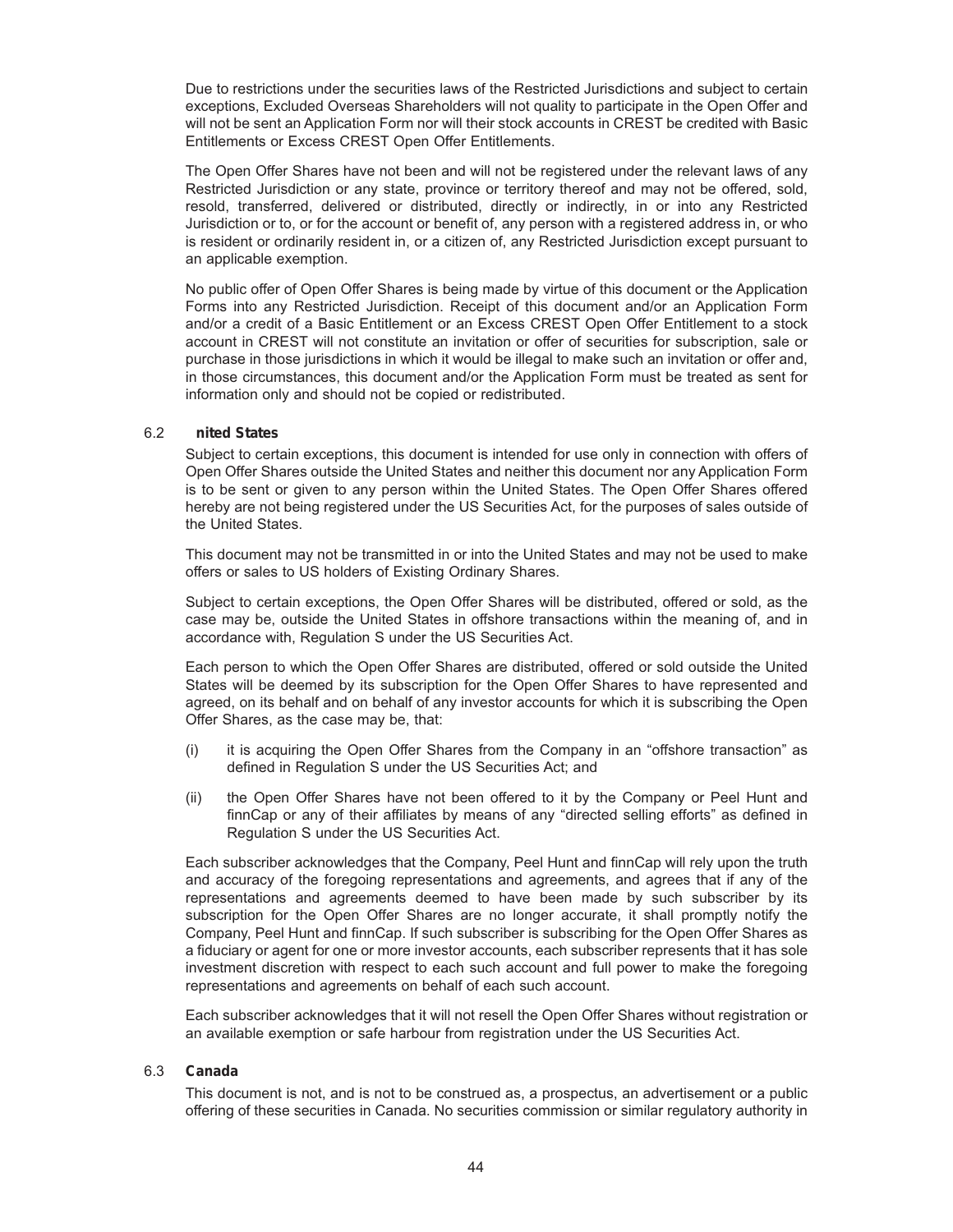Due to restrictions under the securities laws of the Restricted Jurisdictions and subject to certain exceptions, Excluded Overseas Shareholders will not quality to participate in the Open Offer and will not be sent an Application Form nor will their stock accounts in CREST be credited with Basic Entitlements or Excess CREST Open Offer Entitlements.

The Open Offer Shares have not been and will not be registered under the relevant laws of any Restricted Jurisdiction or any state, province or territory thereof and may not be offered, sold, resold, transferred, delivered or distributed, directly or indirectly, in or into any Restricted Jurisdiction or to, or for the account or benefit of, any person with a registered address in, or who is resident or ordinarily resident in, or a citizen of, any Restricted Jurisdiction except pursuant to an applicable exemption.

No public offer of Open Offer Shares is being made by virtue of this document or the Application Forms into any Restricted Jurisdiction. Receipt of this document and/or an Application Form and/or a credit of a Basic Entitlement or an Excess CREST Open Offer Entitlement to a stock account in CREST will not constitute an invitation or offer of securities for subscription, sale or purchase in those jurisdictions in which it would be illegal to make such an invitation or offer and, in those circumstances, this document and/or the Application Form must be treated as sent for information only and should not be copied or redistributed.

### 6.2 nited States

Subject to certain exceptions, this document is intended for use only in connection with offers of Open Offer Shares outside the United States and neither this document nor any Application Form is to be sent or given to any person within the United States. The Open Offer Shares offered hereby are not being registered under the US Securities Act, for the purposes of sales outside of the United States.

This document may not be transmitted in or into the United States and may not be used to make offers or sales to US holders of Existing Ordinary Shares.

Subject to certain exceptions, the Open Offer Shares will be distributed, offered or sold, as the case may be, outside the United States in offshore transactions within the meaning of, and in accordance with, Regulation S under the US Securities Act.

Each person to which the Open Offer Shares are distributed, offered or sold outside the United States will be deemed by its subscription for the Open Offer Shares to have represented and agreed, on its behalf and on behalf of any investor accounts for which it is subscribing the Open Offer Shares, as the case may be, that:

(i) it is acquiring the Open Offer Shares from the Company in an "offshore transaction" as defined in Regulation S under the US Securities Act; and

(ii) the Open Offer Shares have not been offered to it by the Company or Peel Hunt and finnCap or any of their affiliates by means of any "directed selling efforts" as defined in Regulation S under the US Securities Act.

Each subscriber acknowledges that the Company, Peel Hunt and finnCap will rely upon the truth and accuracy of the foregoing representations and agreements, and agrees that if any of the representations and agreements deemed to have been made by such subscriber by its subscription for the Open Offer Shares are no longer accurate, it shall promptly notify the Company, Peel Hunt and finnCap. If such subscriber is subscribing for the Open Offer Shares as a fiduciary or agent for one or more investor accounts, each subscriber represents that it has sole investment discretion with respect to each such account and full power to make the foregoing representations and agreements on behalf of each such account.

Each subscriber acknowledges that it will not resell the Open Offer Shares without registration or an available exemption or safe harbour from registration under the US Securities Act.

### 6.3 Canada

This document is not, and is not to be construed as, a prospectus, an advertisement or a public offering of these securities in Canada. No securities commission or similar regulatory authority in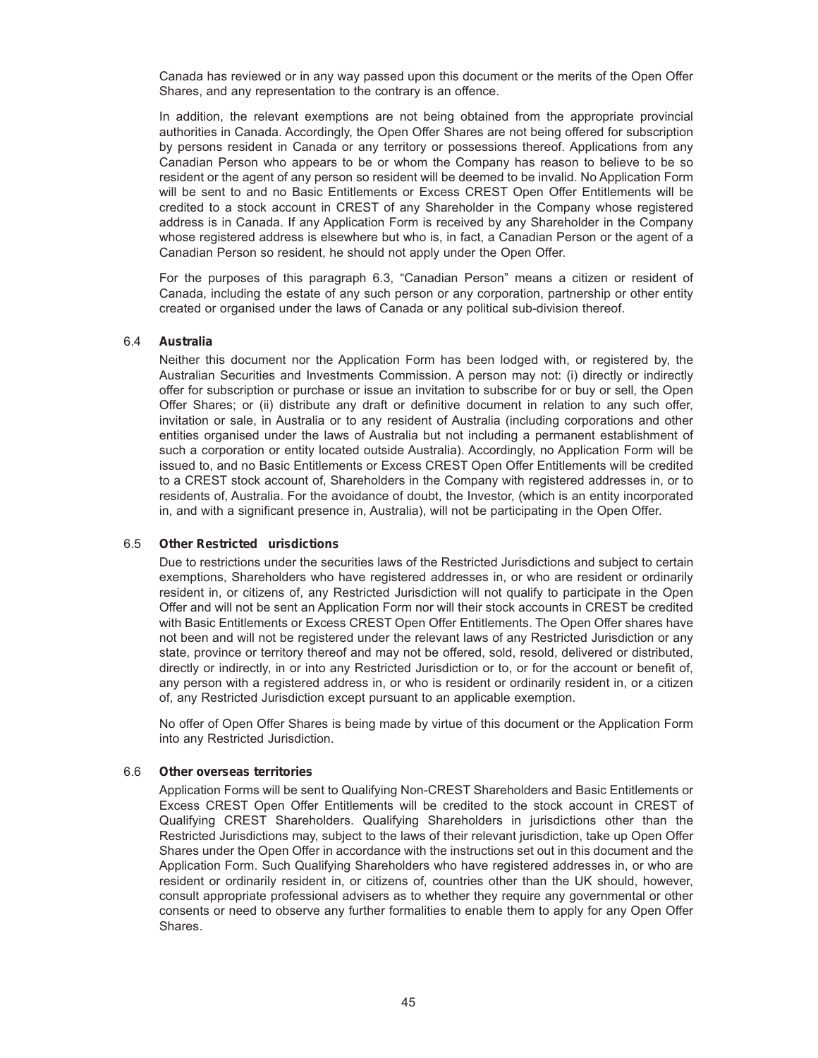Canada has reviewed or in any way passed upon this document or the merits of the Open Offer Shares, and any representation to the contrary is an offence.

In addition, the relevant exemptions are not being obtained from the appropriate provincial authorities in Canada. Accordingly, the Open Offer Shares are not being offered for subscription by persons resident in Canada or any territory or possessions thereof. Applications from any Canadian Person who appears to be or whom the Company has reason to believe to be so resident or the agent of any person so resident will be deemed to be invalid. No Application Form will be sent to and no Basic Entitlements or Excess CREST Open Offer Entitlements will be credited to a stock account in CREST of any Shareholder in the Company whose registered address is in Canada. If any Application Form is received by any Shareholder in the Company whose registered address is elsewhere but who is, in fact, a Canadian Person or the agent of a Canadian Person so resident, he should not apply under the Open Offer.

For the purposes of this paragraph 6.3, "Canadian Person" means a citizen or resident of Canada, including the estate of any such person or any corporation, partnership or other entity created or organised under the laws of Canada or any political sub-division thereof.

### 6.4 Australia

Neither this document nor the Application Form has been lodged with, or registered by, the Australian Securities and Investments Commission. A person may not: (i) directly or indirectly offer for subscription or purchase or issue an invitation to subscribe for or buy or sell, the Open Offer Shares; or (ii) distribute any draft or definitive document in relation to any such offer, invitation or sale, in Australia or to any resident of Australia (including corporations and other entities organised under the laws of Australia but not including a permanent establishment of such a corporation or entity located outside Australia). Accordingly, no Application Form will be issued to, and no Basic Entitlements or Excess CREST Open Offer Entitlements will be credited to a CREST stock account of, Shareholders in the Company with registered addresses in, or to residents of, Australia. For the avoidance of doubt, the Investor, (which is an entity incorporated in, and with a significant presence in, Australia), will not be participating in the Open Offer.

### 6.5 Other Restricted Jurisdictions

Due to restrictions under the securities laws of the Restricted Jurisdictions and subject to certain exemptions, Shareholders who have registered addresses in, or who are resident or ordinarily resident in, or citizens of, any Restricted Jurisdiction will not qualify to participate in the Open Offer and will not be sent an Application Form nor will their stock accounts in CREST be credited with Basic Entitlements or Excess CREST Open Offer Entitlements. The Open Offer shares have not been and will not be registered under the relevant laws of any Restricted Jurisdiction or any state, province or territory thereof and may not be offered, sold, resold, delivered or distributed, directly or indirectly, in or into any Restricted Jurisdiction or to, or for the account or benefit of, any person with a registered address in, or who is resident or ordinarily resident in, or a citizen of, any Restricted Jurisdiction except pursuant to an applicable exemption.

No offer of Open Offer Shares is being made by virtue of this document or the Application Form into any Restricted Jurisdiction.

### 6.6 Other overseas territories

Application Forms will be sent to Qualifying Non-CREST Shareholders and Basic Entitlements or Excess CREST Open Offer Entitlements will be credited to the stock account in CREST of Qualifying CREST Shareholders. Qualifying Shareholders in jurisdictions other than the Restricted Jurisdictions may, subject to the laws of their relevant jurisdiction, take up Open Offer Shares under the Open Offer in accordance with the instructions set out in this document and the Application Form. Such Qualifying Shareholders who have registered addresses in, or who are resident or ordinarily resident in, or citizens of, countries other than the UK should, however, consult appropriate professional advisers as to whether they require any governmental or other consents or need to observe any further formalities to enable them to apply for any Open Offer Shares.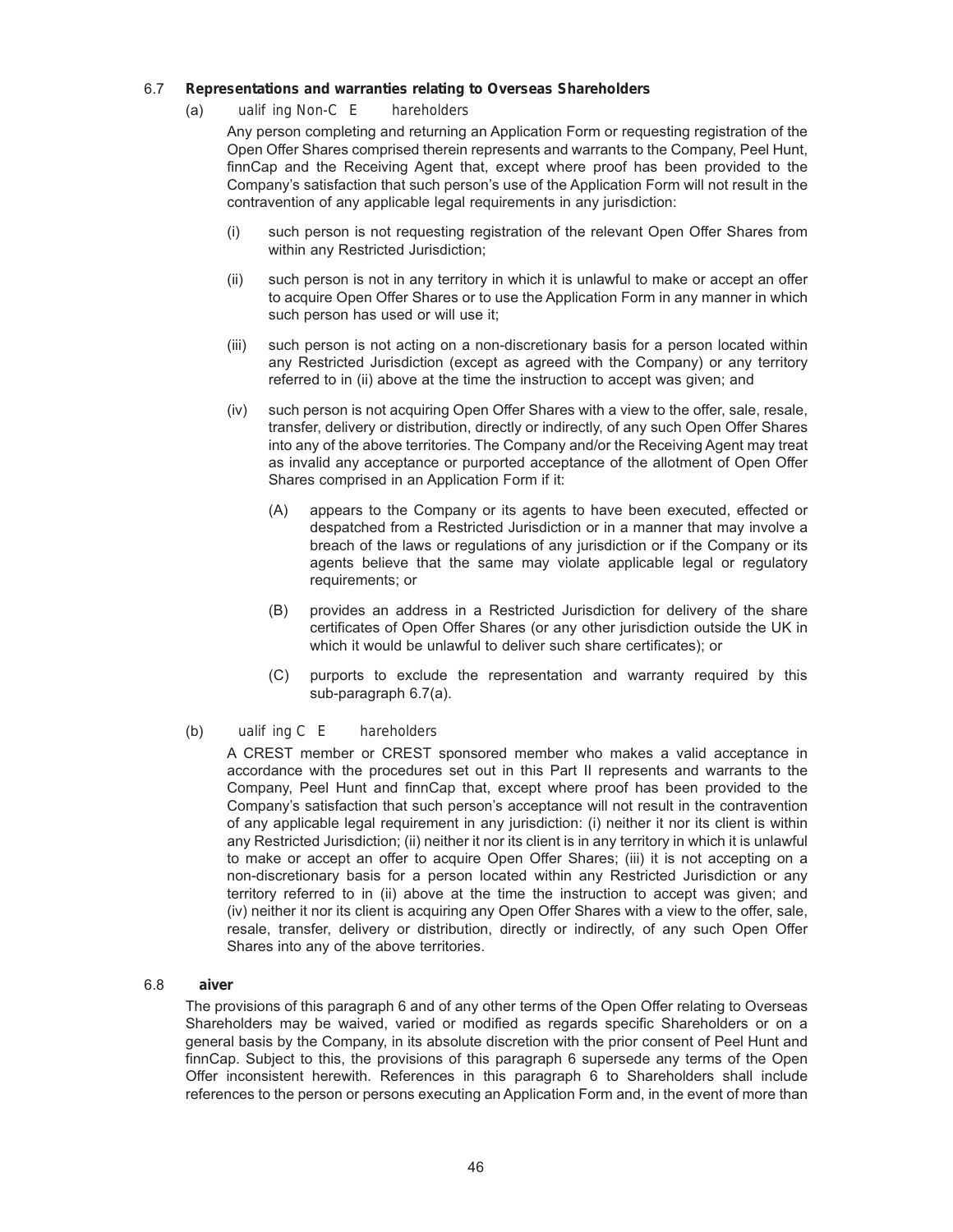6.7 **Representations and warranties relating to Overseas Shareholders**

(a) *ualif ing Non-C E hareholders*

Any person completing and returning an Application Form or requesting registration of the Open Offer Shares comprised therein represents and warrants to the Company, Peel Hunt, finnCap and the Receiving Agent that, except where proof has been provided to the Company's satisfaction that such person's use of the Application Form will not result in the contravention of any applicable legal requirements in any jurisdiction:

(i) such person is not requesting registration of the relevant Open Offer Shares from within any Restricted Jurisdiction;

(ii) such person is not in any territory in which it is unlawful to make or accept an offer to acquire Open Offer Shares or to use the Application Form in any manner in which such person has used or will use it;

(iii) such person is not acting on a non-discretionary basis for a person located within any Restricted Jurisdiction (except as agreed with the Company) or any territory referred to in (ii) above at the time the instruction to accept was given; and

(iv) such person is not acquiring Open Offer Shares with a view to the offer, sale, resale, transfer, delivery or distribution, directly or indirectly, of any such Open Offer Shares into any of the above territories. The Company and/or the Receiving Agent may treat as invalid any acceptance or purported acceptance of the allotment of Open Offer Shares comprised in an Application Form if it:

(A) appears to the Company or its agents to have been executed, effected or despatched from a Restricted Jurisdiction or in a manner that may involve a breach of the laws or regulations of any jurisdiction or if the Company or its agents believe that the same may violate applicable legal or regulatory requirements; or

(B) provides an address in a Restricted Jurisdiction for delivery of the share certificates of Open Offer Shares (or any other jurisdiction outside the UK in which it would be unlawful to deliver such share certificates); or

(C) purports to exclude the representation and warranty required by this sub-paragraph 6.7(a).

(b) *ualif ing C E hareholders*

A CREST member or CREST sponsored member who makes a valid acceptance in accordance with the procedures set out in this Part II represents and warrants to the Company, Peel Hunt and finnCap that, except where proof has been provided to the Company's satisfaction that such person's acceptance will not result in the contravention of any applicable legal requirement in any jurisdiction: (i) neither it nor its client is within any Restricted Jurisdiction; (ii) neither it nor its client is in any territory in which it is unlawful to make or accept an offer to acquire Open Offer Shares; (iii) it is not accepting on a non-discretionary basis for a person located within any Restricted Jurisdiction or any territory referred to in (ii) above at the time the instruction to accept was given; and (iv) neither it nor its client is acquiring any Open Offer Shares with a view to the offer, sale, resale, transfer, delivery or distribution, directly or indirectly, of any such Open Offer Shares into any of the above territories.

6.8 **aiver**

The provisions of this paragraph 6 and of any other terms of the Open Offer relating to Overseas Shareholders may be waived, varied or modified as regards specific Shareholders or on a general basis by the Company, in its absolute discretion with the prior consent of Peel Hunt and finnCap. Subject to this, the provisions of this paragraph 6 supersede any terms of the Open Offer inconsistent herewith. References in this paragraph 6 to Shareholders shall include references to the person or persons executing an Application Form and, in the event of more than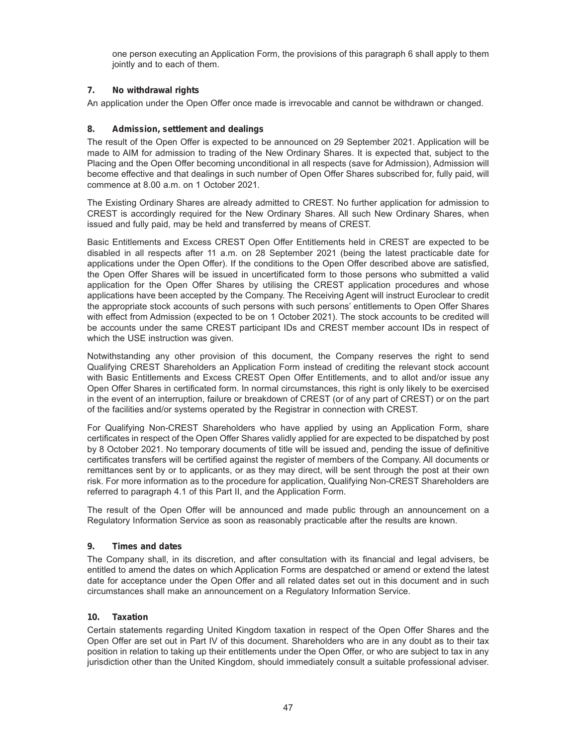one person executing an Application Form, the provisions of this paragraph 6 shall apply to them jointly and to each of them.

## 7. No withdrawal rights

An application under the Open Offer once made is irrevocable and cannot be withdrawn or changed.

## 8. Admission, settlement and dealings

The result of the Open Offer is expected to be announced on 29 September 2021. Application will be made to AIM for admission to trading of the New Ordinary Shares. It is expected that, subject to the Placing and the Open Offer becoming unconditional in all respects (save for Admission), Admission will become effective and that dealings in such number of Open Offer Shares subscribed for, fully paid, will commence at 8.00 a.m. on 1 October 2021.

The Existing Ordinary Shares are already admitted to CREST. No further application for admission to CREST is accordingly required for the New Ordinary Shares. All such New Ordinary Shares, when issued and fully paid, may be held and transferred by means of CREST.

Basic Entitlements and Excess CREST Open Offer Entitlements held in CREST are expected to be disabled in all respects after 11 a.m. on 28 September 2021 (being the latest practicable date for applications under the Open Offer). If the conditions to the Open Offer described above are satisfied, the Open Offer Shares will be issued in uncertificated form to those persons who submitted a valid application for the Open Offer Shares by utilising the CREST application procedures and whose applications have been accepted by the Company. The Receiving Agent will instruct Euroclear to credit the appropriate stock accounts of such persons with such persons' entitlements to Open Offer Shares with effect from Admission (expected to be on 1 October 2021). The stock accounts to be credited will be accounts under the same CREST participant IDs and CREST member account IDs in respect of which the USE instruction was given.

Notwithstanding any other provision of this document, the Company reserves the right to send Qualifying CREST Shareholders an Application Form instead of crediting the relevant stock account with Basic Entitlements and Excess CREST Open Offer Entitlements, and to allot and/or issue any Open Offer Shares in certificated form. In normal circumstances, this right is only likely to be exercised in the event of an interruption, failure or breakdown of CREST (or of any part of CREST) or on the part of the facilities and/or systems operated by the Registrar in connection with CREST.

For Qualifying Non-CREST Shareholders who have applied by using an Application Form, share certificates in respect of the Open Offer Shares validly applied for are expected to be dispatched by post by 8 October 2021. No temporary documents of title will be issued and, pending the issue of definitive certificates transfers will be certified against the register of members of the Company. All documents or remittances sent by or to applicants, or as they may direct, will be sent through the post at their own risk. For more information as to the procedure for application, Qualifying Non-CREST Shareholders are referred to paragraph 4.1 of this Part II, and the Application Form.

The result of the Open Offer will be announced and made public through an announcement on a Regulatory Information Service as soon as reasonably practicable after the results are known.

## 9. Times and dates

The Company shall, in its discretion, and after consultation with its financial and legal advisers, be entitled to amend the dates on which Application Forms are despatched or amend or extend the latest date for acceptance under the Open Offer and all related dates set out in this document and in such circumstances shall make an announcement on a Regulatory Information Service.

## 10. Taxation

Certain statements regarding United Kingdom taxation in respect of the Open Offer Shares and the Open Offer are set out in Part IV of this document. Shareholders who are in any doubt as to their tax position in relation to taking up their entitlements under the Open Offer, or who are subject to tax in any jurisdiction other than the United Kingdom, should immediately consult a suitable professional adviser.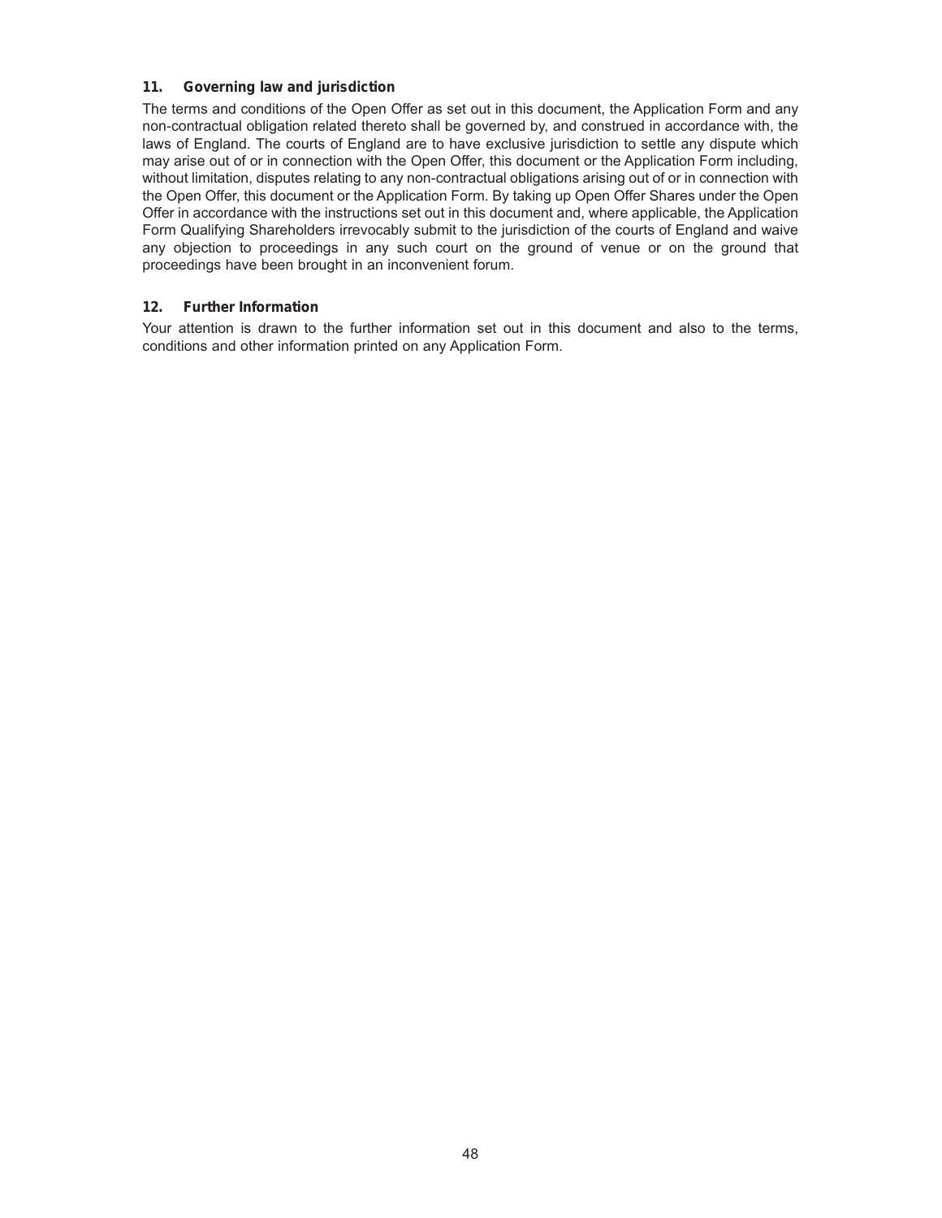### 11. Governing law and jurisdiction

The terms and conditions of the Open Offer as set out in this document, the Application Form and any non-contractual obligation related thereto shall be governed by, and construed in accordance with, the laws of England. The courts of England are to have exclusive jurisdiction to settle any dispute which may arise out of or in connection with the Open Offer, this document or the Application Form including, without limitation, disputes relating to any non-contractual obligations arising out of or in connection with the Open Offer, this document or the Application Form. By taking up Open Offer Shares under the Open Offer in accordance with the instructions set out in this document and, where applicable, the Application Form Qualifying Shareholders irrevocably submit to the jurisdiction of the courts of England and waive any objection to proceedings in any such court on the ground of venue or on the ground that proceedings have been brought in an inconvenient forum.

### 12. Further Information

Your attention is drawn to the further information set out in this document and also to the terms, conditions and other information printed on any Application Form.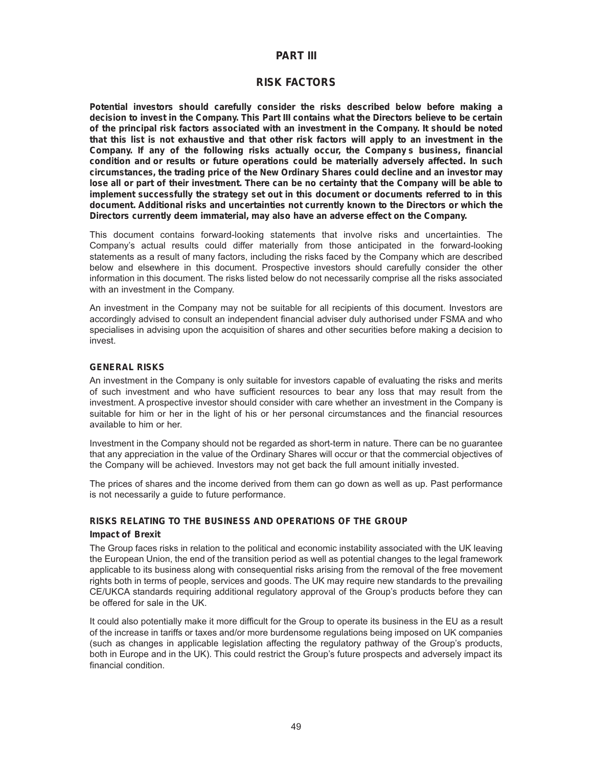# PART III

## RISK FACTORS

**Potential investors should carefully consider the risks described below before making a decision to invest in the Company. This Part III contains what the Directors believe to be certain of the principal risk factors associated with an investment in the Company. It should be noted that this list is not exhaustive and that other risk factors will apply to an investment in the Company. If any of the following risks actually occur, the Company s business, financial condition and or results or future operations could be materially adversely affected. In such circumstances, the trading price of the New Ordinary Shares could decline and an investor may lose all or part of their investment. There can be no certainty that the Company will be able to implement successfully the strategy set out in this document or documents referred to in this document. Additional risks and uncertainties not currently known to the Directors or which the Directors currently deem immaterial, may also have an adverse effect on the Company.**

This document contains forward-looking statements that involve risks and uncertainties. The Company's actual results could differ materially from those anticipated in the forward-looking statements as a result of many factors, including the risks faced by the Company which are described below and elsewhere in this document. Prospective investors should carefully consider the other information in this document. The risks listed below do not necessarily comprise all the risks associated with an investment in the Company.

An investment in the Company may not be suitable for all recipients of this document. Investors are accordingly advised to consult an independent financial adviser duly authorised under FSMA and who specialises in advising upon the acquisition of shares and other securities before making a decision to invest.

### GENERAL RISKS

An investment in the Company is only suitable for investors capable of evaluating the risks and merits of such investment and who have sufficient resources to bear any loss that may result from the investment. A prospective investor should consider with care whether an investment in the Company is suitable for him or her in the light of his or her personal circumstances and the financial resources available to him or her.

Investment in the Company should not be regarded as short-term in nature. There can be no guarantee that any appreciation in the value of the Ordinary Shares will occur or that the commercial objectives of the Company will be achieved. Investors may not get back the full amount initially invested.

The prices of shares and the income derived from them can go down as well as up. Past performance is not necessarily a guide to future performance.

### RISKS RELATING TO THE BUSINESS AND OPERATIONS OF THE GROUP

#### Impact of Brexit

The Group faces risks in relation to the political and economic instability associated with the UK leaving the European Union, the end of the transition period as well as potential changes to the legal framework applicable to its business along with consequential risks arising from the removal of the free movement rights both in terms of people, services and goods. The UK may require new standards to the prevailing CE/UKCA standards requiring additional regulatory approval of the Group's products before they can be offered for sale in the UK.

It could also potentially make it more difficult for the Group to operate its business in the EU as a result of the increase in tariffs or taxes and/or more burdensome regulations being imposed on UK companies (such as changes in applicable legislation affecting the regulatory pathway of the Group's products, both in Europe and in the UK). This could restrict the Group's future prospects and adversely impact its financial condition.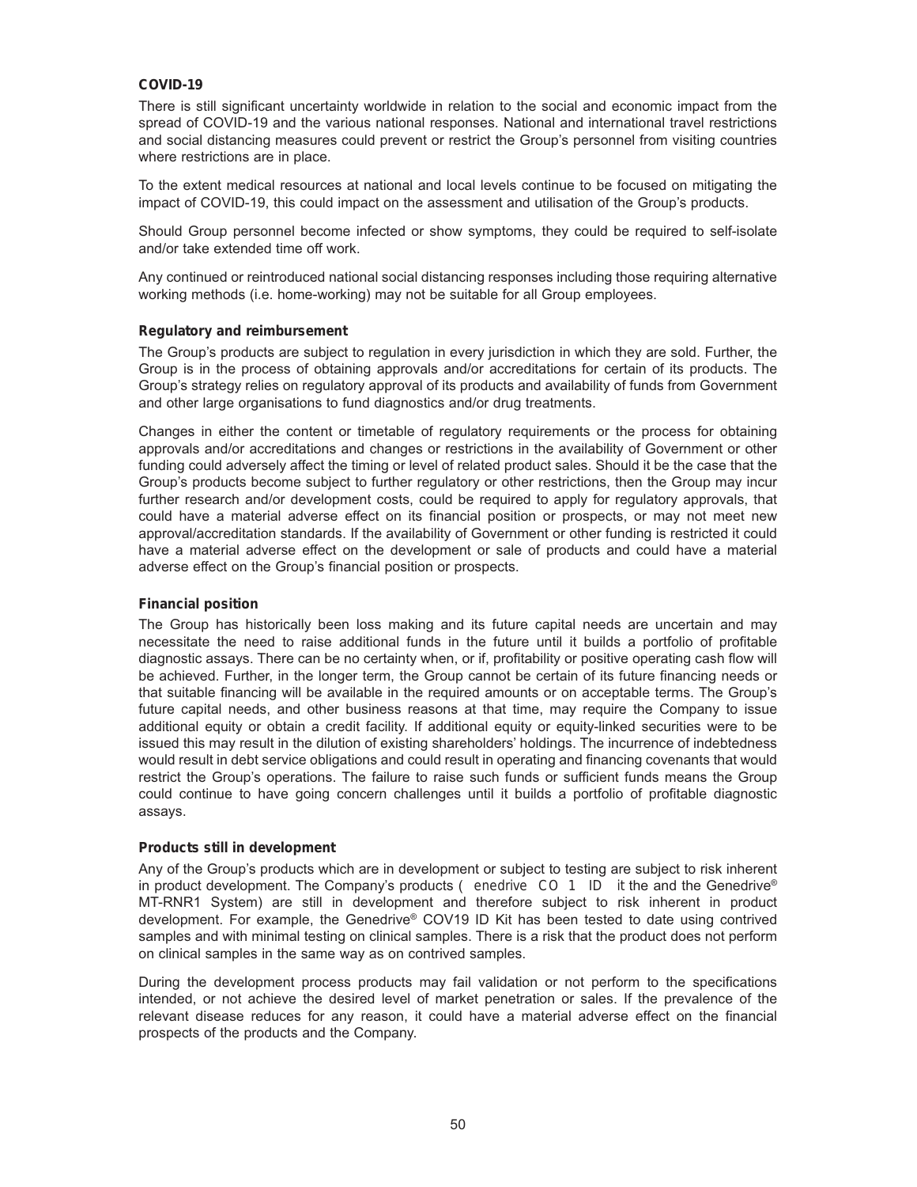**COVID-19**

There is still significant uncertainty worldwide in relation to the social and economic impact from the spread of COVID-19 and the various national responses. National and international travel restrictions and social distancing measures could prevent or restrict the Group's personnel from visiting countries where restrictions are in place.

To the extent medical resources at national and local levels continue to be focused on mitigating the impact of COVID-19, this could impact on the assessment and utilisation of the Group's products.

Should Group personnel become infected or show symptoms, they could be required to self-isolate and/or take extended time off work.

Any continued or reintroduced national social distancing responses including those requiring alternative working methods (i.e. home-working) may not be suitable for all Group employees.

**Regulatory and reimbursement**

The Group's products are subject to regulation in every jurisdiction in which they are sold. Further, the Group is in the process of obtaining approvals and/or accreditations for certain of its products. The Group's strategy relies on regulatory approval of its products and availability of funds from Government and other large organisations to fund diagnostics and/or drug treatments.

Changes in either the content or timetable of regulatory requirements or the process for obtaining approvals and/or accreditations and changes or restrictions in the availability of Government or other funding could adversely affect the timing or level of related product sales. Should it be the case that the Group's products become subject to further regulatory or other restrictions, then the Group may incur further research and/or development costs, could be required to apply for regulatory approvals, that could have a material adverse effect on its financial position or prospects, or may not meet new approval/accreditation standards. If the availability of Government or other funding is restricted it could have a material adverse effect on the development or sale of products and could have a material adverse effect on the Group's financial position or prospects.

**Financial position**

The Group has historically been loss making and its future capital needs are uncertain and may necessitate the need to raise additional funds in the future until it builds a portfolio of profitable diagnostic assays. There can be no certainty when, or if, profitability or positive operating cash flow will be achieved. Further, in the longer term, the Group cannot be certain of its future financing needs or that suitable financing will be available in the required amounts or on acceptable terms. The Group's future capital needs, and other business reasons at that time, may require the Company to issue additional equity or obtain a credit facility. If additional equity or equity-linked securities were to be issued this may result in the dilution of existing shareholders' holdings. The incurrence of indebtedness would result in debt service obligations and could result in operating and financing covenants that would restrict the Group's operations. The failure to raise such funds or sufficient funds means the Group could continue to have going concern challenges until it builds a portfolio of profitable diagnostic assays.

**Products still in development**

Any of the Group's products which are in development or subject to testing are subject to risk inherent in product development. The Company's products ( enedrive CO 1 ID it the and the Genedrive® MT-RNR1 System) are still in development and therefore subject to risk inherent in product development. For example, the Genedrive® COV19 ID Kit has been tested to date using contrived samples and with minimal testing on clinical samples. There is a risk that the product does not perform on clinical samples in the same way as on contrived samples.

During the development process products may fail validation or not perform to the specifications intended, or not achieve the desired level of market penetration or sales. If the prevalence of the relevant disease reduces for any reason, it could have a material adverse effect on the financial prospects of the products and the Company.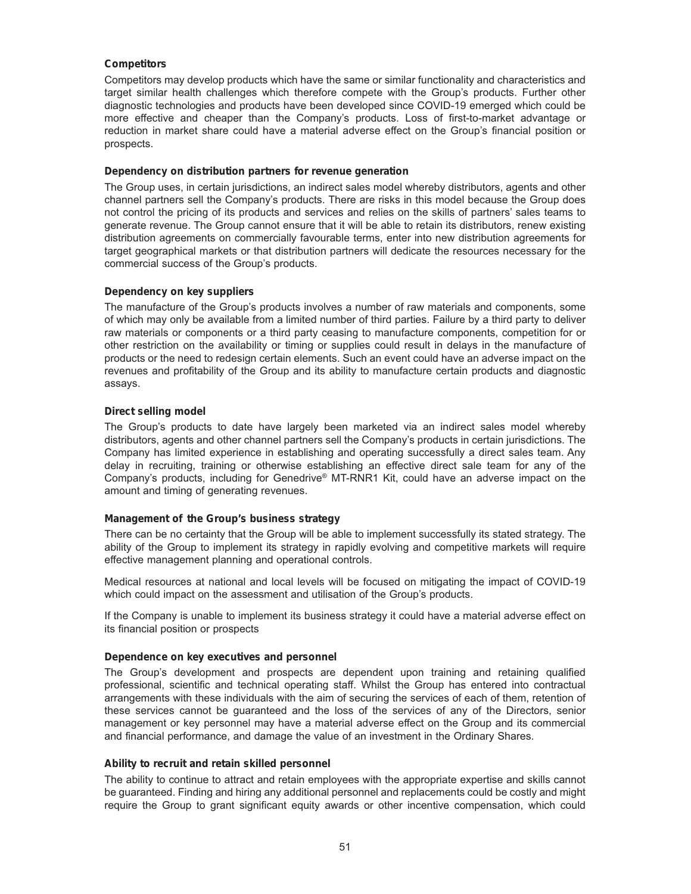**Competitors**

Competitors may develop products which have the same or similar functionality and characteristics and target similar health challenges which therefore compete with the Group's products. Further other diagnostic technologies and products have been developed since COVID-19 emerged which could be more effective and cheaper than the Company's products. Loss of first-to-market advantage or reduction in market share could have a material adverse effect on the Group's financial position or prospects.

**Dependency on distribution partners for revenue generation**

The Group uses, in certain jurisdictions, an indirect sales model whereby distributors, agents and other channel partners sell the Company's products. There are risks in this model because the Group does not control the pricing of its products and services and relies on the skills of partners' sales teams to generate revenue. The Group cannot ensure that it will be able to retain its distributors, renew existing distribution agreements on commercially favourable terms, enter into new distribution agreements for target geographical markets or that distribution partners will dedicate the resources necessary for the commercial success of the Group's products.

**Dependency on key suppliers**

The manufacture of the Group's products involves a number of raw materials and components, some of which may only be available from a limited number of third parties. Failure by a third party to deliver raw materials or components or a third party ceasing to manufacture components, competition for or other restriction on the availability or timing or supplies could result in delays in the manufacture of products or the need to redesign certain elements. Such an event could have an adverse impact on the revenues and profitability of the Group and its ability to manufacture certain products and diagnostic assays.

**Direct selling model**

The Group's products to date have largely been marketed via an indirect sales model whereby distributors, agents and other channel partners sell the Company's products in certain jurisdictions. The Company has limited experience in establishing and operating successfully a direct sales team. Any delay in recruiting, training or otherwise establishing an effective direct sale team for any of the Company's products, including for Genedrive® MT-RNR1 Kit, could have an adverse impact on the amount and timing of generating revenues.

**Management of the Group's business strategy**

There can be no certainty that the Group will be able to implement successfully its stated strategy. The ability of the Group to implement its strategy in rapidly evolving and competitive markets will require effective management planning and operational controls.

Medical resources at national and local levels will be focused on mitigating the impact of COVID-19 which could impact on the assessment and utilisation of the Group's products.

If the Company is unable to implement its business strategy it could have a material adverse effect on its financial position or prospects

**Dependence on key executives and personnel**

The Group's development and prospects are dependent upon training and retaining qualified professional, scientific and technical operating staff. Whilst the Group has entered into contractual arrangements with these individuals with the aim of securing the services of each of them, retention of these services cannot be guaranteed and the loss of the services of any of the Directors, senior management or key personnel may have a material adverse effect on the Group and its commercial and financial performance, and damage the value of an investment in the Ordinary Shares.

**Ability to recruit and retain skilled personnel**

The ability to continue to attract and retain employees with the appropriate expertise and skills cannot be guaranteed. Finding and hiring any additional personnel and replacements could be costly and might require the Group to grant significant equity awards or other incentive compensation, which could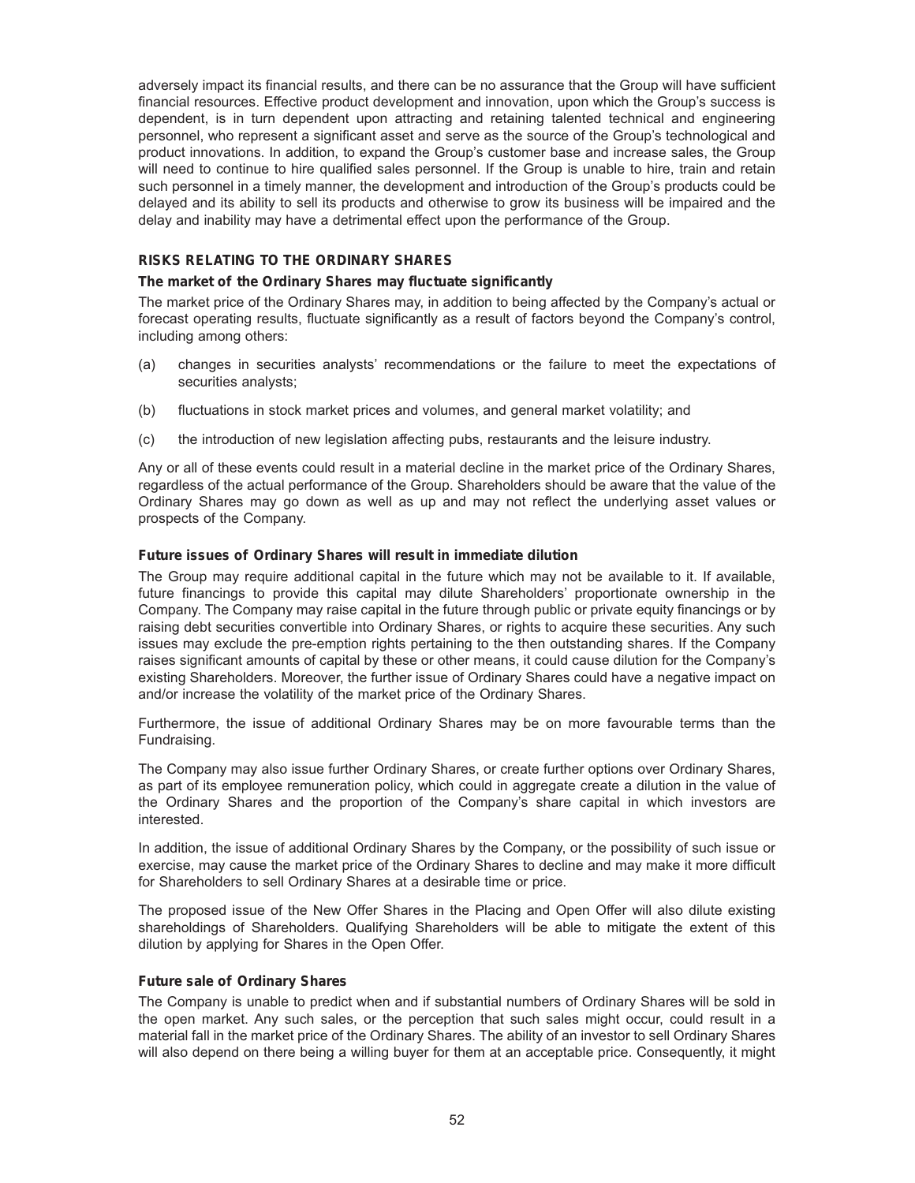adversely impact its financial results, and there can be no assurance that the Group will have sufficient financial resources. Effective product development and innovation, upon which the Group's success is dependent, is in turn dependent upon attracting and retaining talented technical and engineering personnel, who represent a significant asset and serve as the source of the Group's technological and product innovations. In addition, to expand the Group's customer base and increase sales, the Group will need to continue to hire qualified sales personnel. If the Group is unable to hire, train and retain such personnel in a timely manner, the development and introduction of the Group's products could be delayed and its ability to sell its products and otherwise to grow its business will be impaired and the delay and inability may have a detrimental effect upon the performance of the Group.

## RISKS RELATING TO THE ORDINARY SHARES

### The market of the Ordinary Shares may fluctuate significantly

The market price of the Ordinary Shares may, in addition to being affected by the Company's actual or forecast operating results, fluctuate significantly as a result of factors beyond the Company's control, including among others:

(a) changes in securities analysts' recommendations or the failure to meet the expectations of securities analysts;

(b) fluctuations in stock market prices and volumes, and general market volatility; and

(c) the introduction of new legislation affecting pubs, restaurants and the leisure industry.

Any or all of these events could result in a material decline in the market price of the Ordinary Shares, regardless of the actual performance of the Group. Shareholders should be aware that the value of the Ordinary Shares may go down as well as up and may not reflect the underlying asset values or prospects of the Company.

### Future issues of Ordinary Shares will result in immediate dilution

The Group may require additional capital in the future which may not be available to it. If available, future financings to provide this capital may dilute Shareholders' proportionate ownership in the Company. The Company may raise capital in the future through public or private equity financings or by raising debt securities convertible into Ordinary Shares, or rights to acquire these securities. Any such issues may exclude the pre-emption rights pertaining to the then outstanding shares. If the Company raises significant amounts of capital by these or other means, it could cause dilution for the Company's existing Shareholders. Moreover, the further issue of Ordinary Shares could have a negative impact on and/or increase the volatility of the market price of the Ordinary Shares.

Furthermore, the issue of additional Ordinary Shares may be on more favourable terms than the Fundraising.

The Company may also issue further Ordinary Shares, or create further options over Ordinary Shares, as part of its employee remuneration policy, which could in aggregate create a dilution in the value of the Ordinary Shares and the proportion of the Company's share capital in which investors are interested.

In addition, the issue of additional Ordinary Shares by the Company, or the possibility of such issue or exercise, may cause the market price of the Ordinary Shares to decline and may make it more difficult for Shareholders to sell Ordinary Shares at a desirable time or price.

The proposed issue of the New Offer Shares in the Placing and Open Offer will also dilute existing shareholdings of Shareholders. Qualifying Shareholders will be able to mitigate the extent of this dilution by applying for Shares in the Open Offer.

### Future sale of Ordinary Shares

The Company is unable to predict when and if substantial numbers of Ordinary Shares will be sold in the open market. Any such sales, or the perception that such sales might occur, could result in a material fall in the market price of the Ordinary Shares. The ability of an investor to sell Ordinary Shares will also depend on there being a willing buyer for them at an acceptable price. Consequently, it might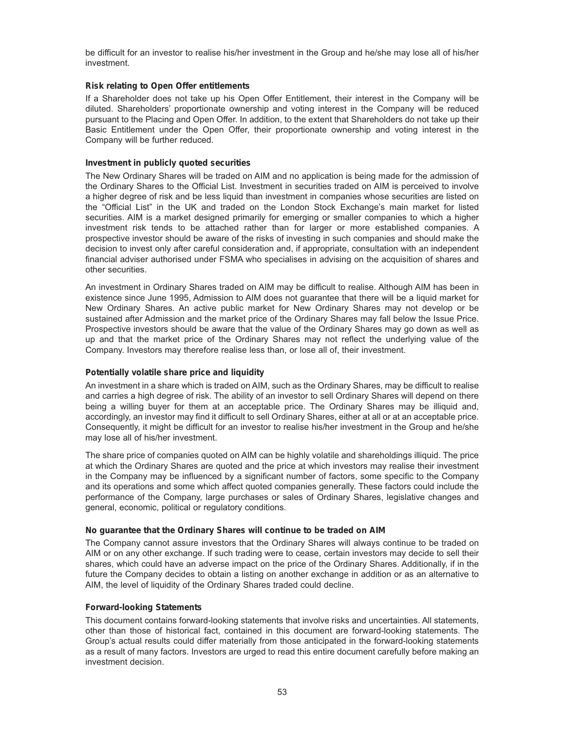be difficult for an investor to realise his/her investment in the Group and he/she may lose all of his/her investment.

**Risk relating to Open Offer entitlements**

If a Shareholder does not take up his Open Offer Entitlement, their interest in the Company will be diluted. Shareholders' proportionate ownership and voting interest in the Company will be reduced pursuant to the Placing and Open Offer. In addition, to the extent that Shareholders do not take up their Basic Entitlement under the Open Offer, their proportionate ownership and voting interest in the Company will be further reduced.

**Investment in publicly quoted securities**

The New Ordinary Shares will be traded on AIM and no application is being made for the admission of the Ordinary Shares to the Official List. Investment in securities traded on AIM is perceived to involve a higher degree of risk and be less liquid than investment in companies whose securities are listed on the "Official List" in the UK and traded on the London Stock Exchange's main market for listed securities. AIM is a market designed primarily for emerging or smaller companies to which a higher investment risk tends to be attached rather than for larger or more established companies. A prospective investor should be aware of the risks of investing in such companies and should make the decision to invest only after careful consideration and, if appropriate, consultation with an independent financial adviser authorised under FSMA who specialises in advising on the acquisition of shares and other securities.

An investment in Ordinary Shares traded on AIM may be difficult to realise. Although AIM has been in existence since June 1995, Admission to AIM does not guarantee that there will be a liquid market for New Ordinary Shares. An active public market for New Ordinary Shares may not develop or be sustained after Admission and the market price of the Ordinary Shares may fall below the Issue Price. Prospective investors should be aware that the value of the Ordinary Shares may go down as well as up and that the market price of the Ordinary Shares may not reflect the underlying value of the Company. Investors may therefore realise less than, or lose all of, their investment.

**Potentially volatile share price and liquidity**

An investment in a share which is traded on AIM, such as the Ordinary Shares, may be difficult to realise and carries a high degree of risk. The ability of an investor to sell Ordinary Shares will depend on there being a willing buyer for them at an acceptable price. The Ordinary Shares may be illiquid and, accordingly, an investor may find it difficult to sell Ordinary Shares, either at all or at an acceptable price. Consequently, it might be difficult for an investor to realise his/her investment in the Group and he/she may lose all of his/her investment.

The share price of companies quoted on AIM can be highly volatile and shareholdings illiquid. The price at which the Ordinary Shares are quoted and the price at which investors may realise their investment in the Company may be influenced by a significant number of factors, some specific to the Company and its operations and some which affect quoted companies generally. These factors could include the performance of the Company, large purchases or sales of Ordinary Shares, legislative changes and general, economic, political or regulatory conditions.

**No guarantee that the Ordinary Shares will continue to be traded on AIM**

The Company cannot assure investors that the Ordinary Shares will always continue to be traded on AIM or on any other exchange. If such trading were to cease, certain investors may decide to sell their shares, which could have an adverse impact on the price of the Ordinary Shares. Additionally, if in the future the Company decides to obtain a listing on another exchange in addition or as an alternative to AIM, the level of liquidity of the Ordinary Shares traded could decline.

**Forward-looking Statements**

This document contains forward-looking statements that involve risks and uncertainties. All statements, other than those of historical fact, contained in this document are forward-looking statements. The Group's actual results could differ materially from those anticipated in the forward-looking statements as a result of many factors. Investors are urged to read this entire document carefully before making an investment decision.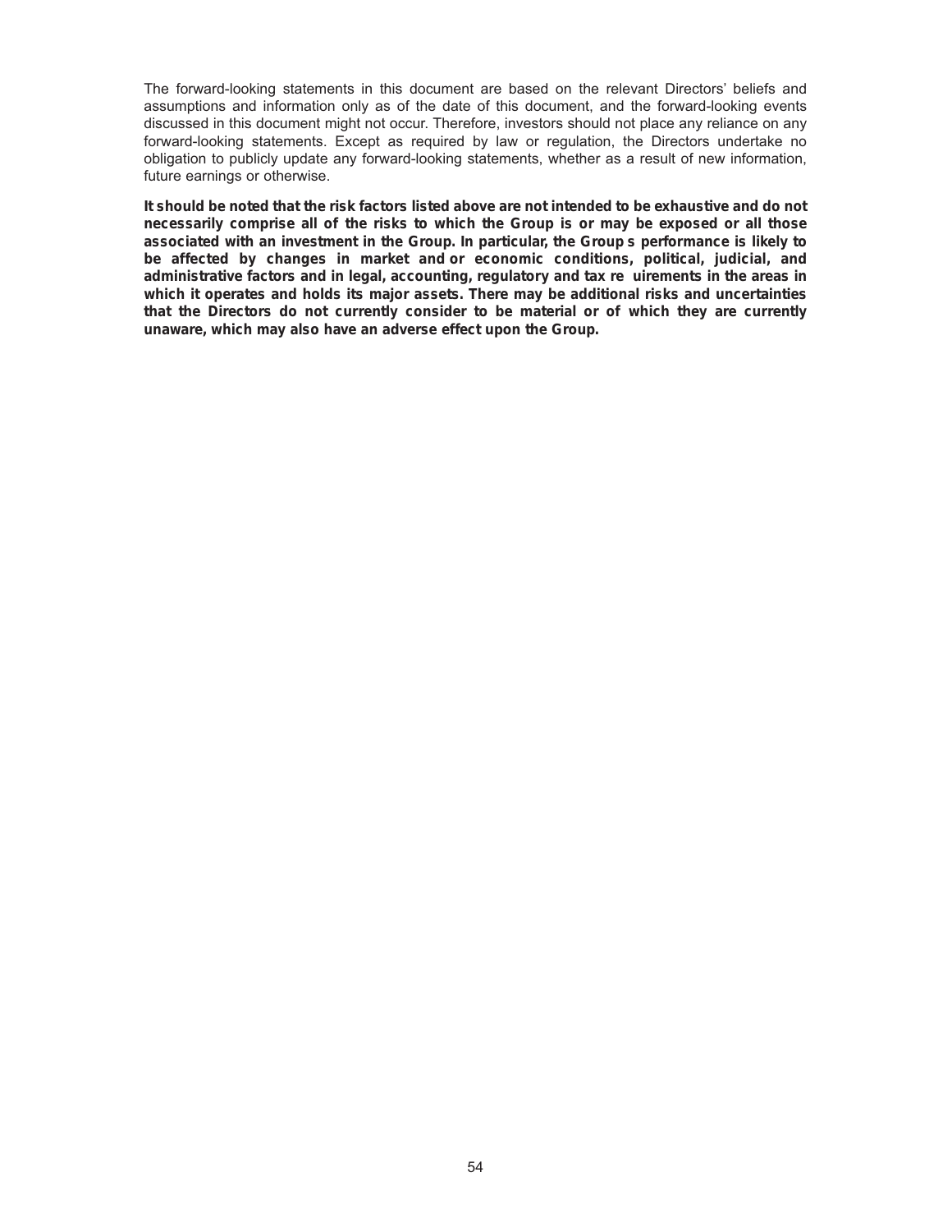The forward-looking statements in this document are based on the relevant Directors' beliefs and assumptions and information only as of the date of this document, and the forward-looking events discussed in this document might not occur. Therefore, investors should not place any reliance on any forward-looking statements. Except as required by law or regulation, the Directors undertake no obligation to publicly update any forward-looking statements, whether as a result of new information, future earnings or otherwise.

**It should be noted that the risk factors listed above are not intended to be exhaustive and do not necessarily comprise all of the risks to which the Group is or may be exposed or all those associated with an investment in the Group. In particular, the Group s performance is likely to be affected by changes in market and or economic conditions, political, judicial, and administrative factors and in legal, accounting, regulatory and tax re uirements in the areas in which it operates and holds its major assets. There may be additional risks and uncertainties that the Directors do not currently consider to be material or of which they are currently unaware, which may also have an adverse effect upon the Group.**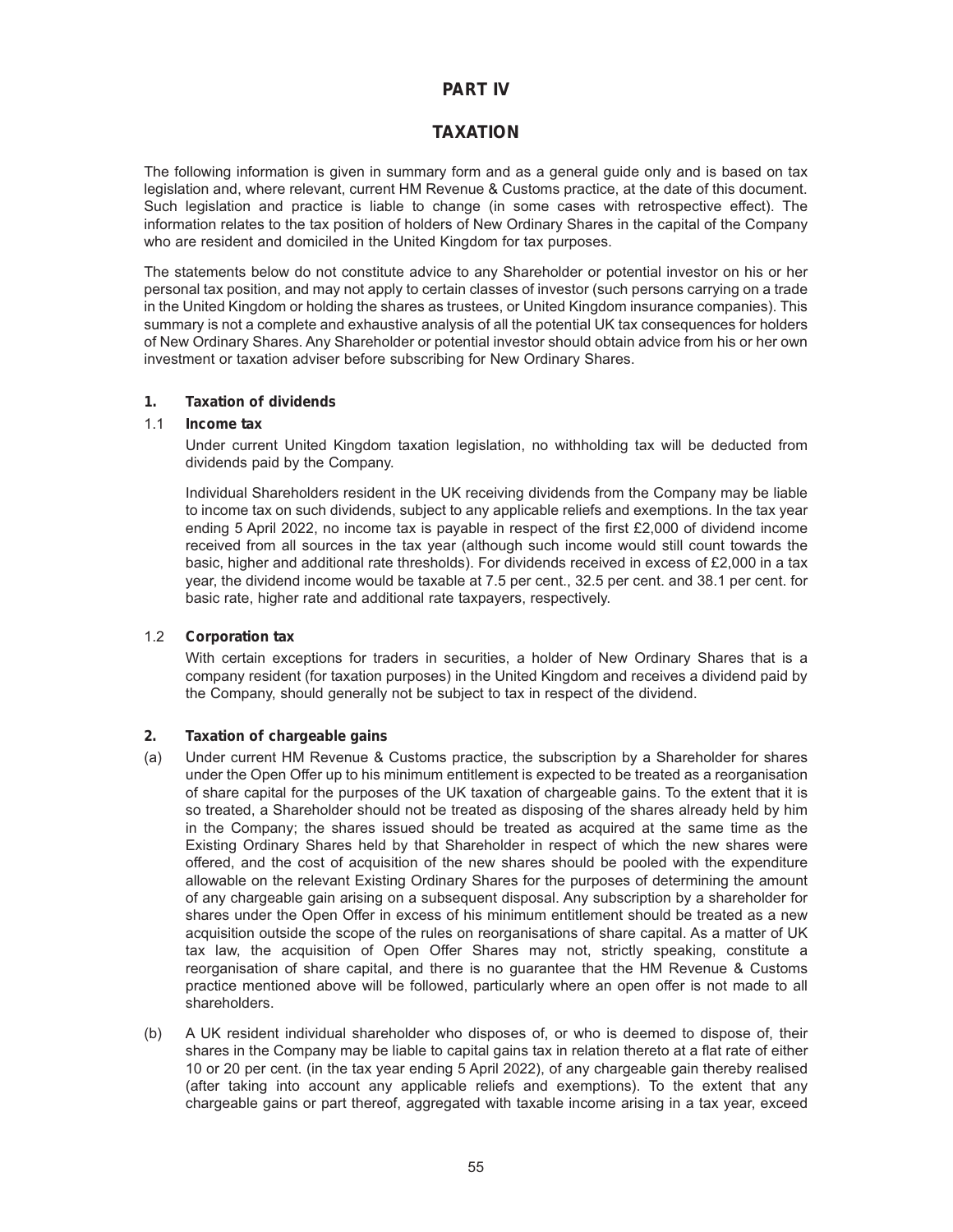# PART IV

# TAXATION

The following information is given in summary form and as a general guide only and is based on tax legislation and, where relevant, current HM Revenue & Customs practice, at the date of this document. Such legislation and practice is liable to change (in some cases with retrospective effect). The information relates to the tax position of holders of New Ordinary Shares in the capital of the Company who are resident and domiciled in the United Kingdom for tax purposes.

The statements below do not constitute advice to any Shareholder or potential investor on his or her personal tax position, and may not apply to certain classes of investor (such persons carrying on a trade in the United Kingdom or holding the shares as trustees, or United Kingdom insurance companies). This summary is not a complete and exhaustive analysis of all the potential UK tax consequences for holders of New Ordinary Shares. Any Shareholder or potential investor should obtain advice from his or her own investment or taxation adviser before subscribing for New Ordinary Shares.

## 1. Taxation of dividends

### 1.1 Income tax

Under current United Kingdom taxation legislation, no withholding tax will be deducted from dividends paid by the Company.

Individual Shareholders resident in the UK receiving dividends from the Company may be liable to income tax on such dividends, subject to any applicable reliefs and exemptions. In the tax year ending 5 April 2022, no income tax is payable in respect of the first £2,000 of dividend income received from all sources in the tax year (although such income would still count towards the basic, higher and additional rate thresholds). For dividends received in excess of £2,000 in a tax year, the dividend income would be taxable at 7.5 per cent., 32.5 per cent. and 38.1 per cent. for basic rate, higher rate and additional rate taxpayers, respectively.

### 1.2 Corporation tax

With certain exceptions for traders in securities, a holder of New Ordinary Shares that is a company resident (for taxation purposes) in the United Kingdom and receives a dividend paid by the Company, should generally not be subject to tax in respect of the dividend.

## 2. Taxation of chargeable gains

(a) Under current HM Revenue & Customs practice, the subscription by a Shareholder for shares under the Open Offer up to his minimum entitlement is expected to be treated as a reorganisation of share capital for the purposes of the UK taxation of chargeable gains. To the extent that it is so treated, a Shareholder should not be treated as disposing of the shares already held by him in the Company; the shares issued should be treated as acquired at the same time as the Existing Ordinary Shares held by that Shareholder in respect of which the new shares were offered, and the cost of acquisition of the new shares should be pooled with the expenditure allowable on the relevant Existing Ordinary Shares for the purposes of determining the amount of any chargeable gain arising on a subsequent disposal. Any subscription by a shareholder for shares under the Open Offer in excess of his minimum entitlement should be treated as a new acquisition outside the scope of the rules on reorganisations of share capital. As a matter of UK tax law, the acquisition of Open Offer Shares may not, strictly speaking, constitute a reorganisation of share capital, and there is no guarantee that the HM Revenue & Customs practice mentioned above will be followed, particularly where an open offer is not made to all shareholders.

(b) A UK resident individual shareholder who disposes of, or who is deemed to dispose of, their shares in the Company may be liable to capital gains tax in relation thereto at a flat rate of either 10 or 20 per cent. (in the tax year ending 5 April 2022), of any chargeable gain thereby realised (after taking into account any applicable reliefs and exemptions). To the extent that any chargeable gains or part thereof, aggregated with taxable income arising in a tax year, exceed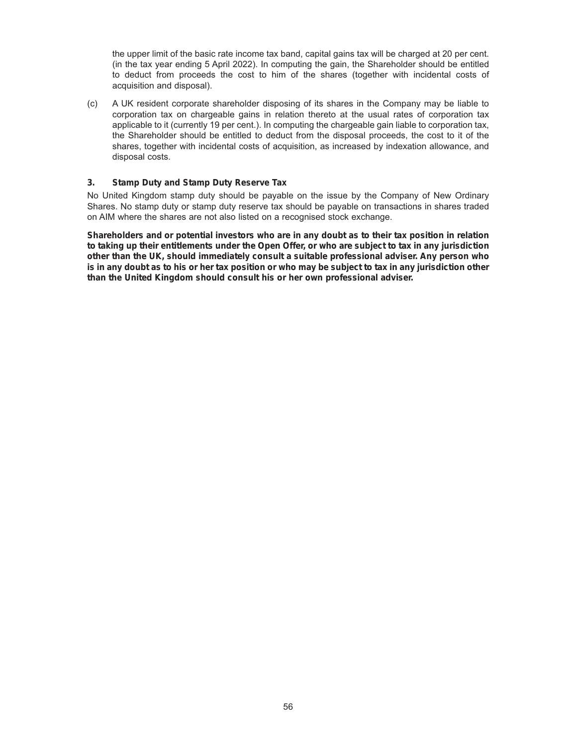the upper limit of the basic rate income tax band, capital gains tax will be charged at 20 per cent. (in the tax year ending 5 April 2022). In computing the gain, the Shareholder should be entitled to deduct from proceeds the cost to him of the shares (together with incidental costs of acquisition and disposal).

(c) A UK resident corporate shareholder disposing of its shares in the Company may be liable to corporation tax on chargeable gains in relation thereto at the usual rates of corporation tax applicable to it (currently 19 per cent.). In computing the chargeable gain liable to corporation tax, the Shareholder should be entitled to deduct from the disposal proceeds, the cost to it of the shares, together with incidental costs of acquisition, as increased by indexation allowance, and disposal costs.

### 3. Stamp Duty and Stamp Duty Reserve Tax

No United Kingdom stamp duty should be payable on the issue by the Company of New Ordinary Shares. No stamp duty or stamp duty reserve tax should be payable on transactions in shares traded on AIM where the shares are not also listed on a recognised stock exchange.

**Shareholders and or potential investors who are in any doubt as to their tax position in relation to taking up their entitlements under the Open Offer, or who are subject to tax in any jurisdiction other than the UK, should immediately consult a suitable professional adviser. Any person who is in any doubt as to his or her tax position or who may be subject to tax in any jurisdiction other than the United Kingdom should consult his or her own professional adviser.**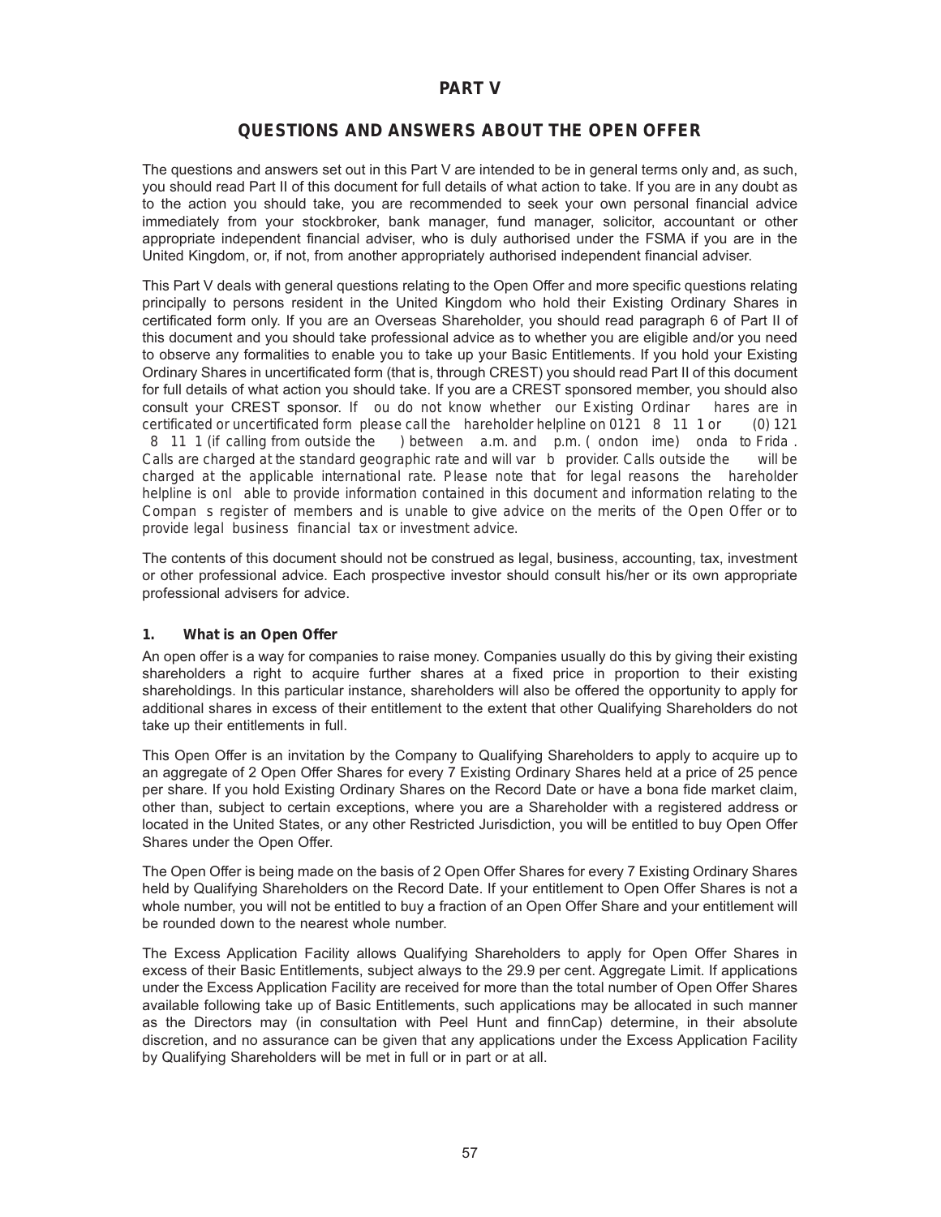# PART V

## QUESTIONS AND ANSWERS ABOUT THE OPEN OFFER

The questions and answers set out in this Part V are intended to be in general terms only and, as such, you should read Part II of this document for full details of what action to take. If you are in any doubt as to the action you should take, you are recommended to seek your own personal financial advice immediately from your stockbroker, bank manager, fund manager, solicitor, accountant or other appropriate independent financial adviser, who is duly authorised under the FSMA if you are in the United Kingdom, or, if not, from another appropriately authorised independent financial adviser.

This Part V deals with general questions relating to the Open Offer and more specific questions relating principally to persons resident in the United Kingdom who hold their Existing Ordinary Shares in certificated form only. If you are an Overseas Shareholder, you should read paragraph 6 of Part II of this document and you should take professional advice as to whether you are eligible and/or you need to observe any formalities to enable you to take up your Basic Entitlements. If you hold your Existing Ordinary Shares in uncertificated form (that is, through CREST) you should read Part II of this document for full details of what action you should take. If you are a CREST sponsored member, you should also consult your CREST sponsor. If ou do not know whether our Existing Ordinar hares are in certificated or uncertificated form please call the hareholder helpline on 0121 8 11 1 or (0) 121 8 11 1 (if calling from outside the ) between a.m. and p.m. ( ondon ime) onda to Frida . Calls are charged at the standard geographic rate and will var b provider. Calls outside the will be charged at the applicable international rate. Please note that for legal reasons the hareholder helpline is onl able to provide information contained in this document and information relating to the Compan s register of members and is unable to give advice on the merits of the Open Offer or to provide legal business financial tax or investment advice.

The contents of this document should not be construed as legal, business, accounting, tax, investment or other professional advice. Each prospective investor should consult his/her or its own appropriate professional advisers for advice.

### 1. What is an Open Offer

An open offer is a way for companies to raise money. Companies usually do this by giving their existing shareholders a right to acquire further shares at a fixed price in proportion to their existing shareholdings. In this particular instance, shareholders will also be offered the opportunity to apply for additional shares in excess of their entitlement to the extent that other Qualifying Shareholders do not take up their entitlements in full.

This Open Offer is an invitation by the Company to Qualifying Shareholders to apply to acquire up to an aggregate of 2 Open Offer Shares for every 7 Existing Ordinary Shares held at a price of 25 pence per share. If you hold Existing Ordinary Shares on the Record Date or have a bona fide market claim, other than, subject to certain exceptions, where you are a Shareholder with a registered address or located in the United States, or any other Restricted Jurisdiction, you will be entitled to buy Open Offer Shares under the Open Offer.

The Open Offer is being made on the basis of 2 Open Offer Shares for every 7 Existing Ordinary Shares held by Qualifying Shareholders on the Record Date. If your entitlement to Open Offer Shares is not a whole number, you will not be entitled to buy a fraction of an Open Offer Share and your entitlement will be rounded down to the nearest whole number.

The Excess Application Facility allows Qualifying Shareholders to apply for Open Offer Shares in excess of their Basic Entitlements, subject always to the 29.9 per cent. Aggregate Limit. If applications under the Excess Application Facility are received for more than the total number of Open Offer Shares available following take up of Basic Entitlements, such applications may be allocated in such manner as the Directors may (in consultation with Peel Hunt and finnCap) determine, in their absolute discretion, and no assurance can be given that any applications under the Excess Application Facility by Qualifying Shareholders will be met in full or in part or at all.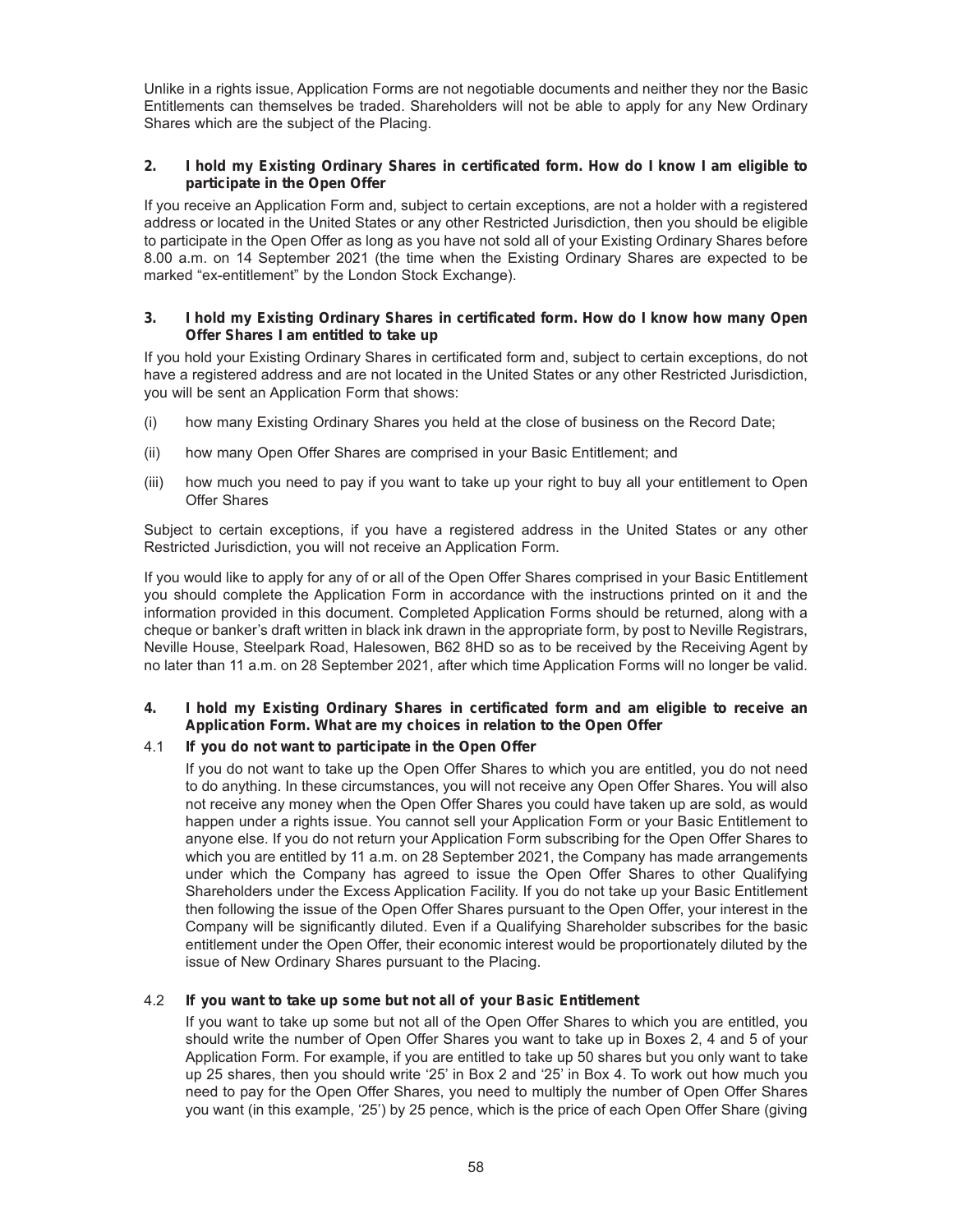Unlike in a rights issue, Application Forms are not negotiable documents and neither they nor the Basic Entitlements can themselves be traded. Shareholders will not be able to apply for any New Ordinary Shares which are the subject of the Placing.

**2. I hold my Existing Ordinary Shares in certificated form. How do I know I am eligible to participate in the Open Offer**

If you receive an Application Form and, subject to certain exceptions, are not a holder with a registered address or located in the United States or any other Restricted Jurisdiction, then you should be eligible to participate in the Open Offer as long as you have not sold all of your Existing Ordinary Shares before 8.00 a.m. on 14 September 2021 (the time when the Existing Ordinary Shares are expected to be marked "ex-entitlement" by the London Stock Exchange).

**3. I hold my Existing Ordinary Shares in certificated form. How do I know how many Open Offer Shares I am entitled to take up**

If you hold your Existing Ordinary Shares in certificated form and, subject to certain exceptions, do not have a registered address and are not located in the United States or any other Restricted Jurisdiction, you will be sent an Application Form that shows:

(i) how many Existing Ordinary Shares you held at the close of business on the Record Date;

(ii) how many Open Offer Shares are comprised in your Basic Entitlement; and

(iii) how much you need to pay if you want to take up your right to buy all your entitlement to Open Offer Shares

Subject to certain exceptions, if you have a registered address in the United States or any other Restricted Jurisdiction, you will not receive an Application Form.

If you would like to apply for any of or all of the Open Offer Shares comprised in your Basic Entitlement you should complete the Application Form in accordance with the instructions printed on it and the information provided in this document. Completed Application Forms should be returned, along with a cheque or banker's draft written in black ink drawn in the appropriate form, by post to Neville Registrars, Neville House, Steelpark Road, Halesowen, B62 8HD so as to be received by the Receiving Agent by no later than 11 a.m. on 28 September 2021, after which time Application Forms will no longer be valid.

**4. I hold my Existing Ordinary Shares in certificated form and am eligible to receive an Application Form. What are my choices in relation to the Open Offer**

4.1 **If you do not want to participate in the Open Offer**

If you do not want to take up the Open Offer Shares to which you are entitled, you do not need to do anything. In these circumstances, you will not receive any Open Offer Shares. You will also not receive any money when the Open Offer Shares you could have taken up are sold, as would happen under a rights issue. You cannot sell your Application Form or your Basic Entitlement to anyone else. If you do not return your Application Form subscribing for the Open Offer Shares to which you are entitled by 11 a.m. on 28 September 2021, the Company has made arrangements under which the Company has agreed to issue the Open Offer Shares to other Qualifying Shareholders under the Excess Application Facility. If you do not take up your Basic Entitlement then following the issue of the Open Offer Shares pursuant to the Open Offer, your interest in the Company will be significantly diluted. Even if a Qualifying Shareholder subscribes for the basic entitlement under the Open Offer, their economic interest would be proportionately diluted by the issue of New Ordinary Shares pursuant to the Placing.

4.2 **If you want to take up some but not all of your Basic Entitlement**

If you want to take up some but not all of the Open Offer Shares to which you are entitled, you should write the number of Open Offer Shares you want to take up in Boxes 2, 4 and 5 of your Application Form. For example, if you are entitled to take up 50 shares but you only want to take up 25 shares, then you should write '25' in Box 2 and '25' in Box 4. To work out how much you need to pay for the Open Offer Shares, you need to multiply the number of Open Offer Shares you want (in this example, '25') by 25 pence, which is the price of each Open Offer Share (giving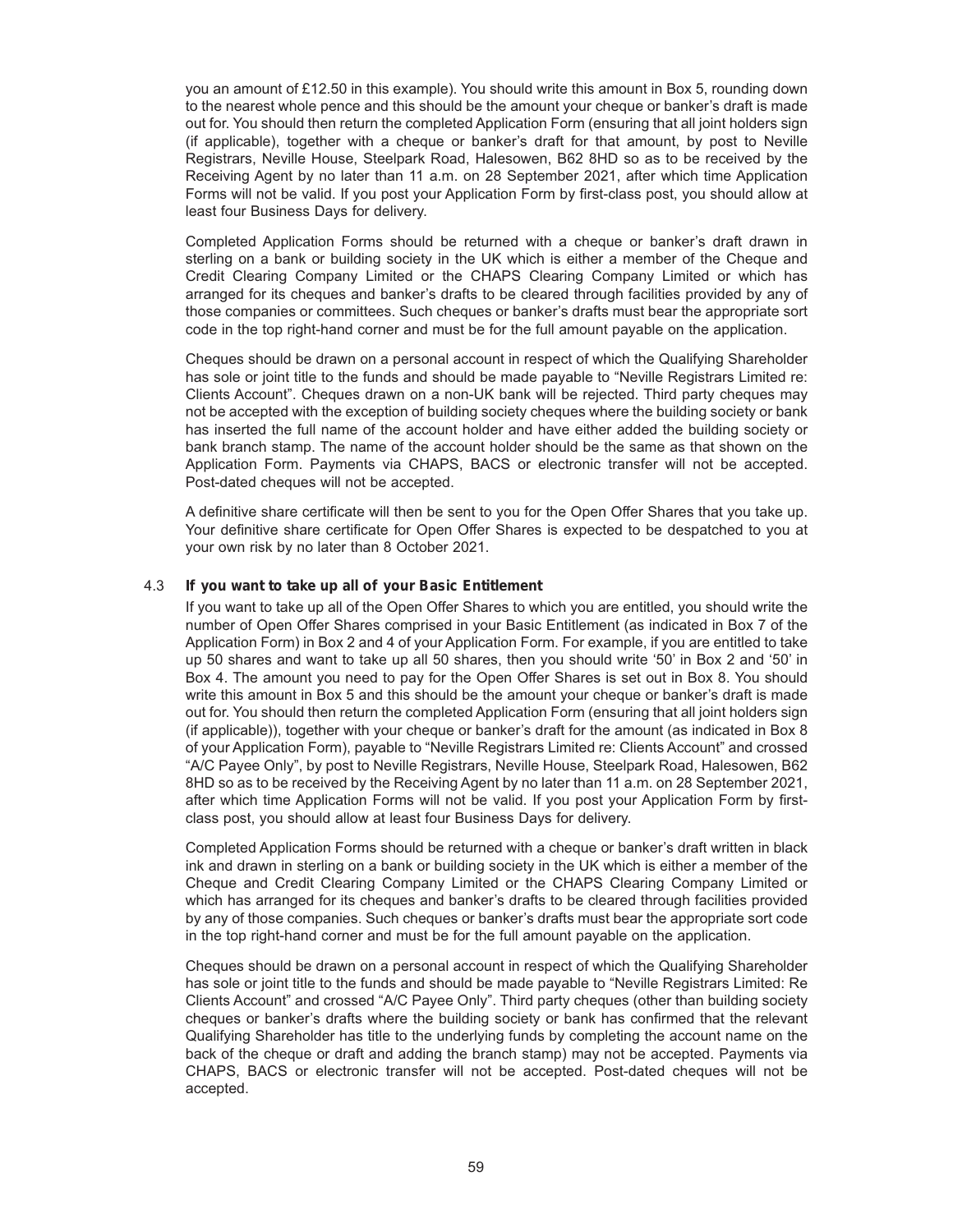you an amount of £12.50 in this example). You should write this amount in Box 5, rounding down to the nearest whole pence and this should be the amount your cheque or banker's draft is made out for. You should then return the completed Application Form (ensuring that all joint holders sign (if applicable), together with a cheque or banker's draft for that amount, by post to Neville Registrars, Neville House, Steelpark Road, Halesowen, B62 8HD so as to be received by the Receiving Agent by no later than 11 a.m. on 28 September 2021, after which time Application Forms will not be valid. If you post your Application Form by first-class post, you should allow at least four Business Days for delivery.

Completed Application Forms should be returned with a cheque or banker's draft drawn in sterling on a bank or building society in the UK which is either a member of the Cheque and Credit Clearing Company Limited or the CHAPS Clearing Company Limited or which has arranged for its cheques and banker's drafts to be cleared through facilities provided by any of those companies or committees. Such cheques or banker's drafts must bear the appropriate sort code in the top right-hand corner and must be for the full amount payable on the application.

Cheques should be drawn on a personal account in respect of which the Qualifying Shareholder has sole or joint title to the funds and should be made payable to "Neville Registrars Limited re: Clients Account". Cheques drawn on a non-UK bank will be rejected. Third party cheques may not be accepted with the exception of building society cheques where the building society or bank has inserted the full name of the account holder and have either added the building society or bank branch stamp. The name of the account holder should be the same as that shown on the Application Form. Payments via CHAPS, BACS or electronic transfer will not be accepted. Post-dated cheques will not be accepted.

A definitive share certificate will then be sent to you for the Open Offer Shares that you take up. Your definitive share certificate for Open Offer Shares is expected to be despatched to you at your own risk by no later than 8 October 2021.

4.3 **If you want to take up all of your Basic Entitlement**

If you want to take up all of the Open Offer Shares to which you are entitled, you should write the number of Open Offer Shares comprised in your Basic Entitlement (as indicated in Box 7 of the Application Form) in Box 2 and 4 of your Application Form. For example, if you are entitled to take up 50 shares and want to take up all 50 shares, then you should write '50' in Box 2 and '50' in Box 4. The amount you need to pay for the Open Offer Shares is set out in Box 8. You should write this amount in Box 5 and this should be the amount your cheque or banker's draft is made out for. You should then return the completed Application Form (ensuring that all joint holders sign (if applicable)), together with your cheque or banker's draft for the amount (as indicated in Box 8 of your Application Form), payable to "Neville Registrars Limited re: Clients Account" and crossed "A/C Payee Only", by post to Neville Registrars, Neville House, Steelpark Road, Halesowen, B62 8HD so as to be received by the Receiving Agent by no later than 11 a.m. on 28 September 2021, after which time Application Forms will not be valid. If you post your Application Form by first-class post, you should allow at least four Business Days for delivery.

Completed Application Forms should be returned with a cheque or banker's draft written in black ink and drawn in sterling on a bank or building society in the UK which is either a member of the Cheque and Credit Clearing Company Limited or the CHAPS Clearing Company Limited or which has arranged for its cheques and banker's drafts to be cleared through facilities provided by any of those companies. Such cheques or banker's drafts must bear the appropriate sort code in the top right-hand corner and must be for the full amount payable on the application.

Cheques should be drawn on a personal account in respect of which the Qualifying Shareholder has sole or joint title to the funds and should be made payable to "Neville Registrars Limited: Re Clients Account" and crossed "A/C Payee Only". Third party cheques (other than building society cheques or banker's drafts where the building society or bank has confirmed that the relevant Qualifying Shareholder has title to the underlying funds by completing the account name on the back of the cheque or draft and adding the branch stamp) may not be accepted. Payments via CHAPS, BACS or electronic transfer will not be accepted. Post-dated cheques will not be accepted.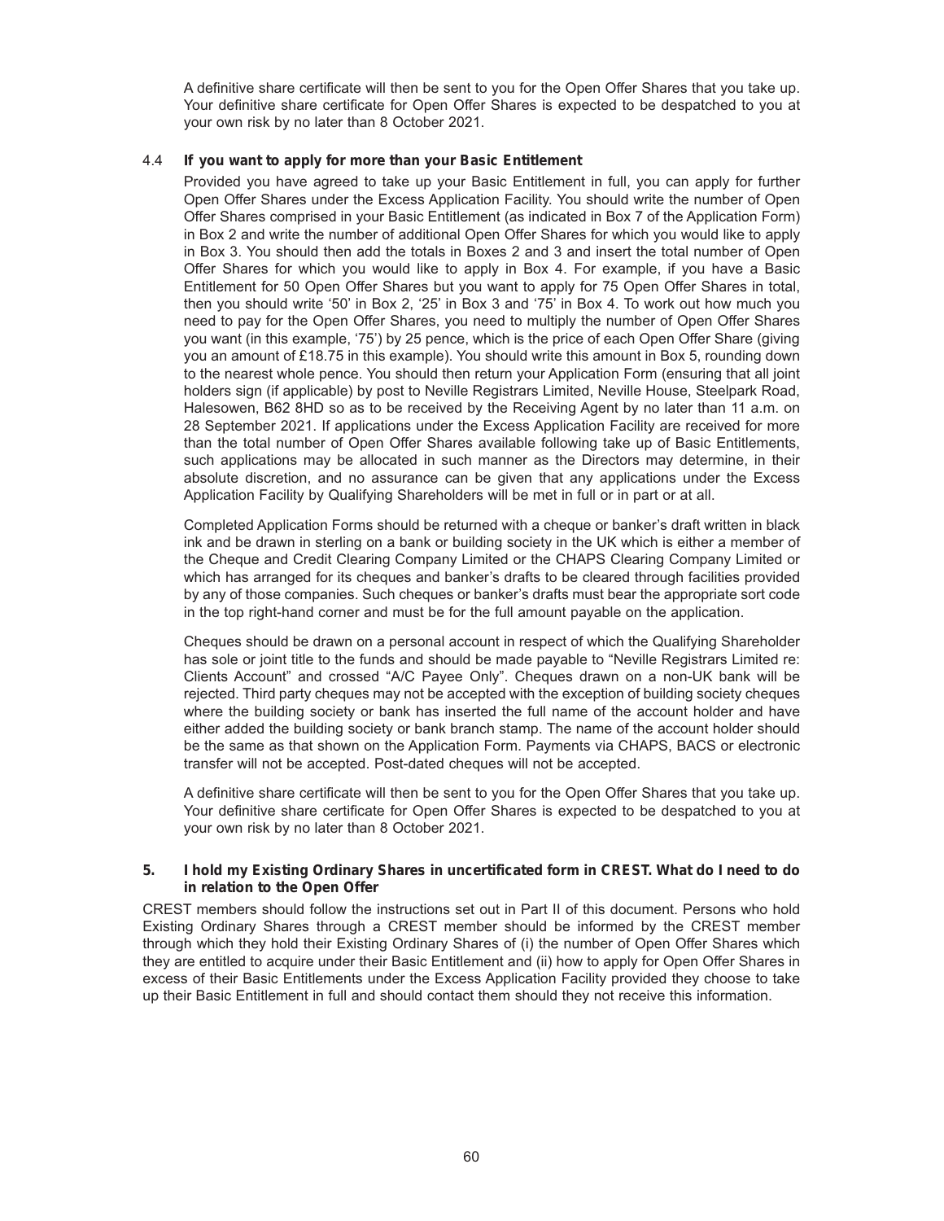A definitive share certificate will then be sent to you for the Open Offer Shares that you take up. Your definitive share certificate for Open Offer Shares is expected to be despatched to you at your own risk by no later than 8 October 2021.

### 4.4 **If you want to apply for more than your Basic Entitlement**

Provided you have agreed to take up your Basic Entitlement in full, you can apply for further Open Offer Shares under the Excess Application Facility. You should write the number of Open Offer Shares comprised in your Basic Entitlement (as indicated in Box 7 of the Application Form) in Box 2 and write the number of additional Open Offer Shares for which you would like to apply in Box 3. You should then add the totals in Boxes 2 and 3 and insert the total number of Open Offer Shares for which you would like to apply in Box 4. For example, if you have a Basic Entitlement for 50 Open Offer Shares but you want to apply for 75 Open Offer Shares in total, then you should write '50' in Box 2, '25' in Box 3 and '75' in Box 4. To work out how much you need to pay for the Open Offer Shares, you need to multiply the number of Open Offer Shares you want (in this example, '75') by 25 pence, which is the price of each Open Offer Share (giving you an amount of £18.75 in this example). You should write this amount in Box 5, rounding down to the nearest whole pence. You should then return your Application Form (ensuring that all joint holders sign (if applicable) by post to Neville Registrars Limited, Neville House, Steelpark Road, Halesowen, B62 8HD so as to be received by the Receiving Agent by no later than 11 a.m. on 28 September 2021. If applications under the Excess Application Facility are received for more than the total number of Open Offer Shares available following take up of Basic Entitlements, such applications may be allocated in such manner as the Directors may determine, in their absolute discretion, and no assurance can be given that any applications under the Excess Application Facility by Qualifying Shareholders will be met in full or in part or at all.

Completed Application Forms should be returned with a cheque or banker's draft written in black ink and be drawn in sterling on a bank or building society in the UK which is either a member of the Cheque and Credit Clearing Company Limited or the CHAPS Clearing Company Limited or which has arranged for its cheques and banker's drafts to be cleared through facilities provided by any of those companies. Such cheques or banker's drafts must bear the appropriate sort code in the top right-hand corner and must be for the full amount payable on the application.

Cheques should be drawn on a personal account in respect of which the Qualifying Shareholder has sole or joint title to the funds and should be made payable to "Neville Registrars Limited re: Clients Account" and crossed "A/C Payee Only". Cheques drawn on a non-UK bank will be rejected. Third party cheques may not be accepted with the exception of building society cheques where the building society or bank has inserted the full name of the account holder and have either added the building society or bank branch stamp. The name of the account holder should be the same as that shown on the Application Form. Payments via CHAPS, BACS or electronic transfer will not be accepted. Post-dated cheques will not be accepted.

A definitive share certificate will then be sent to you for the Open Offer Shares that you take up. Your definitive share certificate for Open Offer Shares is expected to be despatched to you at your own risk by no later than 8 October 2021.

## 5. **I hold my Existing Ordinary Shares in uncertificated form in CREST. What do I need to do in relation to the Open Offer**

CREST members should follow the instructions set out in Part II of this document. Persons who hold Existing Ordinary Shares through a CREST member should be informed by the CREST member through which they hold their Existing Ordinary Shares of (i) the number of Open Offer Shares which they are entitled to acquire under their Basic Entitlement and (ii) how to apply for Open Offer Shares in excess of their Basic Entitlements under the Excess Application Facility provided they choose to take up their Basic Entitlement in full and should contact them should they not receive this information.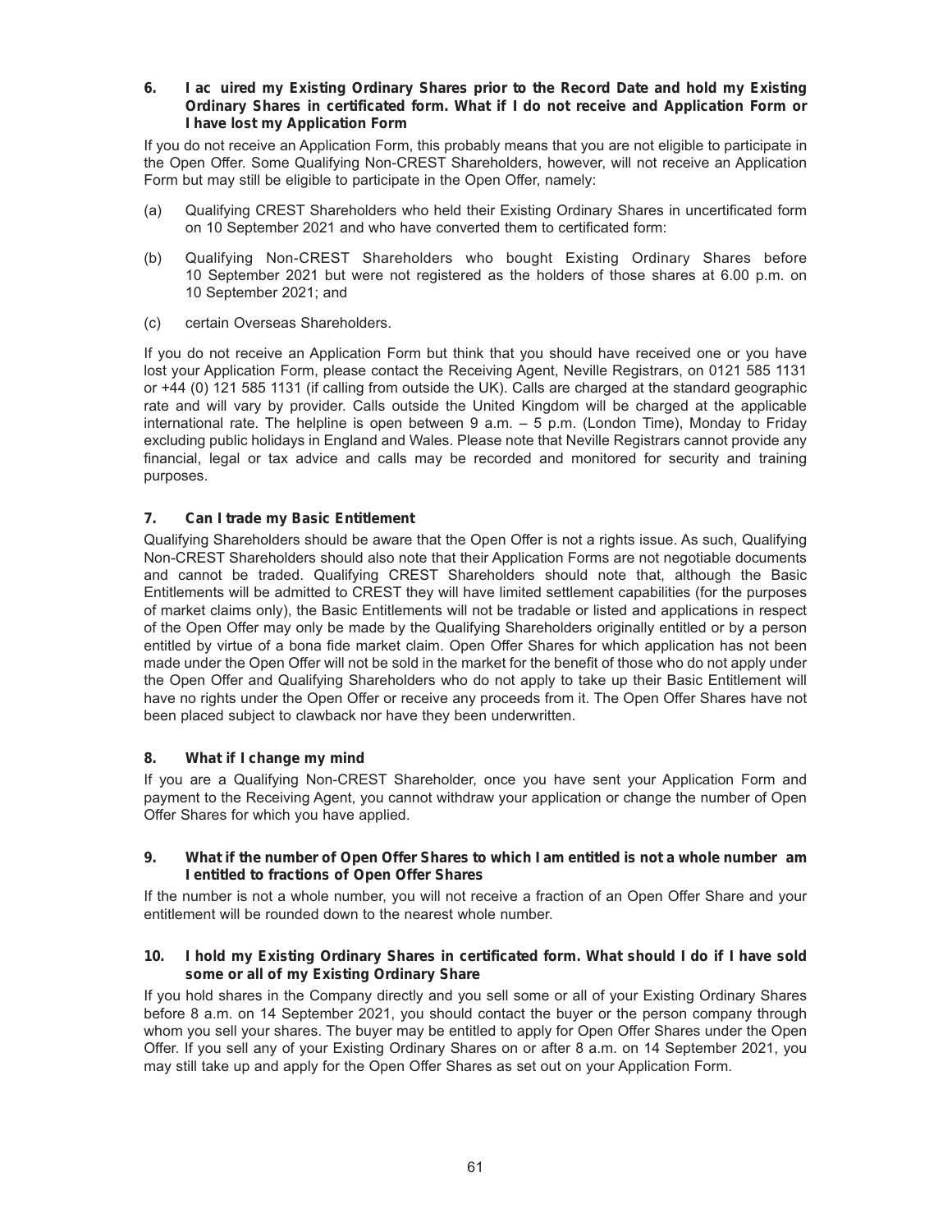**6. I ac uired my Existing Ordinary Shares prior to the Record Date and hold my Existing Ordinary Shares in certificated form. What if I do not receive and Application Form or I have lost my Application Form**

If you do not receive an Application Form, this probably means that you are not eligible to participate in the Open Offer. Some Qualifying Non-CREST Shareholders, however, will not receive an Application Form but may still be eligible to participate in the Open Offer, namely:

(a) Qualifying CREST Shareholders who held their Existing Ordinary Shares in uncertificated form on 10 September 2021 and who have converted them to certificated form:

(b) Qualifying Non-CREST Shareholders who bought Existing Ordinary Shares before 10 September 2021 but were not registered as the holders of those shares at 6.00 p.m. on 10 September 2021; and

(c) certain Overseas Shareholders.

If you do not receive an Application Form but think that you should have received one or you have lost your Application Form, please contact the Receiving Agent, Neville Registrars, on 0121 585 1131 or +44 (0) 121 585 1131 (if calling from outside the UK). Calls are charged at the standard geographic rate and will vary by provider. Calls outside the United Kingdom will be charged at the applicable international rate. The helpline is open between 9 a.m. – 5 p.m. (London Time), Monday to Friday excluding public holidays in England and Wales. Please note that Neville Registrars cannot provide any financial, legal or tax advice and calls may be recorded and monitored for security and training purposes.

**7. Can I trade my Basic Entitlement**

Qualifying Shareholders should be aware that the Open Offer is not a rights issue. As such, Qualifying Non-CREST Shareholders should also note that their Application Forms are not negotiable documents and cannot be traded. Qualifying CREST Shareholders should note that, although the Basic Entitlements will be admitted to CREST they will have limited settlement capabilities (for the purposes of market claims only), the Basic Entitlements will not be tradable or listed and applications in respect of the Open Offer may only be made by the Qualifying Shareholders originally entitled or by a person entitled by virtue of a bona fide market claim. Open Offer Shares for which application has not been made under the Open Offer will not be sold in the market for the benefit of those who do not apply under the Open Offer and Qualifying Shareholders who do not apply to take up their Basic Entitlement will have no rights under the Open Offer or receive any proceeds from it. The Open Offer Shares have not been placed subject to clawback nor have they been underwritten.

**8. What if I change my mind**

If you are a Qualifying Non-CREST Shareholder, once you have sent your Application Form and payment to the Receiving Agent, you cannot withdraw your application or change the number of Open Offer Shares for which you have applied.

**9. What if the number of Open Offer Shares to which I am entitled is not a whole number am I entitled to fractions of Open Offer Shares**

If the number is not a whole number, you will not receive a fraction of an Open Offer Share and your entitlement will be rounded down to the nearest whole number.

**10. I hold my Existing Ordinary Shares in certificated form. What should I do if I have sold some or all of my Existing Ordinary Share**

If you hold shares in the Company directly and you sell some or all of your Existing Ordinary Shares before 8 a.m. on 14 September 2021, you should contact the buyer or the person company through whom you sell your shares. The buyer may be entitled to apply for Open Offer Shares under the Open Offer. If you sell any of your Existing Ordinary Shares on or after 8 a.m. on 14 September 2021, you may still take up and apply for the Open Offer Shares as set out on your Application Form.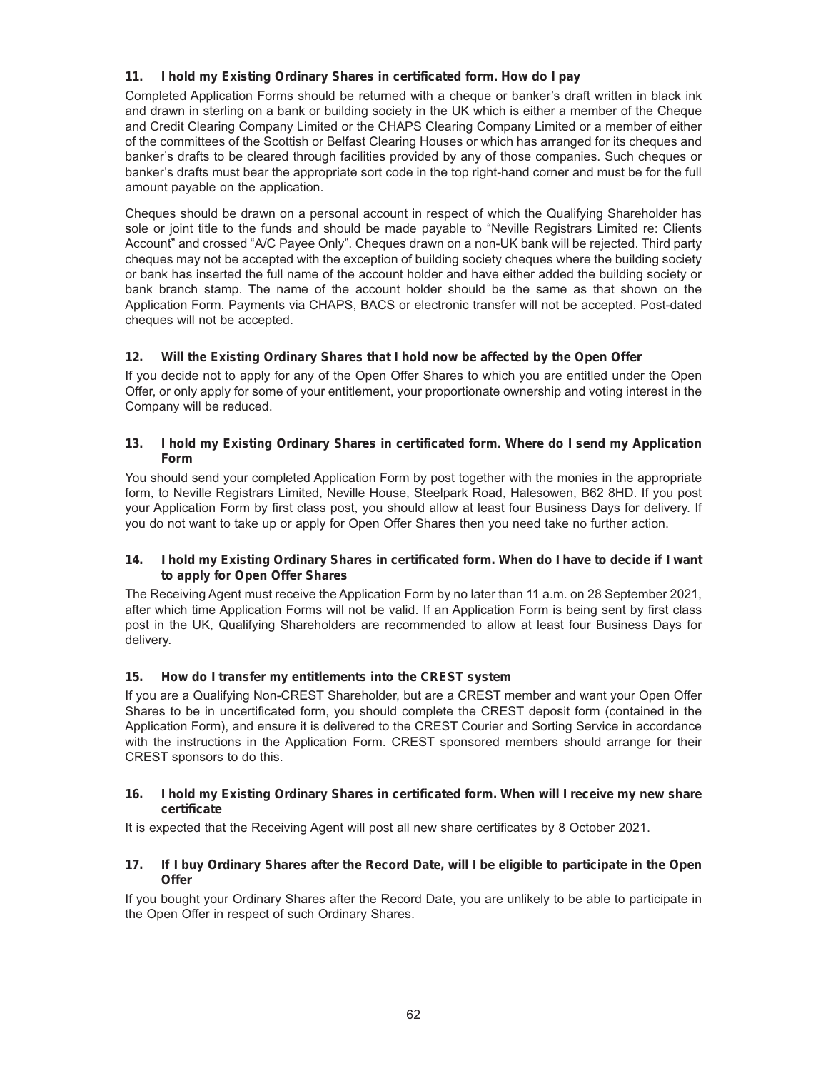**11. I hold my Existing Ordinary Shares in certificated form. How do I pay**

Completed Application Forms should be returned with a cheque or banker's draft written in black ink and drawn in sterling on a bank or building society in the UK which is either a member of the Cheque and Credit Clearing Company Limited or the CHAPS Clearing Company Limited or a member of either of the committees of the Scottish or Belfast Clearing Houses or which has arranged for its cheques and banker's drafts to be cleared through facilities provided by any of those companies. Such cheques or banker's drafts must bear the appropriate sort code in the top right-hand corner and must be for the full amount payable on the application.

Cheques should be drawn on a personal account in respect of which the Qualifying Shareholder has sole or joint title to the funds and should be made payable to "Neville Registrars Limited re: Clients Account" and crossed "A/C Payee Only". Cheques drawn on a non-UK bank will be rejected. Third party cheques may not be accepted with the exception of building society cheques where the building society or bank has inserted the full name of the account holder and have either added the building society or bank branch stamp. The name of the account holder should be the same as that shown on the Application Form. Payments via CHAPS, BACS or electronic transfer will not be accepted. Post-dated cheques will not be accepted.

**12. Will the Existing Ordinary Shares that I hold now be affected by the Open Offer**

If you decide not to apply for any of the Open Offer Shares to which you are entitled under the Open Offer, or only apply for some of your entitlement, your proportionate ownership and voting interest in the Company will be reduced.

**13. I hold my Existing Ordinary Shares in certificated form. Where do I send my Application Form**

You should send your completed Application Form by post together with the monies in the appropriate form, to Neville Registrars Limited, Neville House, Steelpark Road, Halesowen, B62 8HD. If you post your Application Form by first class post, you should allow at least four Business Days for delivery. If you do not want to take up or apply for Open Offer Shares then you need take no further action.

**14. I hold my Existing Ordinary Shares in certificated form. When do I have to decide if I want to apply for Open Offer Shares**

The Receiving Agent must receive the Application Form by no later than 11 a.m. on 28 September 2021, after which time Application Forms will not be valid. If an Application Form is being sent by first class post in the UK, Qualifying Shareholders are recommended to allow at least four Business Days for delivery.

**15. How do I transfer my entitlements into the CREST system**

If you are a Qualifying Non-CREST Shareholder, but are a CREST member and want your Open Offer Shares to be in uncertificated form, you should complete the CREST deposit form (contained in the Application Form), and ensure it is delivered to the CREST Courier and Sorting Service in accordance with the instructions in the Application Form. CREST sponsored members should arrange for their CREST sponsors to do this.

**16. I hold my Existing Ordinary Shares in certificated form. When will I receive my new share certificate**

It is expected that the Receiving Agent will post all new share certificates by 8 October 2021.

**17. If I buy Ordinary Shares after the Record Date, will I be eligible to participate in the Open Offer**

If you bought your Ordinary Shares after the Record Date, you are unlikely to be able to participate in the Open Offer in respect of such Ordinary Shares.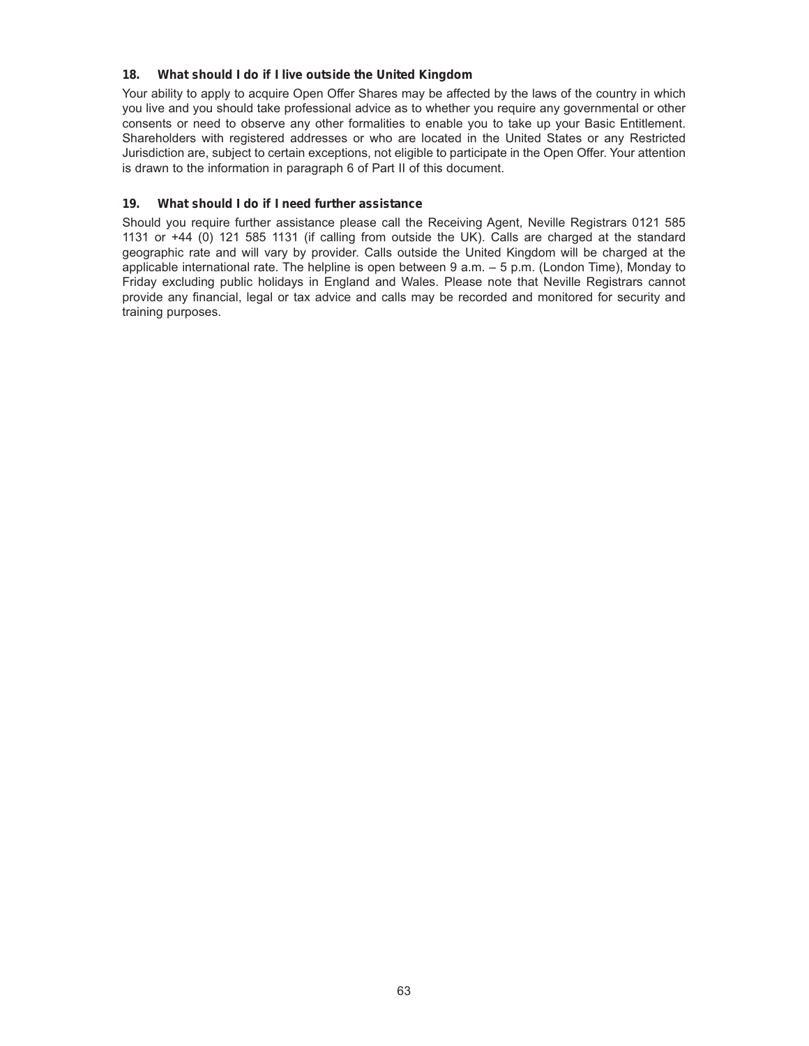### 18. What should I do if I live outside the United Kingdom

Your ability to apply to acquire Open Offer Shares may be affected by the laws of the country in which you live and you should take professional advice as to whether you require any governmental or other consents or need to observe any other formalities to enable you to take up your Basic Entitlement. Shareholders with registered addresses or who are located in the United States or any Restricted Jurisdiction are, subject to certain exceptions, not eligible to participate in the Open Offer. Your attention is drawn to the information in paragraph 6 of Part II of this document.

### 19. What should I do if I need further assistance

Should you require further assistance please call the Receiving Agent, Neville Registrars 0121 585 1131 or +44 (0) 121 585 1131 (if calling from outside the UK). Calls are charged at the standard geographic rate and will vary by provider. Calls outside the United Kingdom will be charged at the applicable international rate. The helpline is open between 9 a.m. – 5 p.m. (London Time), Monday to Friday excluding public holidays in England and Wales. Please note that Neville Registrars cannot provide any financial, legal or tax advice and calls may be recorded and monitored for security and training purposes.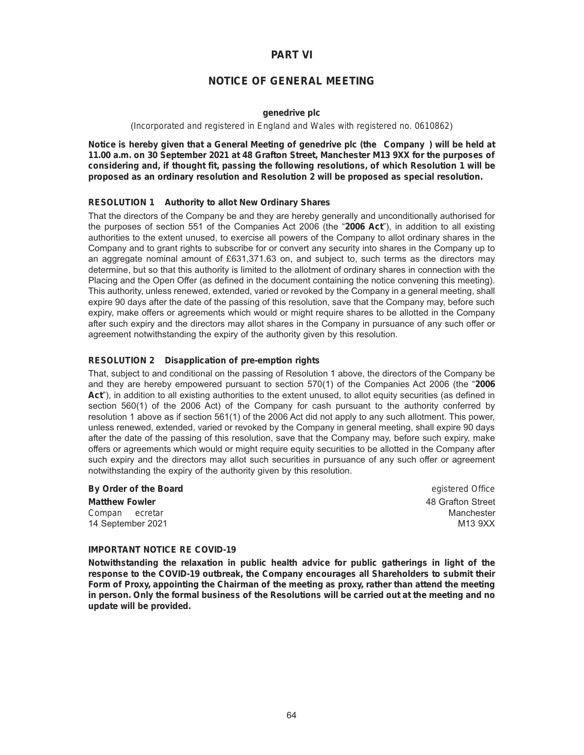## PART VI

## NOTICE OF GENERAL MEETING

**genedrive plc**

(Incorporated and registered in England and Wales with registered no. 0610862)

**Notice is hereby given that a General Meeting of genedrive plc (the Company ) will be held at 11.00 a.m. on 30 September 2021 at 48 Grafton Street, Manchester M13 9XX for the purposes of considering and, if thought fit, passing the following resolutions, of which Resolution 1 will be proposed as an ordinary resolution and Resolution 2 will be proposed as special resolution.**

### RESOLUTION 1 Authority to allot New Ordinary Shares

That the directors of the Company be and they are hereby generally and unconditionally authorised for the purposes of section 551 of the Companies Act 2006 (the "**2006 Act**"), in addition to all existing authorities to the extent unused, to exercise all powers of the Company to allot ordinary shares in the Company and to grant rights to subscribe for or convert any security into shares in the Company up to an aggregate nominal amount of £631,371.63 on, and subject to, such terms as the directors may determine, but so that this authority is limited to the allotment of ordinary shares in connection with the Placing and the Open Offer (as defined in the document containing the notice convening this meeting). This authority, unless renewed, extended, varied or revoked by the Company in a general meeting, shall expire 90 days after the date of the passing of this resolution, save that the Company may, before such expiry, make offers or agreements which would or might require shares to be allotted in the Company after such expiry and the directors may allot shares in the Company in pursuance of any such offer or agreement notwithstanding the expiry of the authority given by this resolution.

### RESOLUTION 2 Disapplication of pre-emption rights

That, subject to and conditional on the passing of Resolution 1 above, the directors of the Company be and they are hereby empowered pursuant to section 570(1) of the Companies Act 2006 (the "**2006 Act**"), in addition to all existing authorities to the extent unused, to allot equity securities (as defined in section 560(1) of the 2006 Act) of the Company for cash pursuant to the authority conferred by resolution 1 above as if section 561(1) of the 2006 Act did not apply to any such allotment. This power, unless renewed, extended, varied or revoked by the Company in general meeting, shall expire 90 days after the date of the passing of this resolution, save that the Company may, before such expiry, make offers or agreements which would or might require equity securities to be allotted in the Company after such expiry and the directors may allot such securities in pursuance of any such offer or agreement notwithstanding the expiry of the authority given by this resolution.

**By Order of the Board**
**Matthew Fowler**
Compan ecretar
14 September 2021

egistered Office
48 Grafton Street
Manchester
M13 9XX

### IMPORTANT NOTICE RE COVID-19

**Notwithstanding the relaxation in public health advice for public gatherings in light of the response to the COVID-19 outbreak, the Company encourages all Shareholders to submit their Form of Proxy, appointing the Chairman of the meeting as proxy, rather than attend the meeting in person. Only the formal business of the Resolutions will be carried out at the meeting and no update will be provided.**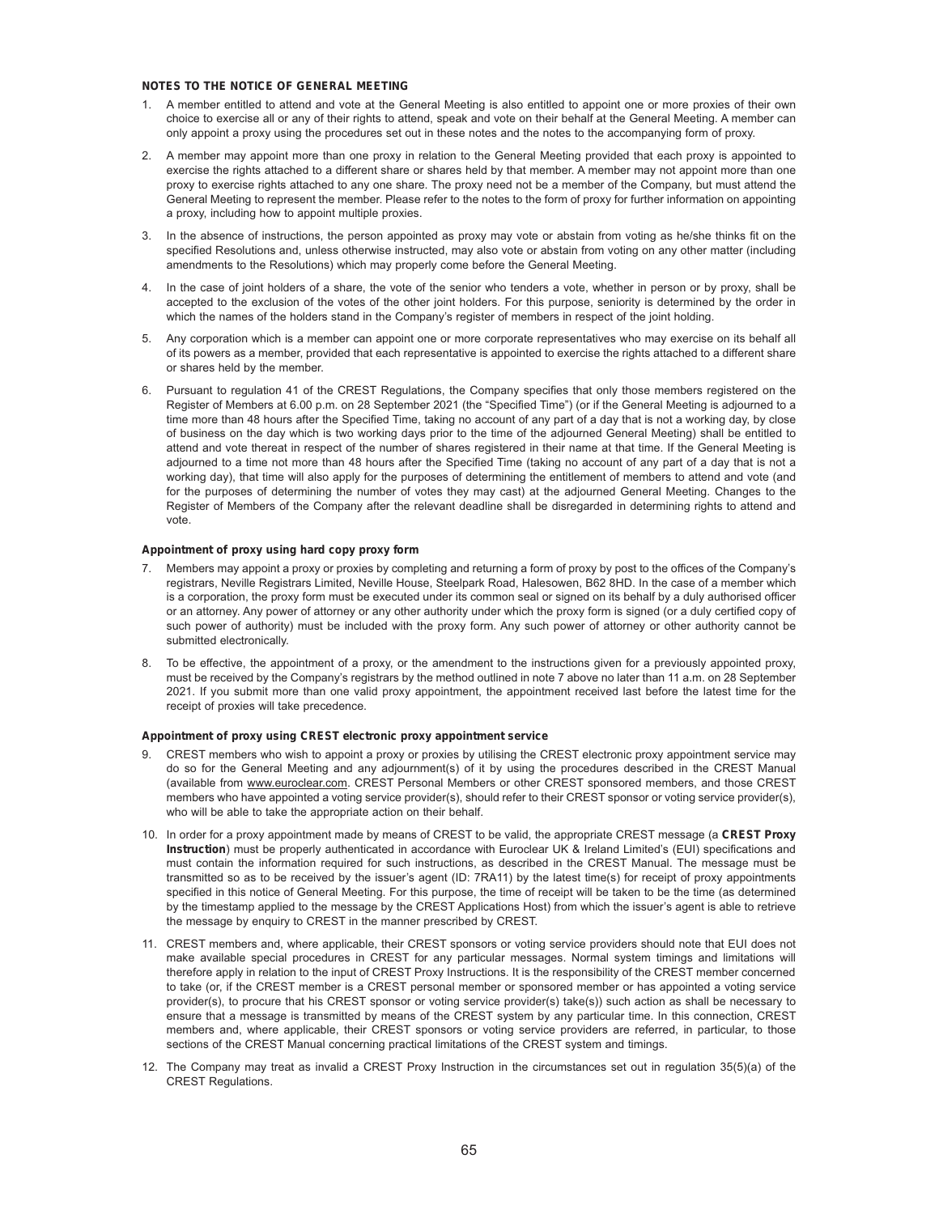**NOTES TO THE NOTICE OF GENERAL MEETING**

1. A member entitled to attend and vote at the General Meeting is also entitled to appoint one or more proxies of their own choice to exercise all or any of their rights to attend, speak and vote on their behalf at the General Meeting. A member can only appoint a proxy using the procedures set out in these notes and the notes to the accompanying form of proxy.

2. A member may appoint more than one proxy in relation to the General Meeting provided that each proxy is appointed to exercise the rights attached to a different share or shares held by that member. A member may not appoint more than one proxy to exercise rights attached to any one share. The proxy need not be a member of the Company, but must attend the General Meeting to represent the member. Please refer to the notes to the form of proxy for further information on appointing a proxy, including how to appoint multiple proxies.

3. In the absence of instructions, the person appointed as proxy may vote or abstain from voting as he/she thinks fit on the specified Resolutions and, unless otherwise instructed, may also vote or abstain from voting on any other matter (including amendments to the Resolutions) which may properly come before the General Meeting.

4. In the case of joint holders of a share, the vote of the senior who tenders a vote, whether in person or by proxy, shall be accepted to the exclusion of the votes of the other joint holders. For this purpose, seniority is determined by the order in which the names of the holders stand in the Company's register of members in respect of the joint holding.

5. Any corporation which is a member can appoint one or more corporate representatives who may exercise on its behalf all of its powers as a member, provided that each representative is appointed to exercise the rights attached to a different share or shares held by the member.

6. Pursuant to regulation 41 of the CREST Regulations, the Company specifies that only those members registered on the Register of Members at 6.00 p.m. on 28 September 2021 (the "Specified Time") (or if the General Meeting is adjourned to a time more than 48 hours after the Specified Time, taking no account of any part of a day that is not a working day, by close of business on the day which is two working days prior to the time of the adjourned General Meeting) shall be entitled to attend and vote thereat in respect of the number of shares registered in their name at that time. If the General Meeting is adjourned to a time not more than 48 hours after the Specified Time (taking no account of any part of a day that is not a working day), that time will also apply for the purposes of determining the entitlement of members to attend and vote (and for the purposes of determining the number of votes they may cast) at the adjourned General Meeting. Changes to the Register of Members of the Company after the relevant deadline shall be disregarded in determining rights to attend and vote.

**Appointment of proxy using hard copy proxy form**

7. Members may appoint a proxy or proxies by completing and returning a form of proxy by post to the offices of the Company's registrars, Neville Registrars Limited, Neville House, Steelpark Road, Halesowen, B62 8HD. In the case of a member which is a corporation, the proxy form must be executed under its common seal or signed on its behalf by a duly authorised officer or an attorney. Any power of attorney or any other authority under which the proxy form is signed (or a duly certified copy of such power of authority) must be included with the proxy form. Any such power of attorney or other authority cannot be submitted electronically.

8. To be effective, the appointment of a proxy, or the amendment to the instructions given for a previously appointed proxy, must be received by the Company's registrars by the method outlined in note 7 above no later than 11 a.m. on 28 September 2021. If you submit more than one valid proxy appointment, the appointment received last before the latest time for the receipt of proxies will take precedence.

**Appointment of proxy using CREST electronic proxy appointment service**

9. CREST members who wish to appoint a proxy or proxies by utilising the CREST electronic proxy appointment service may do so for the General Meeting and any adjournment(s) of it by using the procedures described in the CREST Manual (available from www.euroclear.com. CREST Personal Members or other CREST sponsored members, and those CREST members who have appointed a voting service provider(s), should refer to their CREST sponsor or voting service provider(s), who will be able to take the appropriate action on their behalf.

10. In order for a proxy appointment made by means of CREST to be valid, the appropriate CREST message (a **CREST Proxy Instruction**) must be properly authenticated in accordance with Euroclear UK & Ireland Limited's (EUI) specifications and must contain the information required for such instructions, as described in the CREST Manual. The message must be transmitted so as to be received by the issuer's agent (ID: 7RA11) by the latest time(s) for receipt of proxy appointments specified in this notice of General Meeting. For this purpose, the time of receipt will be taken to be the time (as determined by the timestamp applied to the message by the CREST Applications Host) from which the issuer's agent is able to retrieve the message by enquiry to CREST in the manner prescribed by CREST.

11. CREST members and, where applicable, their CREST sponsors or voting service providers should note that EUI does not make available special procedures in CREST for any particular messages. Normal system timings and limitations will therefore apply in relation to the input of CREST Proxy Instructions. It is the responsibility of the CREST member concerned to take (or, if the CREST member is a CREST personal member or sponsored member or has appointed a voting service provider(s), to procure that his CREST sponsor or voting service provider(s) take(s)) such action as shall be necessary to ensure that a message is transmitted by means of the CREST system by any particular time. In this connection, CREST members and, where applicable, their CREST sponsors or voting service providers are referred, in particular, to those sections of the CREST Manual concerning practical limitations of the CREST system and timings.

12. The Company may treat as invalid a CREST Proxy Instruction in the circumstances set out in regulation 35(5)(a) of the CREST Regulations.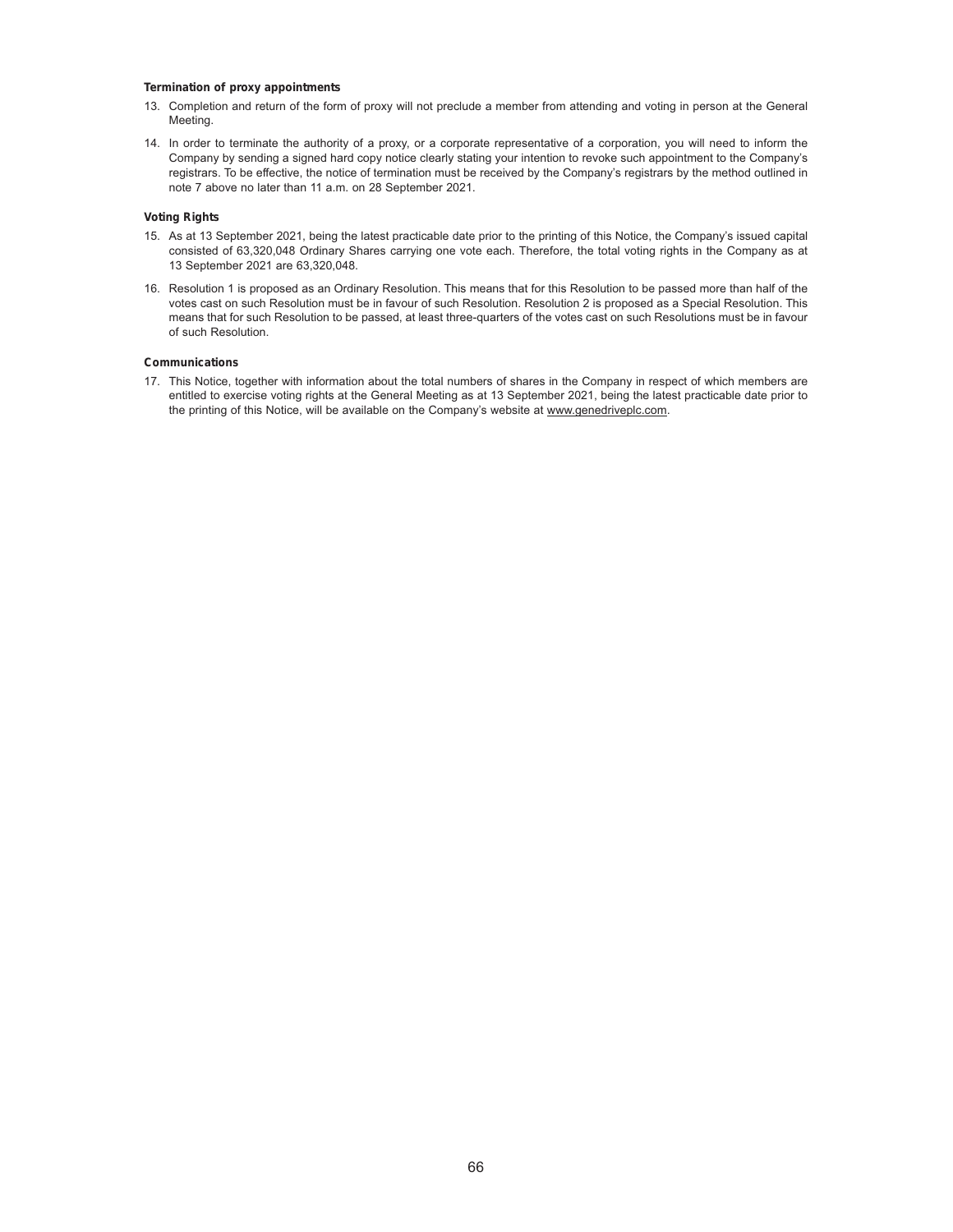**Termination of proxy appointments**

13. Completion and return of the form of proxy will not preclude a member from attending and voting in person at the General Meeting.

14. In order to terminate the authority of a proxy, or a corporate representative of a corporation, you will need to inform the Company by sending a signed hard copy notice clearly stating your intention to revoke such appointment to the Company's registrars. To be effective, the notice of termination must be received by the Company's registrars by the method outlined in note 7 above no later than 11 a.m. on 28 September 2021.

**Voting Rights**

15. As at 13 September 2021, being the latest practicable date prior to the printing of this Notice, the Company's issued capital consisted of 63,320,048 Ordinary Shares carrying one vote each. Therefore, the total voting rights in the Company as at 13 September 2021 are 63,320,048.

16. Resolution 1 is proposed as an Ordinary Resolution. This means that for this Resolution to be passed more than half of the votes cast on such Resolution must be in favour of such Resolution. Resolution 2 is proposed as a Special Resolution. This means that for such Resolution to be passed, at least three-quarters of the votes cast on such Resolutions must be in favour of such Resolution.

**Communications**

17. This Notice, together with information about the total numbers of shares in the Company in respect of which members are entitled to exercise voting rights at the General Meeting as at 13 September 2021, being the latest practicable date prior to the printing of this Notice, will be available on the Company's website at www.genedriveplc.com.